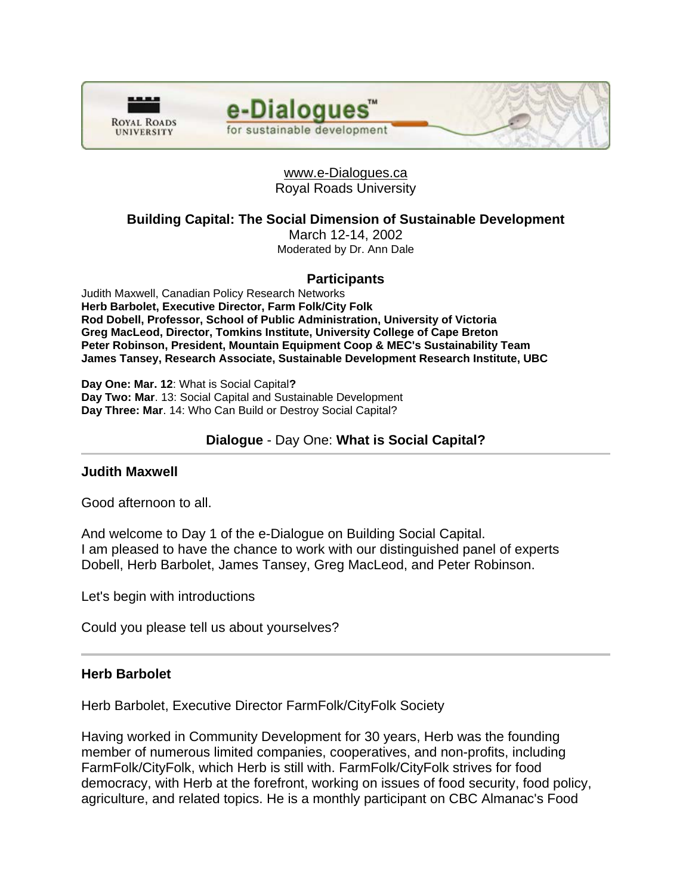e-Dialogues™ for sustainable development

Royal Roads University

www.e-Dialogues.ca
Royal Roads University

## Building Capital: The Social Dimension of Sustainable Development

March 12-14, 2002
Moderated by Dr. Ann Dale

### Participants

Judith Maxwell, Canadian Policy Research Networks
**Herb Barbolet, Executive Director, Farm Folk/City Folk**
**Rod Dobell, Professor, School of Public Administration, University of Victoria**
**Greg MacLeod, Director, Tomkins Institute, University College of Cape Breton**
**Peter Robinson, President, Mountain Equipment Coop & MEC's Sustainability Team**
**James Tansey, Research Associate, Sustainable Development Research Institute, UBC**

**Day One: Mar. 12**: What is Social Capital**?**
**Day Two: Mar**. 13: Social Capital and Sustainable Development
**Day Three: Mar**. 14: Who Can Build or Destroy Social Capital?

### **Dialogue** - Day One: **What is Social Capital?**

---

#### Judith Maxwell

Good afternoon to all.

And welcome to Day 1 of the e-Dialogue on Building Social Capital.
I am pleased to have the chance to work with our distinguished panel of experts
Dobell, Herb Barbolet, James Tansey, Greg MacLeod, and Peter Robinson.

Let's begin with introductions

Could you please tell us about yourselves?

---

#### Herb Barbolet

Herb Barbolet, Executive Director FarmFolk/CityFolk Society

Having worked in Community Development for 30 years, Herb was the founding member of numerous limited companies, cooperatives, and non-profits, including FarmFolk/CityFolk, which Herb is still with. FarmFolk/CityFolk strives for food democracy, with Herb at the forefront, working on issues of food security, food policy, agriculture, and related topics. He is a monthly participant on CBC Almanac's Food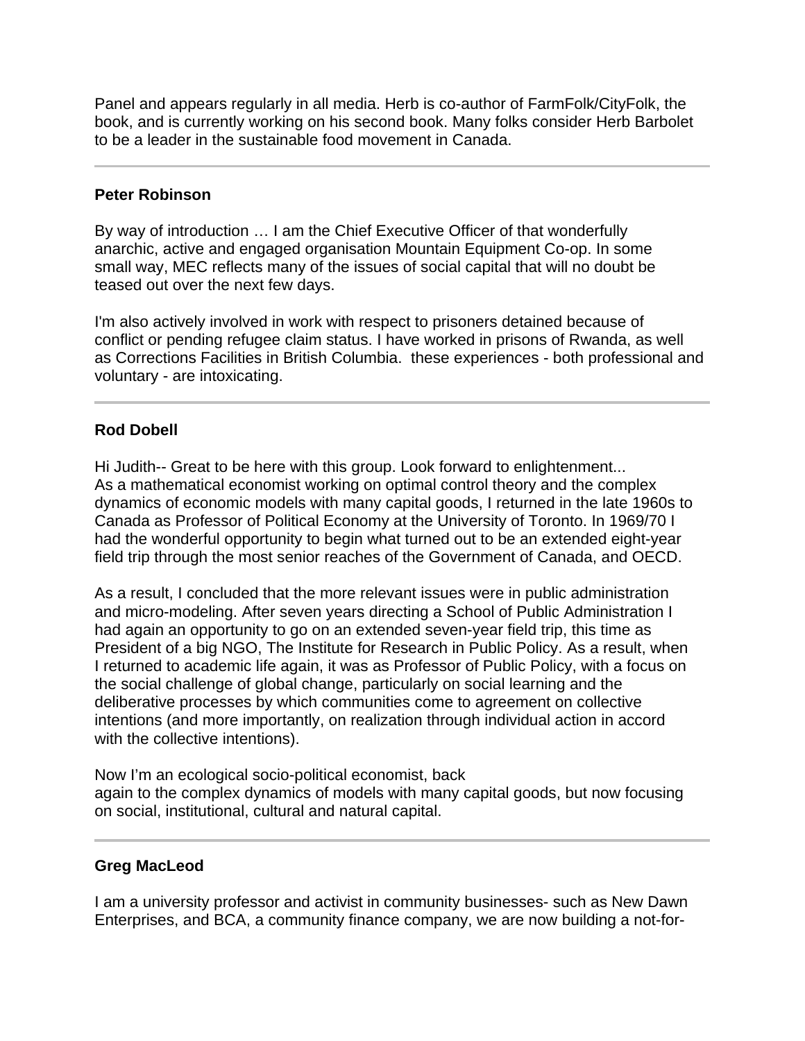Panel and appears regularly in all media. Herb is co-author of FarmFolk/CityFolk, the book, and is currently working on his second book. Many folks consider Herb Barbolet to be a leader in the sustainable food movement in Canada.

---

**Peter Robinson**

By way of introduction … I am the Chief Executive Officer of that wonderfully anarchic, active and engaged organisation Mountain Equipment Co-op. In some small way, MEC reflects many of the issues of social capital that will no doubt be teased out over the next few days.

I'm also actively involved in work with respect to prisoners detained because of conflict or pending refugee claim status. I have worked in prisons of Rwanda, as well as Corrections Facilities in British Columbia. these experiences - both professional and voluntary - are intoxicating.

---

**Rod Dobell**

Hi Judith-- Great to be here with this group. Look forward to enlightenment...
As a mathematical economist working on optimal control theory and the complex dynamics of economic models with many capital goods, I returned in the late 1960s to Canada as Professor of Political Economy at the University of Toronto. In 1969/70 I had the wonderful opportunity to begin what turned out to be an extended eight-year field trip through the most senior reaches of the Government of Canada, and OECD.

As a result, I concluded that the more relevant issues were in public administration and micro-modeling. After seven years directing a School of Public Administration I had again an opportunity to go on an extended seven-year field trip, this time as President of a big NGO, The Institute for Research in Public Policy. As a result, when I returned to academic life again, it was as Professor of Public Policy, with a focus on the social challenge of global change, particularly on social learning and the deliberative processes by which communities come to agreement on collective intentions (and more importantly, on realization through individual action in accord with the collective intentions).

Now I'm an ecological socio-political economist, back
again to the complex dynamics of models with many capital goods, but now focusing on social, institutional, cultural and natural capital.

---

**Greg MacLeod**

I am a university professor and activist in community businesses- such as New Dawn Enterprises, and BCA, a community finance company, we are now building a not-for-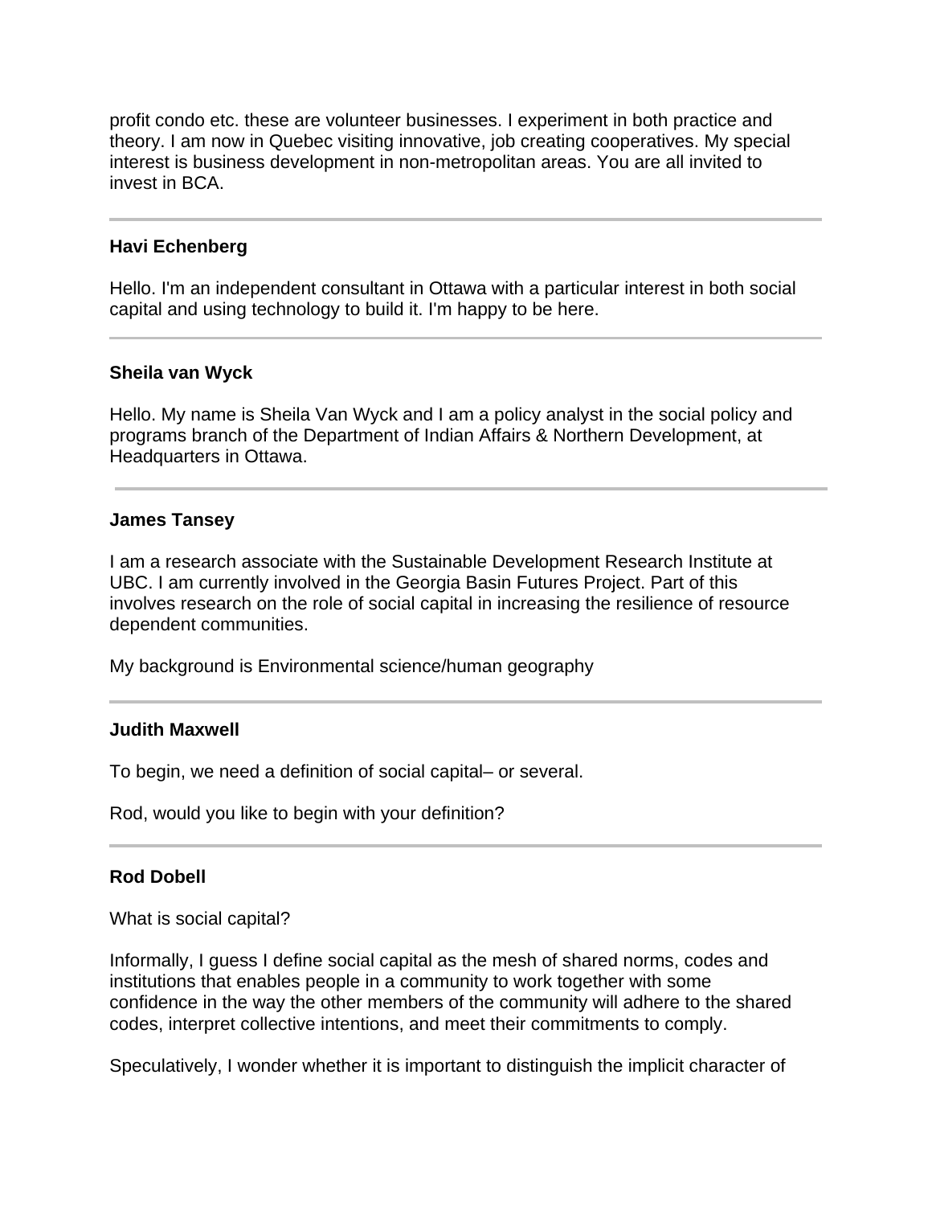profit condo etc. these are volunteer businesses. I experiment in both practice and theory. I am now in Quebec visiting innovative, job creating cooperatives. My special interest is business development in non-metropolitan areas. You are all invited to invest in BCA.

---

**Havi Echenberg**

Hello. I'm an independent consultant in Ottawa with a particular interest in both social capital and using technology to build it. I'm happy to be here.

---

**Sheila van Wyck**

Hello. My name is Sheila Van Wyck and I am a policy analyst in the social policy and programs branch of the Department of Indian Affairs & Northern Development, at Headquarters in Ottawa.

---

**James Tansey**

I am a research associate with the Sustainable Development Research Institute at UBC. I am currently involved in the Georgia Basin Futures Project. Part of this involves research on the role of social capital in increasing the resilience of resource dependent communities.

My background is Environmental science/human geography

---

**Judith Maxwell**

To begin, we need a definition of social capital– or several.

Rod, would you like to begin with your definition?

---

**Rod Dobell**

What is social capital?

Informally, I guess I define social capital as the mesh of shared norms, codes and institutions that enables people in a community to work together with some confidence in the way the other members of the community will adhere to the shared codes, interpret collective intentions, and meet their commitments to comply.

Speculatively, I wonder whether it is important to distinguish the implicit character of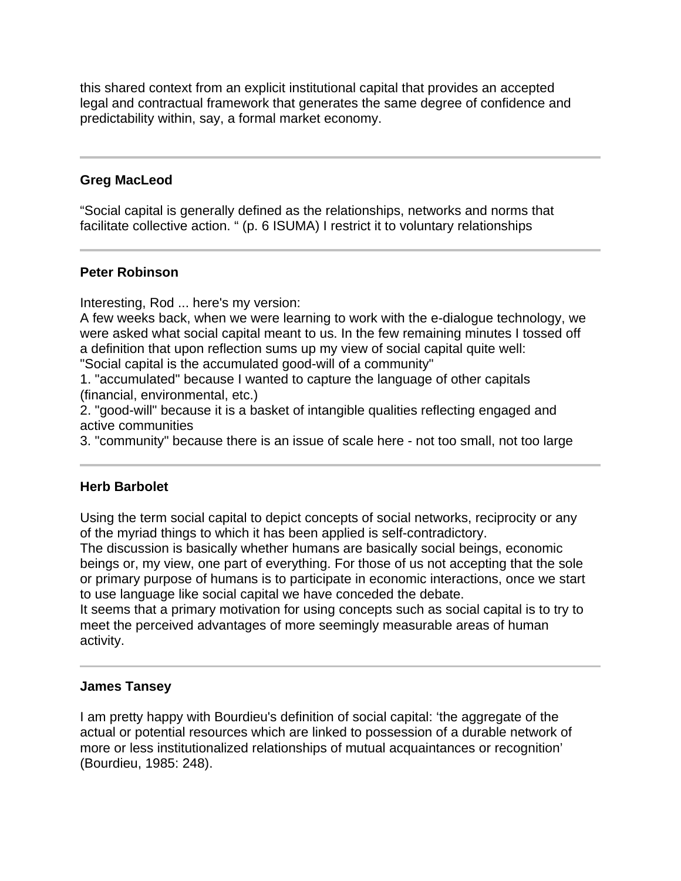this shared context from an explicit institutional capital that provides an accepted legal and contractual framework that generates the same degree of confidence and predictability within, say, a formal market economy.

---

**Greg MacLeod**

“Social capital is generally defined as the relationships, networks and norms that facilitate collective action. “ (p. 6 ISUMA) I restrict it to voluntary relationships

---

**Peter Robinson**

Interesting, Rod ... here's my version:
A few weeks back, when we were learning to work with the e-dialogue technology, we were asked what social capital meant to us. In the few remaining minutes I tossed off a definition that upon reflection sums up my view of social capital quite well:
"Social capital is the accumulated good-will of a community"
1. "accumulated" because I wanted to capture the language of other capitals (financial, environmental, etc.)
2. "good-will" because it is a basket of intangible qualities reflecting engaged and active communities
3. "community" because there is an issue of scale here - not too small, not too large

---

**Herb Barbolet**

Using the term social capital to depict concepts of social networks, reciprocity or any of the myriad things to which it has been applied is self-contradictory.
The discussion is basically whether humans are basically social beings, economic beings or, my view, one part of everything. For those of us not accepting that the sole or primary purpose of humans is to participate in economic interactions, once we start to use language like social capital we have conceded the debate.
It seems that a primary motivation for using concepts such as social capital is to try to meet the perceived advantages of more seemingly measurable areas of human activity.

---

**James Tansey**

I am pretty happy with Bourdieu's definition of social capital: ‘the aggregate of the actual or potential resources which are linked to possession of a durable network of more or less institutionalized relationships of mutual acquaintances or recognition’ (Bourdieu, 1985: 248).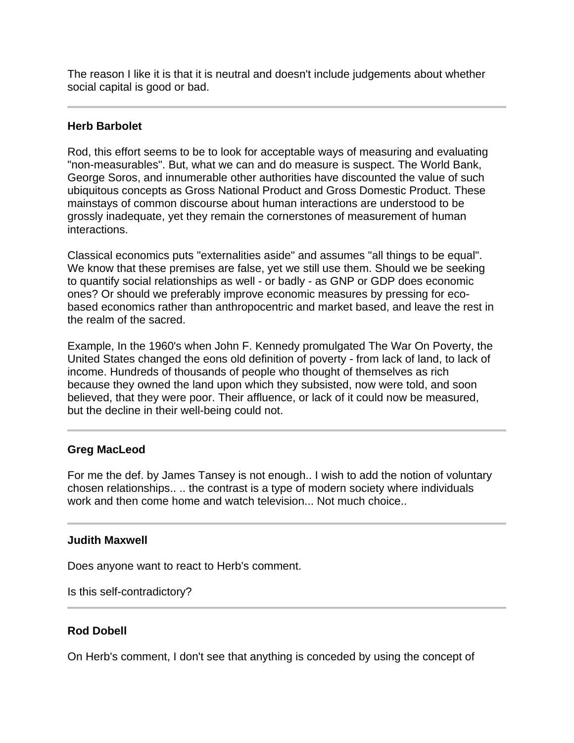The reason I like it is that it is neutral and doesn't include judgements about whether social capital is good or bad.

---

**Herb Barbolet**

Rod, this effort seems to be to look for acceptable ways of measuring and evaluating "non-measurables". But, what we can and do measure is suspect. The World Bank, George Soros, and innumerable other authorities have discounted the value of such ubiquitous concepts as Gross National Product and Gross Domestic Product. These mainstays of common discourse about human interactions are understood to be grossly inadequate, yet they remain the cornerstones of measurement of human interactions.

Classical economics puts "externalities aside" and assumes "all things to be equal". We know that these premises are false, yet we still use them. Should we be seeking to quantify social relationships as well - or badly - as GNP or GDP does economic ones? Or should we preferably improve economic measures by pressing for eco-based economics rather than anthropocentric and market based, and leave the rest in the realm of the sacred.

Example, In the 1960's when John F. Kennedy promulgated The War On Poverty, the United States changed the eons old definition of poverty - from lack of land, to lack of income. Hundreds of thousands of people who thought of themselves as rich because they owned the land upon which they subsisted, now were told, and soon believed, that they were poor. Their affluence, or lack of it could now be measured, but the decline in their well-being could not.

---

**Greg MacLeod**

For me the def. by James Tansey is not enough.. I wish to add the notion of voluntary chosen relationships.. .. the contrast is a type of modern society where individuals work and then come home and watch television... Not much choice..

---

**Judith Maxwell**

Does anyone want to react to Herb's comment.

Is this self-contradictory?

---

**Rod Dobell**

On Herb's comment, I don't see that anything is conceded by using the concept of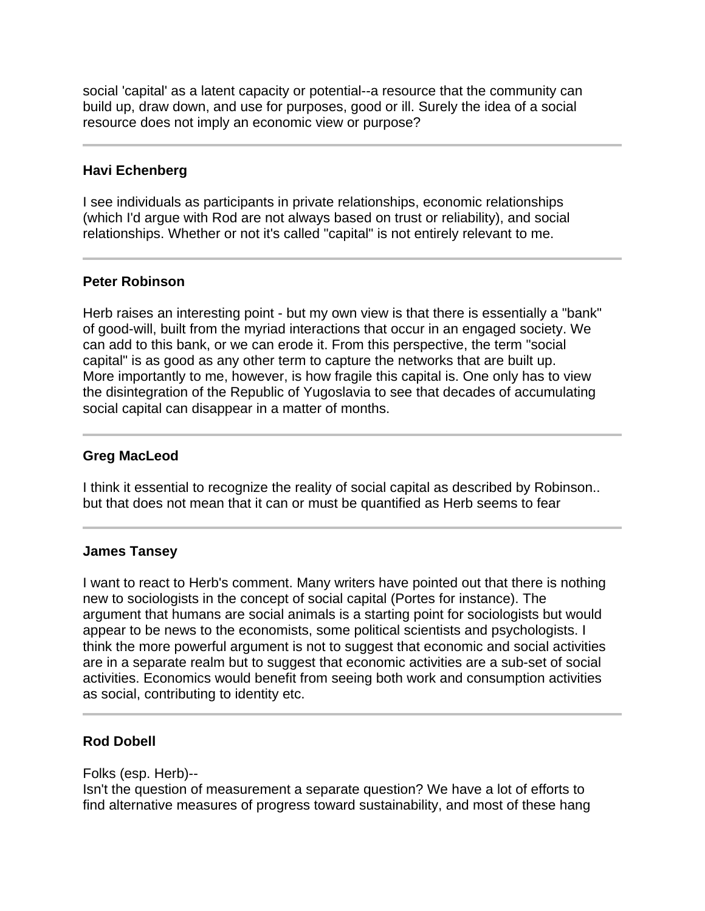social 'capital' as a latent capacity or potential--a resource that the community can build up, draw down, and use for purposes, good or ill. Surely the idea of a social resource does not imply an economic view or purpose?

---

**Havi Echenberg**

I see individuals as participants in private relationships, economic relationships (which I'd argue with Rod are not always based on trust or reliability), and social relationships. Whether or not it's called "capital" is not entirely relevant to me.

---

**Peter Robinson**

Herb raises an interesting point - but my own view is that there is essentially a "bank" of good-will, built from the myriad interactions that occur in an engaged society. We can add to this bank, or we can erode it. From this perspective, the term "social capital" is as good as any other term to capture the networks that are built up. More importantly to me, however, is how fragile this capital is. One only has to view the disintegration of the Republic of Yugoslavia to see that decades of accumulating social capital can disappear in a matter of months.

---

**Greg MacLeod**

I think it essential to recognize the reality of social capital as described by Robinson.. but that does not mean that it can or must be quantified as Herb seems to fear

---

**James Tansey**

I want to react to Herb's comment. Many writers have pointed out that there is nothing new to sociologists in the concept of social capital (Portes for instance). The argument that humans are social animals is a starting point for sociologists but would appear to be news to the economists, some political scientists and psychologists. I think the more powerful argument is not to suggest that economic and social activities are in a separate realm but to suggest that economic activities are a sub-set of social activities. Economics would benefit from seeing both work and consumption activities as social, contributing to identity etc.

---

**Rod Dobell**

Folks (esp. Herb)--
Isn't the question of measurement a separate question? We have a lot of efforts to find alternative measures of progress toward sustainability, and most of these hang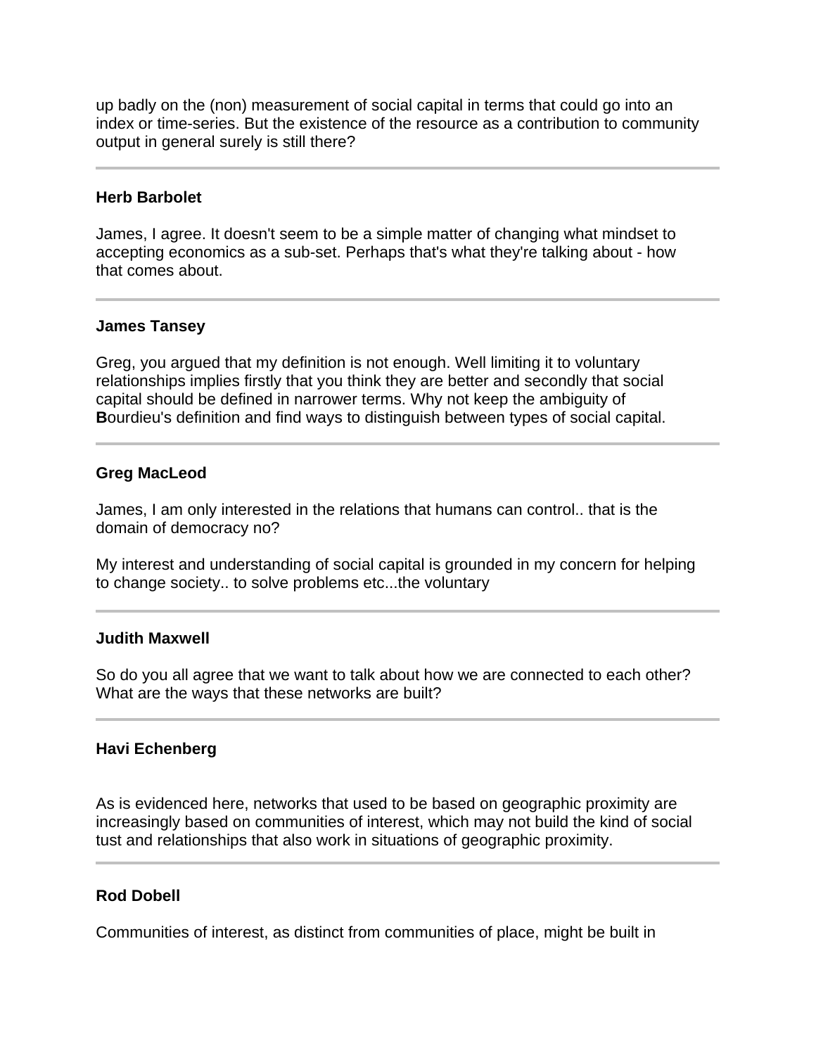up badly on the (non) measurement of social capital in terms that could go into an index or time-series. But the existence of the resource as a contribution to community output in general surely is still there?

---

**Herb Barbolet**

James, I agree. It doesn't seem to be a simple matter of changing what mindset to accepting economics as a sub-set. Perhaps that's what they're talking about - how that comes about.

---

**James Tansey**

Greg, you argued that my definition is not enough. Well limiting it to voluntary relationships implies firstly that you think they are better and secondly that social capital should be defined in narrower terms. Why not keep the ambiguity of **B**ourdieu's definition and find ways to distinguish between types of social capital.

---

**Greg MacLeod**

James, I am only interested in the relations that humans can control.. that is the domain of democracy no?

My interest and understanding of social capital is grounded in my concern for helping to change society.. to solve problems etc...the voluntary

---

**Judith Maxwell**

So do you all agree that we want to talk about how we are connected to each other? What are the ways that these networks are built?

---

**Havi Echenberg**

As is evidenced here, networks that used to be based on geographic proximity are increasingly based on communities of interest, which may not build the kind of social tust and relationships that also work in situations of geographic proximity.

---

**Rod Dobell**

Communities of interest, as distinct from communities of place, might be built in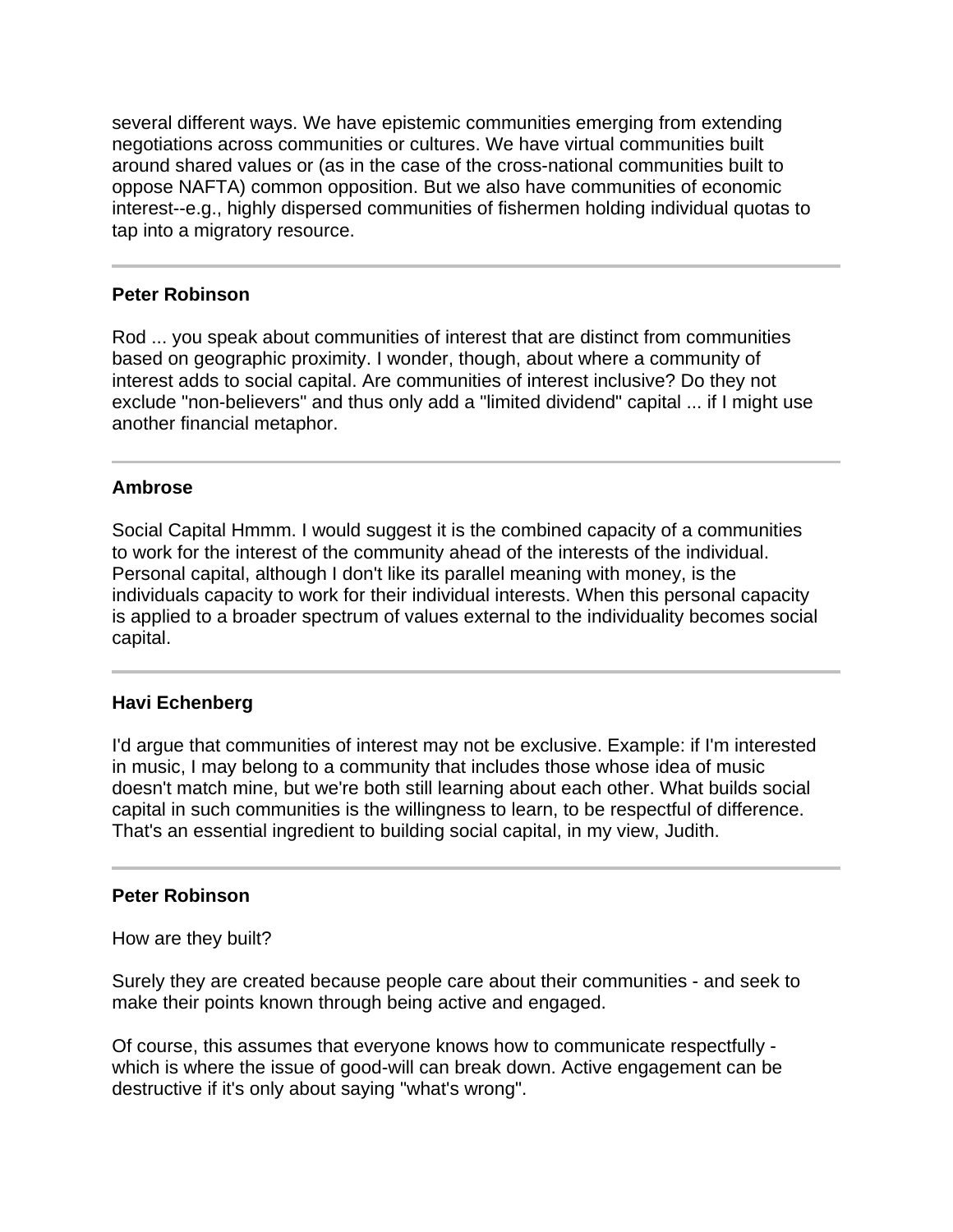several different ways. We have epistemic communities emerging from extending negotiations across communities or cultures. We have virtual communities built around shared values or (as in the case of the cross-national communities built to oppose NAFTA) common opposition. But we also have communities of economic interest--e.g., highly dispersed communities of fishermen holding individual quotas to tap into a migratory resource.

---

**Peter Robinson**

Rod ... you speak about communities of interest that are distinct from communities based on geographic proximity. I wonder, though, about where a community of interest adds to social capital. Are communities of interest inclusive? Do they not exclude "non-believers" and thus only add a "limited dividend" capital ... if I might use another financial metaphor.

---

**Ambrose**

Social Capital Hmmm. I would suggest it is the combined capacity of a communities to work for the interest of the community ahead of the interests of the individual. Personal capital, although I don't like its parallel meaning with money, is the individuals capacity to work for their individual interests. When this personal capacity is applied to a broader spectrum of values external to the individuality becomes social capital.

---

**Havi Echenberg**

I'd argue that communities of interest may not be exclusive. Example: if I'm interested in music, I may belong to a community that includes those whose idea of music doesn't match mine, but we're both still learning about each other. What builds social capital in such communities is the willingness to learn, to be respectful of difference. That's an essential ingredient to building social capital, in my view, Judith.

---

**Peter Robinson**

How are they built?

Surely they are created because people care about their communities - and seek to make their points known through being active and engaged.

Of course, this assumes that everyone knows how to communicate respectfully - which is where the issue of good-will can break down. Active engagement can be destructive if it's only about saying "what's wrong".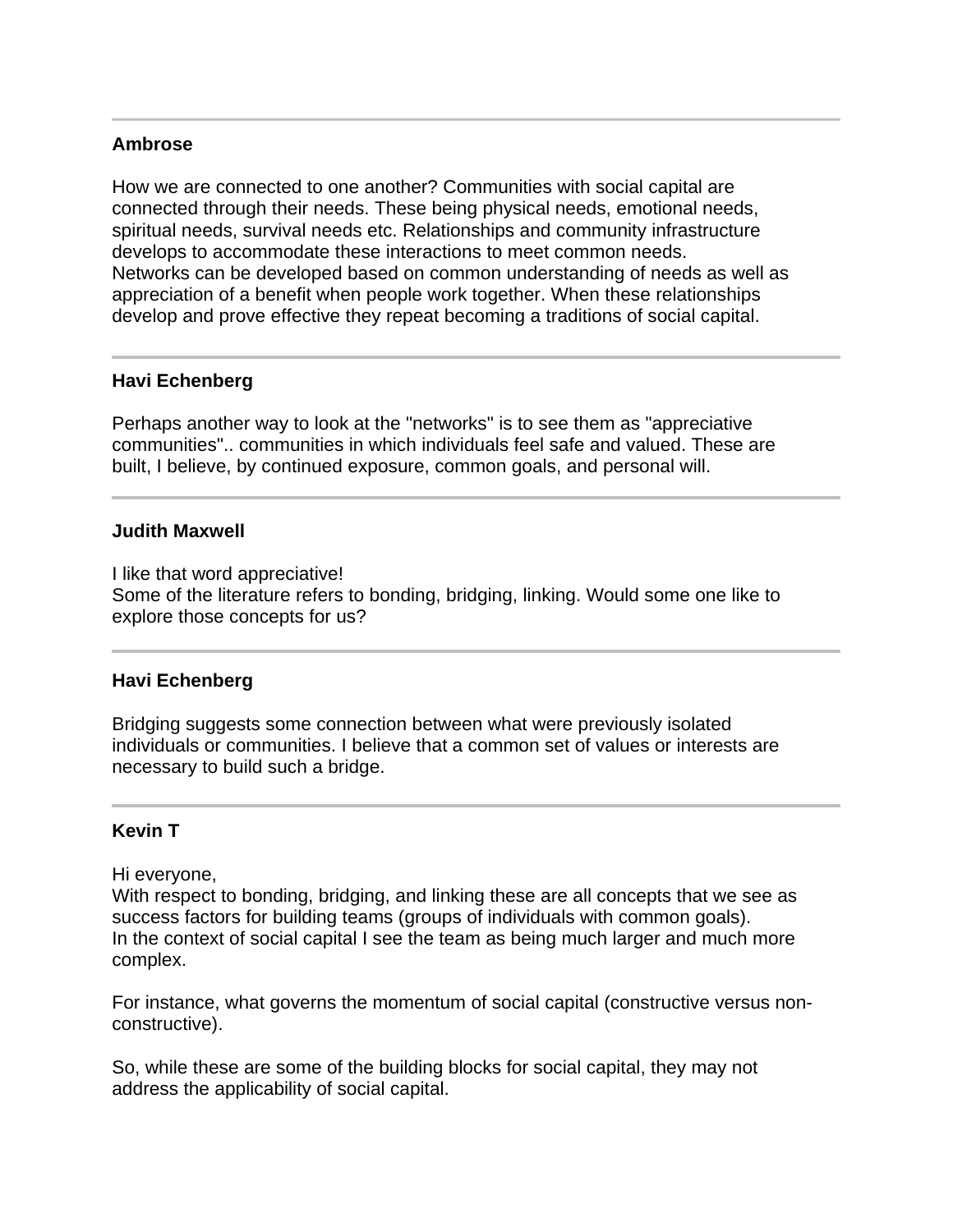---

**Ambrose**

How we are connected to one another? Communities with social capital are connected through their needs. These being physical needs, emotional needs, spiritual needs, survival needs etc. Relationships and community infrastructure develops to accommodate these interactions to meet common needs.
Networks can be developed based on common understanding of needs as well as appreciation of a benefit when people work together. When these relationships develop and prove effective they repeat becoming a traditions of social capital.

---

**Havi Echenberg**

Perhaps another way to look at the "networks" is to see them as "appreciative communities".. communities in which individuals feel safe and valued. These are built, I believe, by continued exposure, common goals, and personal will.

---

**Judith Maxwell**

I like that word appreciative!
Some of the literature refers to bonding, bridging, linking. Would some one like to explore those concepts for us?

---

**Havi Echenberg**

Bridging suggests some connection between what were previously isolated individuals or communities. I believe that a common set of values or interests are necessary to build such a bridge.

---

**Kevin T**

Hi everyone,
With respect to bonding, bridging, and linking these are all concepts that we see as success factors for building teams (groups of individuals with common goals).
In the context of social capital I see the team as being much larger and much more complex.

For instance, what governs the momentum of social capital (constructive versus non-constructive).

So, while these are some of the building blocks for social capital, they may not address the applicability of social capital.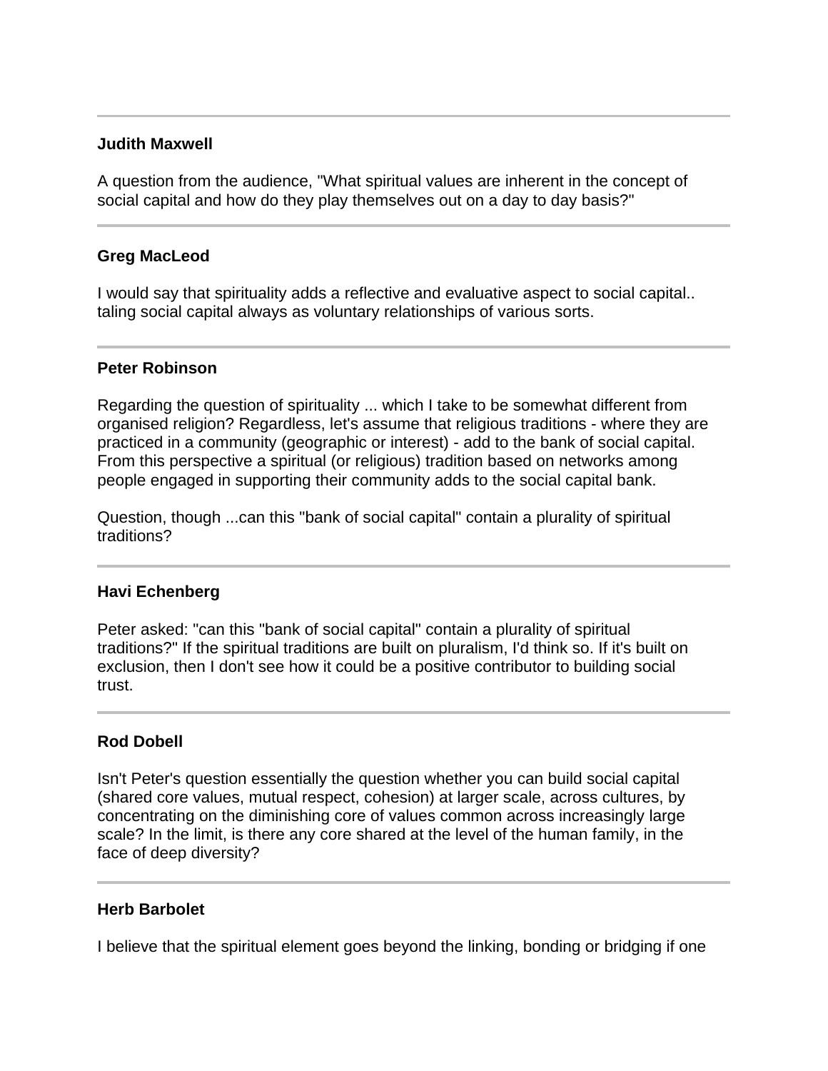**Judith Maxwell**

A question from the audience, "What spiritual values are inherent in the concept of social capital and how do they play themselves out on a day to day basis?"

---

**Greg MacLeod**

I would say that spirituality adds a reflective and evaluative aspect to social capital.. taling social capital always as voluntary relationships of various sorts.

---

**Peter Robinson**

Regarding the question of spirituality ... which I take to be somewhat different from organised religion? Regardless, let's assume that religious traditions - where they are practiced in a community (geographic or interest) - add to the bank of social capital. From this perspective a spiritual (or religious) tradition based on networks among people engaged in supporting their community adds to the social capital bank.

Question, though ...can this "bank of social capital" contain a plurality of spiritual traditions?

---

**Havi Echenberg**

Peter asked: "can this "bank of social capital" contain a plurality of spiritual traditions?" If the spiritual traditions are built on pluralism, I'd think so. If it's built on exclusion, then I don't see how it could be a positive contributor to building social trust.

---

**Rod Dobell**

Isn't Peter's question essentially the question whether you can build social capital (shared core values, mutual respect, cohesion) at larger scale, across cultures, by concentrating on the diminishing core of values common across increasingly large scale? In the limit, is there any core shared at the level of the human family, in the face of deep diversity?

---

**Herb Barbolet**

I believe that the spiritual element goes beyond the linking, bonding or bridging if one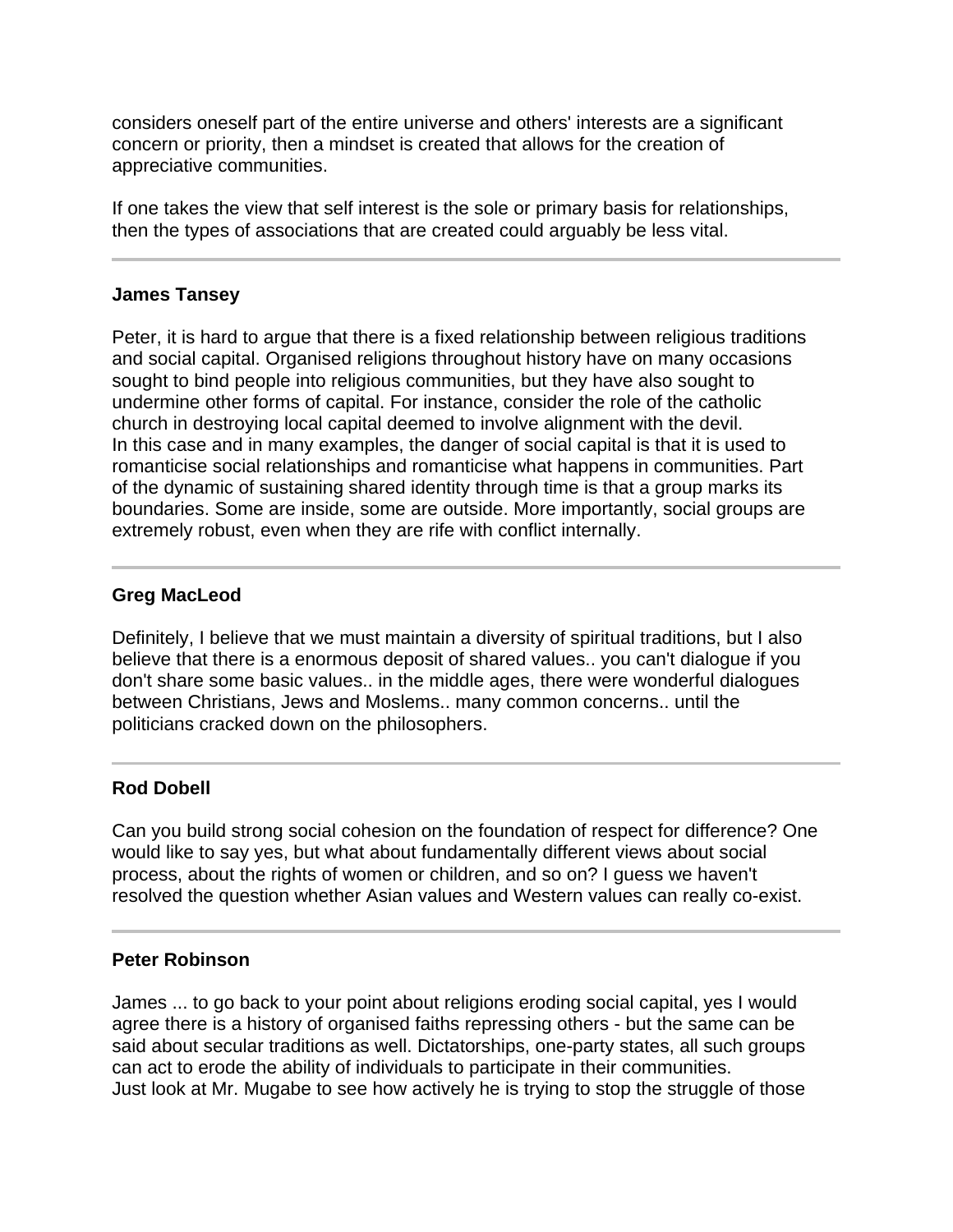considers oneself part of the entire universe and others' interests are a significant concern or priority, then a mindset is created that allows for the creation of appreciative communities.

If one takes the view that self interest is the sole or primary basis for relationships, then the types of associations that are created could arguably be less vital.

---

**James Tansey**

Peter, it is hard to argue that there is a fixed relationship between religious traditions and social capital. Organised religions throughout history have on many occasions sought to bind people into religious communities, but they have also sought to undermine other forms of capital. For instance, consider the role of the catholic church in destroying local capital deemed to involve alignment with the devil.
In this case and in many examples, the danger of social capital is that it is used to romanticise social relationships and romanticise what happens in communities. Part of the dynamic of sustaining shared identity through time is that a group marks its boundaries. Some are inside, some are outside. More importantly, social groups are extremely robust, even when they are rife with conflict internally.

---

**Greg MacLeod**

Definitely, I believe that we must maintain a diversity of spiritual traditions, but I also believe that there is a enormous deposit of shared values.. you can't dialogue if you don't share some basic values.. in the middle ages, there were wonderful dialogues between Christians, Jews and Moslems.. many common concerns.. until the politicians cracked down on the philosophers.

---

**Rod Dobell**

Can you build strong social cohesion on the foundation of respect for difference? One would like to say yes, but what about fundamentally different views about social process, about the rights of women or children, and so on? I guess we haven't resolved the question whether Asian values and Western values can really co-exist.

---

**Peter Robinson**

James ... to go back to your point about religions eroding social capital, yes I would agree there is a history of organised faiths repressing others - but the same can be said about secular traditions as well. Dictatorships, one-party states, all such groups can act to erode the ability of individuals to participate in their communities.
Just look at Mr. Mugabe to see how actively he is trying to stop the struggle of those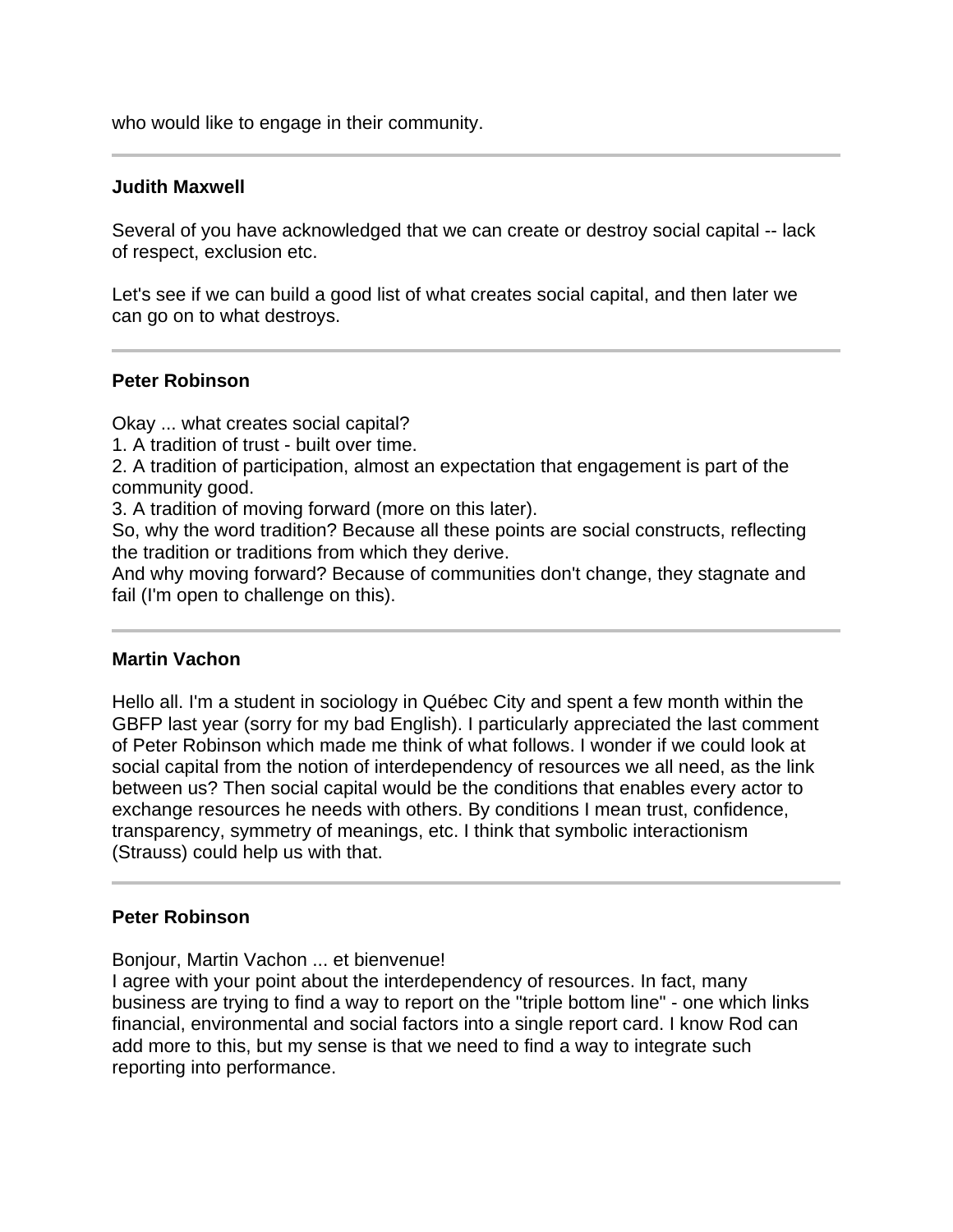who would like to engage in their community.

---

**Judith Maxwell**

Several of you have acknowledged that we can create or destroy social capital -- lack of respect, exclusion etc.

Let's see if we can build a good list of what creates social capital, and then later we can go on to what destroys.

---

**Peter Robinson**

Okay ... what creates social capital?
1. A tradition of trust - built over time.
2. A tradition of participation, almost an expectation that engagement is part of the community good.
3. A tradition of moving forward (more on this later).
So, why the word tradition? Because all these points are social constructs, reflecting the tradition or traditions from which they derive.
And why moving forward? Because of communities don't change, they stagnate and fail (I'm open to challenge on this).

---

**Martin Vachon**

Hello all. I'm a student in sociology in Québec City and spent a few month within the GBFP last year (sorry for my bad English). I particularly appreciated the last comment of Peter Robinson which made me think of what follows. I wonder if we could look at social capital from the notion of interdependency of resources we all need, as the link between us? Then social capital would be the conditions that enables every actor to exchange resources he needs with others. By conditions I mean trust, confidence, transparency, symmetry of meanings, etc. I think that symbolic interactionism (Strauss) could help us with that.

---

**Peter Robinson**

Bonjour, Martin Vachon ... et bienvenue!
I agree with your point about the interdependency of resources. In fact, many business are trying to find a way to report on the "triple bottom line" - one which links financial, environmental and social factors into a single report card. I know Rod can add more to this, but my sense is that we need to find a way to integrate such reporting into performance.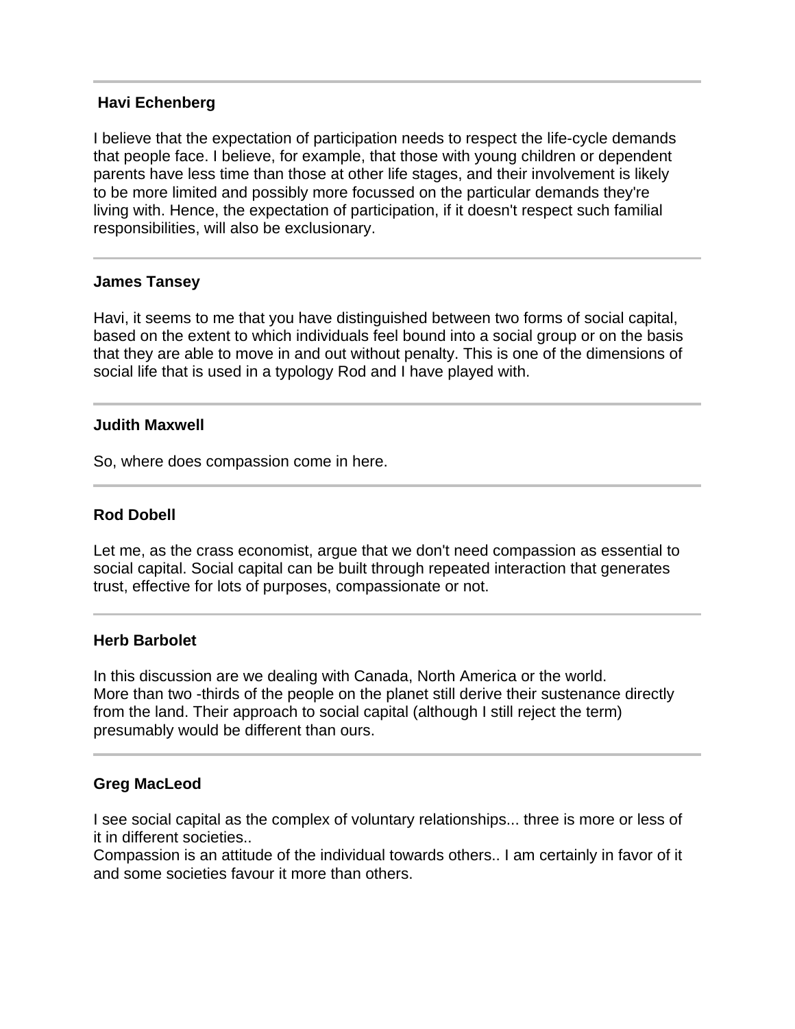---

**Havi Echenberg**

I believe that the expectation of participation needs to respect the life-cycle demands that people face. I believe, for example, that those with young children or dependent parents have less time than those at other life stages, and their involvement is likely to be more limited and possibly more focussed on the particular demands they're living with. Hence, the expectation of participation, if it doesn't respect such familial responsibilities, will also be exclusionary.

---

**James Tansey**

Havi, it seems to me that you have distinguished between two forms of social capital, based on the extent to which individuals feel bound into a social group or on the basis that they are able to move in and out without penalty. This is one of the dimensions of social life that is used in a typology Rod and I have played with.

---

**Judith Maxwell**

So, where does compassion come in here.

---

**Rod Dobell**

Let me, as the crass economist, argue that we don't need compassion as essential to social capital. Social capital can be built through repeated interaction that generates trust, effective for lots of purposes, compassionate or not.

---

**Herb Barbolet**

In this discussion are we dealing with Canada, North America or the world.
More than two -thirds of the people on the planet still derive their sustenance directly from the land. Their approach to social capital (although I still reject the term) presumably would be different than ours.

---

**Greg MacLeod**

I see social capital as the complex of voluntary relationships... three is more or less of it in different societies..
Compassion is an attitude of the individual towards others.. I am certainly in favor of it and some societies favour it more than others.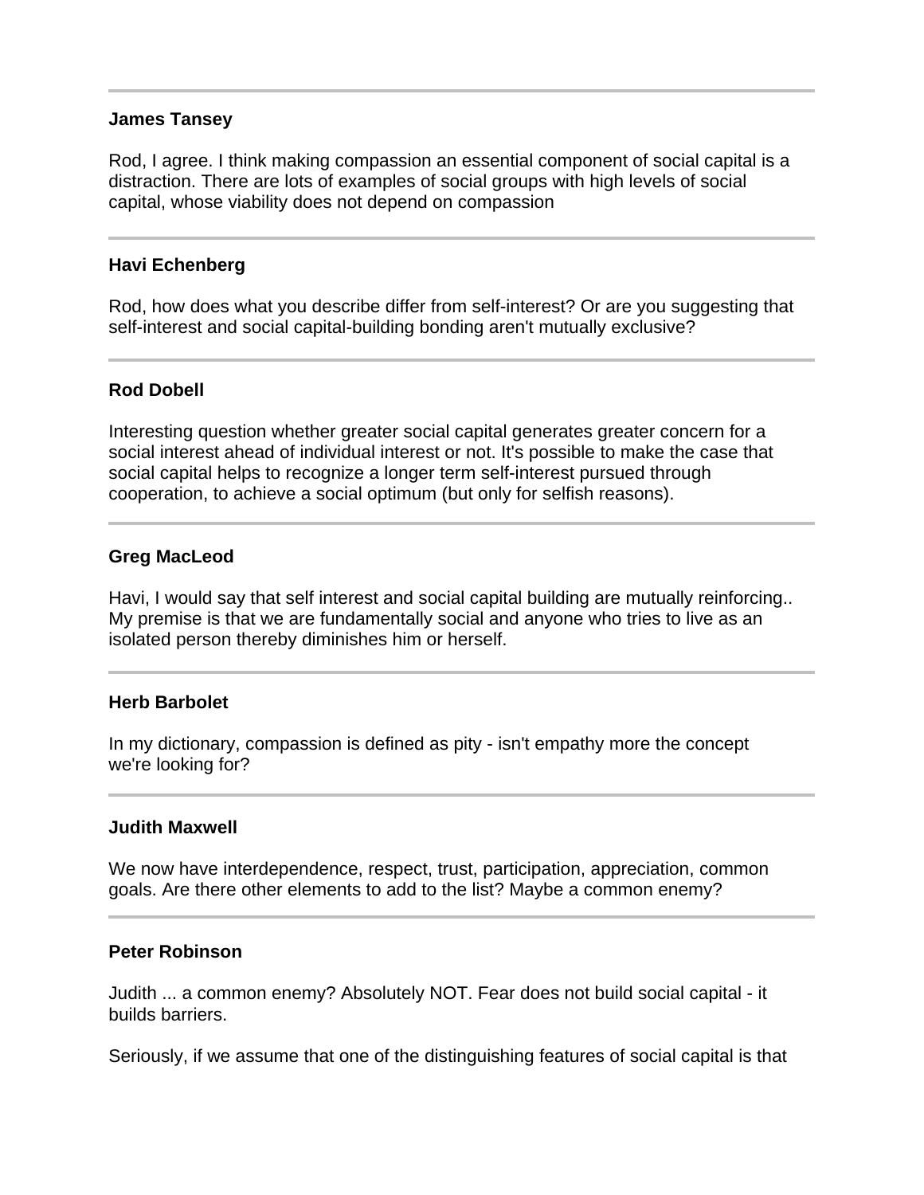---

**James Tansey**

Rod, I agree. I think making compassion an essential component of social capital is a distraction. There are lots of examples of social groups with high levels of social capital, whose viability does not depend on compassion

---

**Havi Echenberg**

Rod, how does what you describe differ from self-interest? Or are you suggesting that self-interest and social capital-building bonding aren't mutually exclusive?

---

**Rod Dobell**

Interesting question whether greater social capital generates greater concern for a social interest ahead of individual interest or not. It's possible to make the case that social capital helps to recognize a longer term self-interest pursued through cooperation, to achieve a social optimum (but only for selfish reasons).

---

**Greg MacLeod**

Havi, I would say that self interest and social capital building are mutually reinforcing.. My premise is that we are fundamentally social and anyone who tries to live as an isolated person thereby diminishes him or herself.

---

**Herb Barbolet**

In my dictionary, compassion is defined as pity - isn't empathy more the concept we're looking for?

---

**Judith Maxwell**

We now have interdependence, respect, trust, participation, appreciation, common goals. Are there other elements to add to the list? Maybe a common enemy?

---

**Peter Robinson**

Judith ... a common enemy? Absolutely NOT. Fear does not build social capital - it builds barriers.

Seriously, if we assume that one of the distinguishing features of social capital is that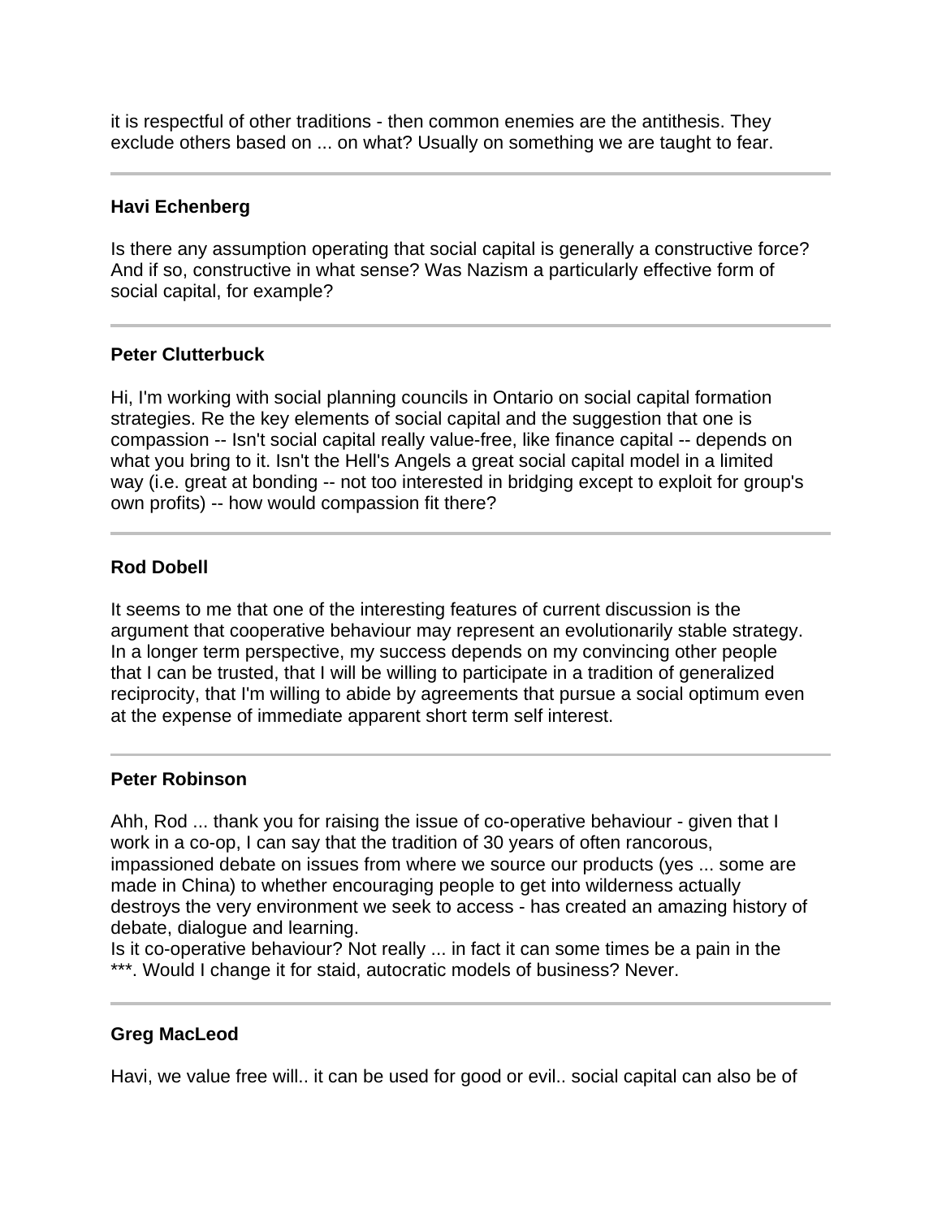it is respectful of other traditions - then common enemies are the antithesis. They exclude others based on ... on what? Usually on something we are taught to fear.

---

**Havi Echenberg**

Is there any assumption operating that social capital is generally a constructive force? And if so, constructive in what sense? Was Nazism a particularly effective form of social capital, for example?

---

**Peter Clutterbuck**

Hi, I'm working with social planning councils in Ontario on social capital formation strategies. Re the key elements of social capital and the suggestion that one is compassion -- Isn't social capital really value-free, like finance capital -- depends on what you bring to it. Isn't the Hell's Angels a great social capital model in a limited way (i.e. great at bonding -- not too interested in bridging except to exploit for group's own profits) -- how would compassion fit there?

---

**Rod Dobell**

It seems to me that one of the interesting features of current discussion is the argument that cooperative behaviour may represent an evolutionarily stable strategy. In a longer term perspective, my success depends on my convincing other people that I can be trusted, that I will be willing to participate in a tradition of generalized reciprocity, that I'm willing to abide by agreements that pursue a social optimum even at the expense of immediate apparent short term self interest.

---

**Peter Robinson**

Ahh, Rod ... thank you for raising the issue of co-operative behaviour - given that I work in a co-op, I can say that the tradition of 30 years of often rancorous, impassioned debate on issues from where we source our products (yes ... some are made in China) to whether encouraging people to get into wilderness actually destroys the very environment we seek to access - has created an amazing history of debate, dialogue and learning.
Is it co-operative behaviour? Not really ... in fact it can some times be a pain in the ***. Would I change it for staid, autocratic models of business? Never.

---

**Greg MacLeod**

Havi, we value free will.. it can be used for good or evil.. social capital can also be of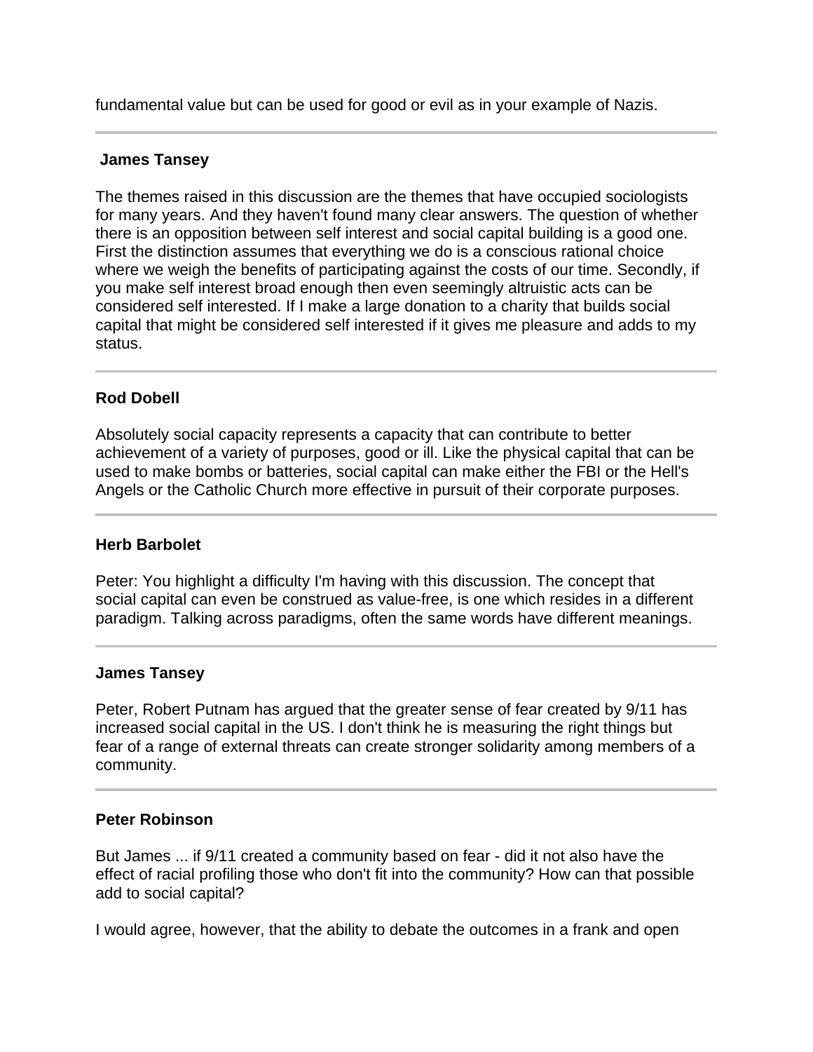fundamental value but can be used for good or evil as in your example of Nazis.

---

**James Tansey**

The themes raised in this discussion are the themes that have occupied sociologists for many years. And they haven't found many clear answers. The question of whether there is an opposition between self interest and social capital building is a good one. First the distinction assumes that everything we do is a conscious rational choice where we weigh the benefits of participating against the costs of our time. Secondly, if you make self interest broad enough then even seemingly altruistic acts can be considered self interested. If I make a large donation to a charity that builds social capital that might be considered self interested if it gives me pleasure and adds to my status.

---

**Rod Dobell**

Absolutely social capacity represents a capacity that can contribute to better achievement of a variety of purposes, good or ill. Like the physical capital that can be used to make bombs or batteries, social capital can make either the FBI or the Hell's Angels or the Catholic Church more effective in pursuit of their corporate purposes.

---

**Herb Barbolet**

Peter: You highlight a difficulty I'm having with this discussion. The concept that social capital can even be construed as value-free, is one which resides in a different paradigm. Talking across paradigms, often the same words have different meanings.

---

**James Tansey**

Peter, Robert Putnam has argued that the greater sense of fear created by 9/11 has increased social capital in the US. I don't think he is measuring the right things but fear of a range of external threats can create stronger solidarity among members of a community.

---

**Peter Robinson**

But James ... if 9/11 created a community based on fear - did it not also have the effect of racial profiling those who don't fit into the community? How can that possible add to social capital?

I would agree, however, that the ability to debate the outcomes in a frank and open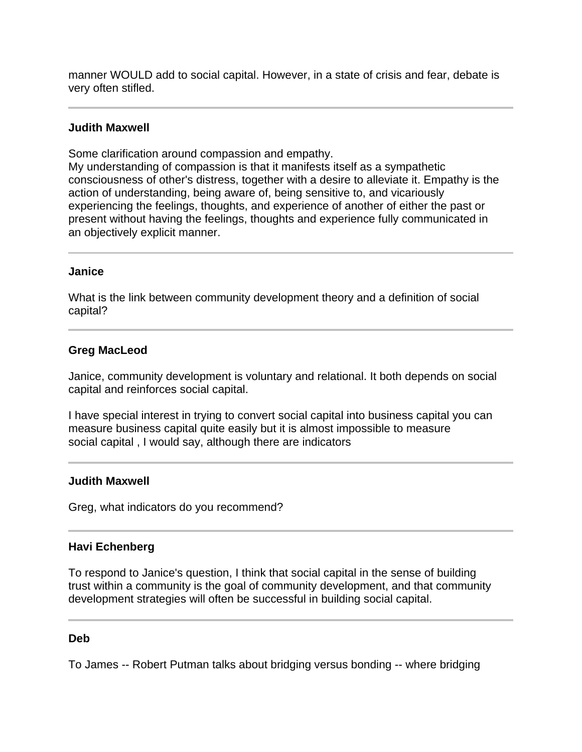manner WOULD add to social capital. However, in a state of crisis and fear, debate is very often stifled.

---

**Judith Maxwell**

Some clarification around compassion and empathy.
My understanding of compassion is that it manifests itself as a sympathetic consciousness of other's distress, together with a desire to alleviate it. Empathy is the action of understanding, being aware of, being sensitive to, and vicariously experiencing the feelings, thoughts, and experience of another of either the past or present without having the feelings, thoughts and experience fully communicated in an objectively explicit manner.

---

**Janice**

What is the link between community development theory and a definition of social capital?

---

**Greg MacLeod**

Janice, community development is voluntary and relational. It both depends on social capital and reinforces social capital.

I have special interest in trying to convert social capital into business capital you can measure business capital quite easily but it is almost impossible to measure social capital , I would say, although there are indicators

---

**Judith Maxwell**

Greg, what indicators do you recommend?

---

**Havi Echenberg**

To respond to Janice's question, I think that social capital in the sense of building trust within a community is the goal of community development, and that community development strategies will often be successful in building social capital.

---

**Deb**

To James -- Robert Putman talks about bridging versus bonding -- where bridging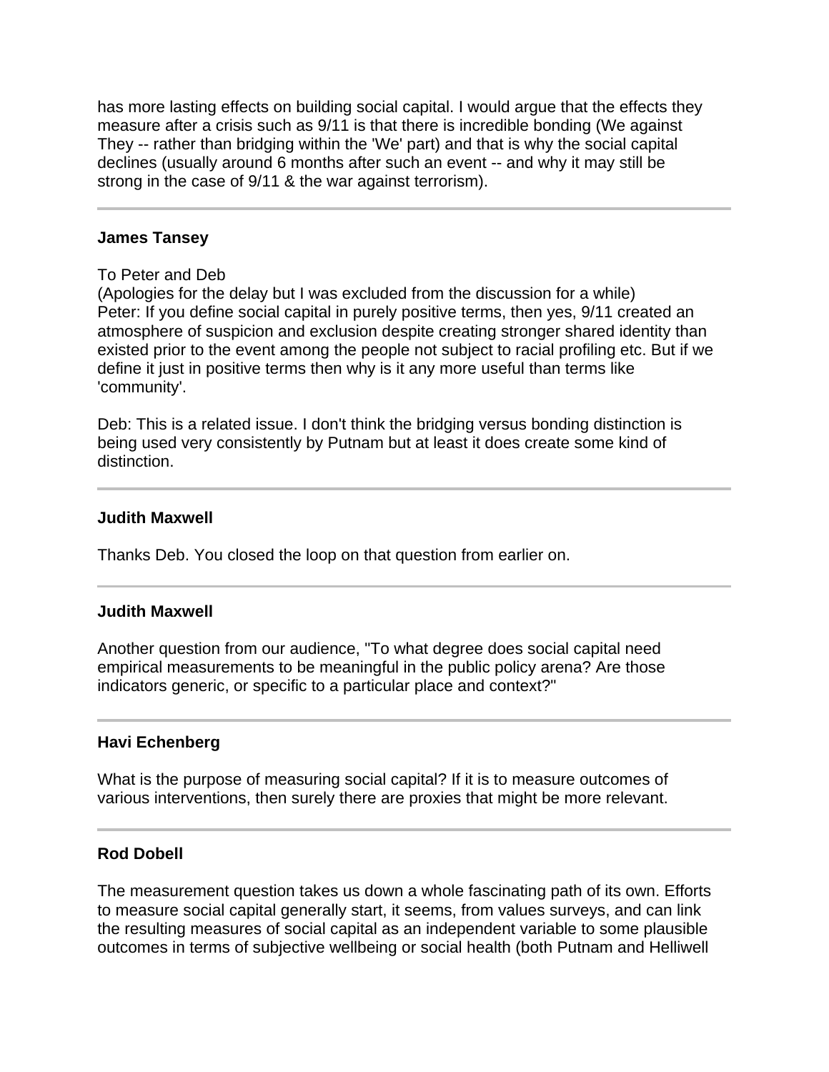has more lasting effects on building social capital. I would argue that the effects they measure after a crisis such as 9/11 is that there is incredible bonding (We against They -- rather than bridging within the 'We' part) and that is why the social capital declines (usually around 6 months after such an event -- and why it may still be strong in the case of 9/11 & the war against terrorism).

---

**James Tansey**

To Peter and Deb
(Apologies for the delay but I was excluded from the discussion for a while)
Peter: If you define social capital in purely positive terms, then yes, 9/11 created an atmosphere of suspicion and exclusion despite creating stronger shared identity than existed prior to the event among the people not subject to racial profiling etc. But if we define it just in positive terms then why is it any more useful than terms like 'community'.

Deb: This is a related issue. I don't think the bridging versus bonding distinction is being used very consistently by Putnam but at least it does create some kind of distinction.

---

**Judith Maxwell**

Thanks Deb. You closed the loop on that question from earlier on.

---

**Judith Maxwell**

Another question from our audience, "To what degree does social capital need empirical measurements to be meaningful in the public policy arena? Are those indicators generic, or specific to a particular place and context?"

---

**Havi Echenberg**

What is the purpose of measuring social capital? If it is to measure outcomes of various interventions, then surely there are proxies that might be more relevant.

---

**Rod Dobell**

The measurement question takes us down a whole fascinating path of its own. Efforts to measure social capital generally start, it seems, from values surveys, and can link the resulting measures of social capital as an independent variable to some plausible outcomes in terms of subjective wellbeing or social health (both Putnam and Helliwell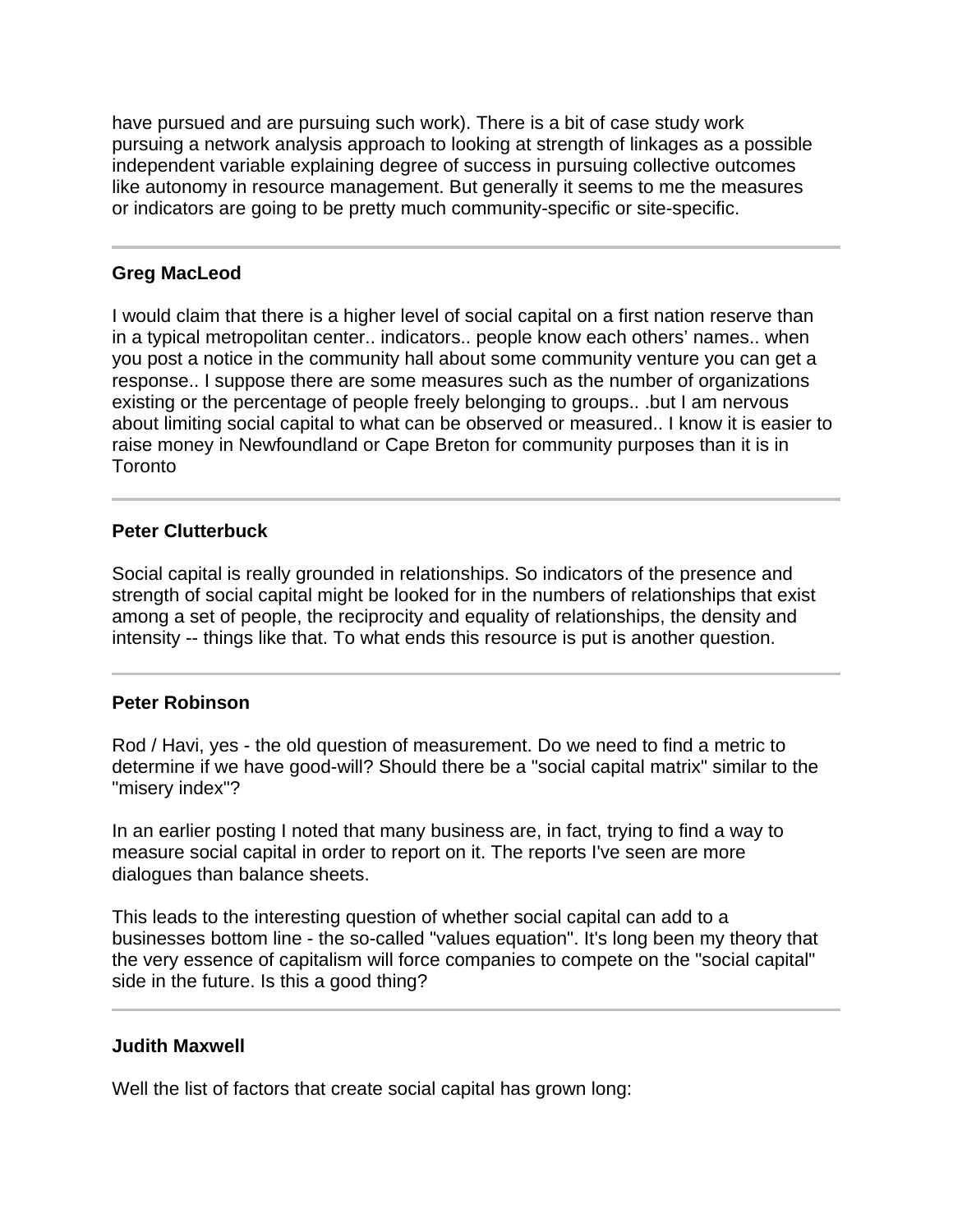have pursued and are pursuing such work). There is a bit of case study work pursuing a network analysis approach to looking at strength of linkages as a possible independent variable explaining degree of success in pursuing collective outcomes like autonomy in resource management. But generally it seems to me the measures or indicators are going to be pretty much community-specific or site-specific.

---

**Greg MacLeod**

I would claim that there is a higher level of social capital on a first nation reserve than in a typical metropolitan center.. indicators.. people know each others' names.. when you post a notice in the community hall about some community venture you can get a response.. I suppose there are some measures such as the number of organizations existing or the percentage of people freely belonging to groups.. .but I am nervous about limiting social capital to what can be observed or measured.. I know it is easier to raise money in Newfoundland or Cape Breton for community purposes than it is in Toronto

---

**Peter Clutterbuck**

Social capital is really grounded in relationships. So indicators of the presence and strength of social capital might be looked for in the numbers of relationships that exist among a set of people, the reciprocity and equality of relationships, the density and intensity -- things like that. To what ends this resource is put is another question.

---

**Peter Robinson**

Rod / Havi, yes - the old question of measurement. Do we need to find a metric to determine if we have good-will? Should there be a "social capital matrix" similar to the "misery index"?

In an earlier posting I noted that many business are, in fact, trying to find a way to measure social capital in order to report on it. The reports I've seen are more dialogues than balance sheets.

This leads to the interesting question of whether social capital can add to a businesses bottom line - the so-called "values equation". It's long been my theory that the very essence of capitalism will force companies to compete on the "social capital" side in the future. Is this a good thing?

---

**Judith Maxwell**

Well the list of factors that create social capital has grown long: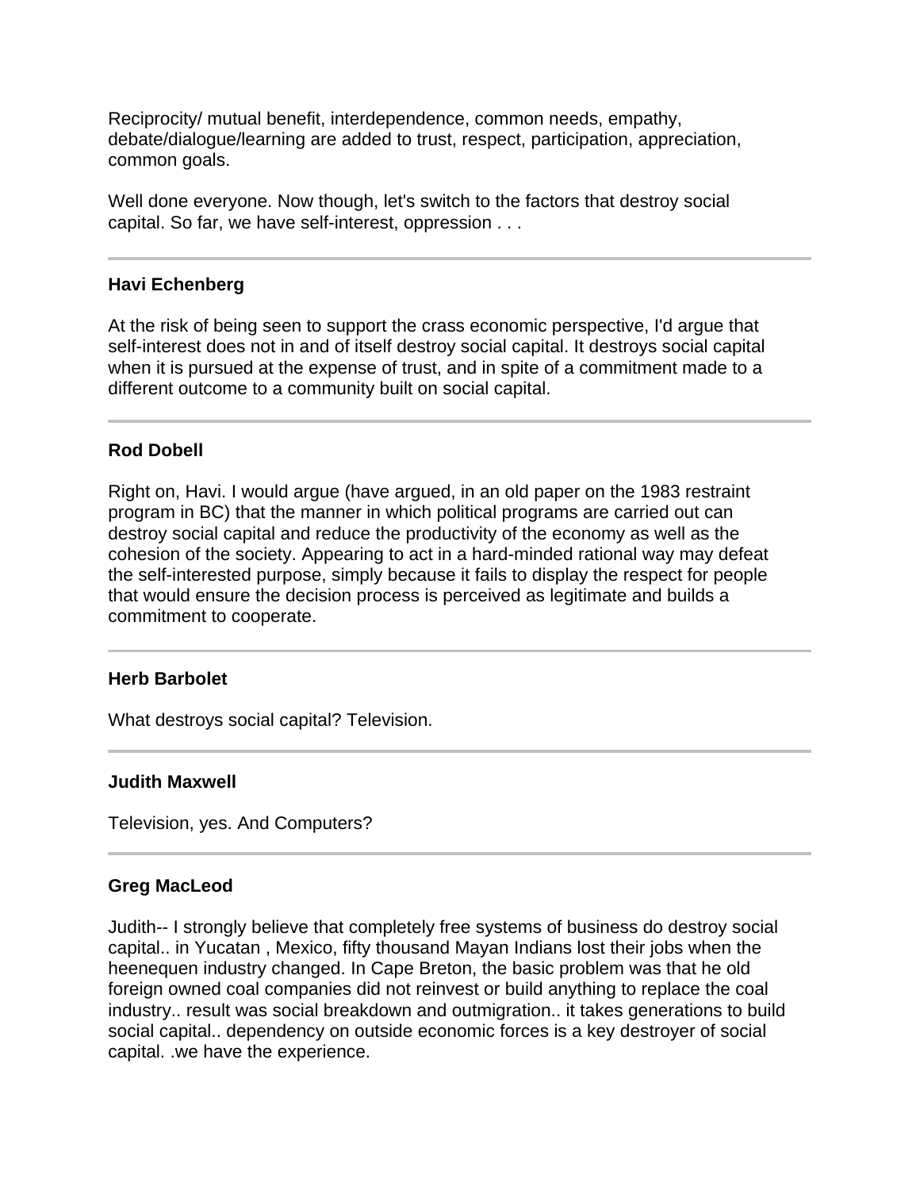Reciprocity/ mutual benefit, interdependence, common needs, empathy, debate/dialogue/learning are added to trust, respect, participation, appreciation, common goals.

Well done everyone. Now though, let's switch to the factors that destroy social capital. So far, we have self-interest, oppression . . .

---

**Havi Echenberg**

At the risk of being seen to support the crass economic perspective, I'd argue that self-interest does not in and of itself destroy social capital. It destroys social capital when it is pursued at the expense of trust, and in spite of a commitment made to a different outcome to a community built on social capital.

---

**Rod Dobell**

Right on, Havi. I would argue (have argued, in an old paper on the 1983 restraint program in BC) that the manner in which political programs are carried out can destroy social capital and reduce the productivity of the economy as well as the cohesion of the society. Appearing to act in a hard-minded rational way may defeat the self-interested purpose, simply because it fails to display the respect for people that would ensure the decision process is perceived as legitimate and builds a commitment to cooperate.

---

**Herb Barbolet**

What destroys social capital? Television.

---

**Judith Maxwell**

Television, yes. And Computers?

---

**Greg MacLeod**

Judith-- I strongly believe that completely free systems of business do destroy social capital.. in Yucatan , Mexico, fifty thousand Mayan Indians lost their jobs when the heenequen industry changed. In Cape Breton, the basic problem was that he old foreign owned coal companies did not reinvest or build anything to replace the coal industry.. result was social breakdown and outmigration.. it takes generations to build social capital.. dependency on outside economic forces is a key destroyer of social capital. .we have the experience.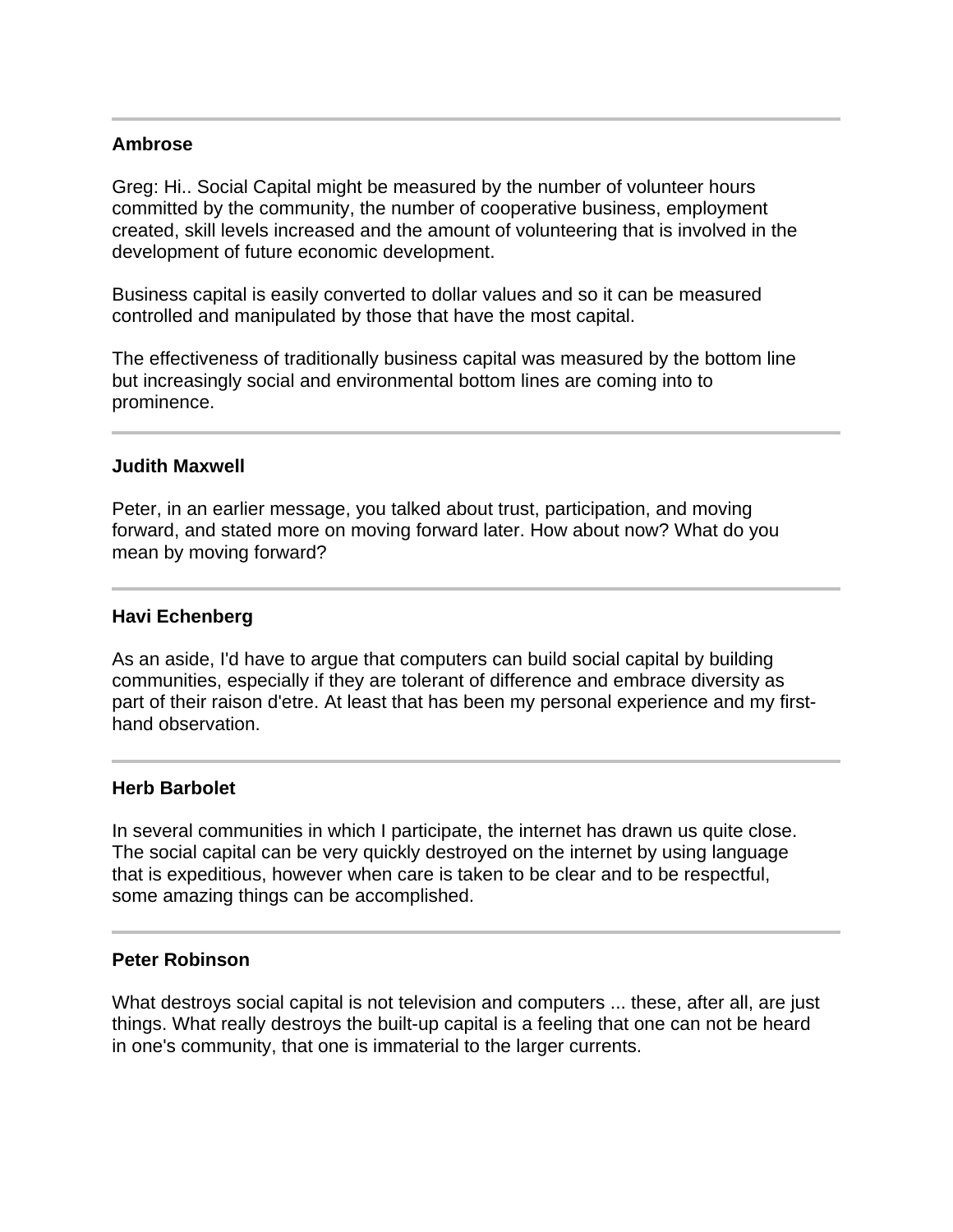---

**Ambrose**

Greg: Hi.. Social Capital might be measured by the number of volunteer hours committed by the community, the number of cooperative business, employment created, skill levels increased and the amount of volunteering that is involved in the development of future economic development.

Business capital is easily converted to dollar values and so it can be measured controlled and manipulated by those that have the most capital.

The effectiveness of traditionally business capital was measured by the bottom line but increasingly social and environmental bottom lines are coming into to prominence.

---

**Judith Maxwell**

Peter, in an earlier message, you talked about trust, participation, and moving forward, and stated more on moving forward later. How about now? What do you mean by moving forward?

---

**Havi Echenberg**

As an aside, I'd have to argue that computers can build social capital by building communities, especially if they are tolerant of difference and embrace diversity as part of their raison d'etre. At least that has been my personal experience and my first-hand observation.

---

**Herb Barbolet**

In several communities in which I participate, the internet has drawn us quite close. The social capital can be very quickly destroyed on the internet by using language that is expeditious, however when care is taken to be clear and to be respectful, some amazing things can be accomplished.

---

**Peter Robinson**

What destroys social capital is not television and computers ... these, after all, are just things. What really destroys the built-up capital is a feeling that one can not be heard in one's community, that one is immaterial to the larger currents.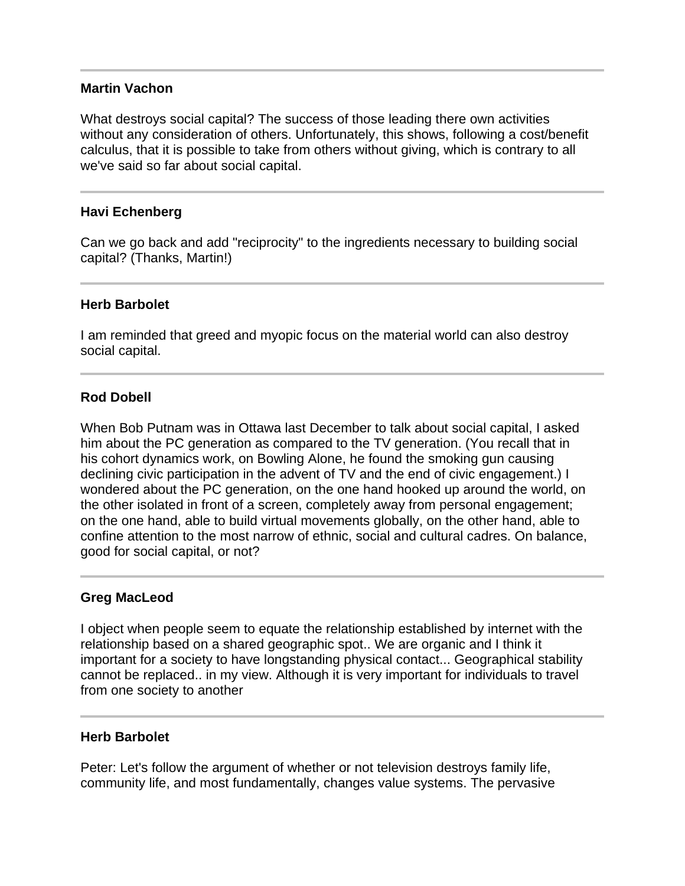---

**Martin Vachon**

What destroys social capital? The success of those leading there own activities without any consideration of others. Unfortunately, this shows, following a cost/benefit calculus, that it is possible to take from others without giving, which is contrary to all we've said so far about social capital.

---

**Havi Echenberg**

Can we go back and add "reciprocity" to the ingredients necessary to building social capital? (Thanks, Martin!)

---

**Herb Barbolet**

I am reminded that greed and myopic focus on the material world can also destroy social capital.

---

**Rod Dobell**

When Bob Putnam was in Ottawa last December to talk about social capital, I asked him about the PC generation as compared to the TV generation. (You recall that in his cohort dynamics work, on Bowling Alone, he found the smoking gun causing declining civic participation in the advent of TV and the end of civic engagement.) I wondered about the PC generation, on the one hand hooked up around the world, on the other isolated in front of a screen, completely away from personal engagement; on the one hand, able to build virtual movements globally, on the other hand, able to confine attention to the most narrow of ethnic, social and cultural cadres. On balance, good for social capital, or not?

---

**Greg MacLeod**

I object when people seem to equate the relationship established by internet with the relationship based on a shared geographic spot.. We are organic and I think it important for a society to have longstanding physical contact... Geographical stability cannot be replaced.. in my view. Although it is very important for individuals to travel from one society to another

---

**Herb Barbolet**

Peter: Let's follow the argument of whether or not television destroys family life, community life, and most fundamentally, changes value systems. The pervasive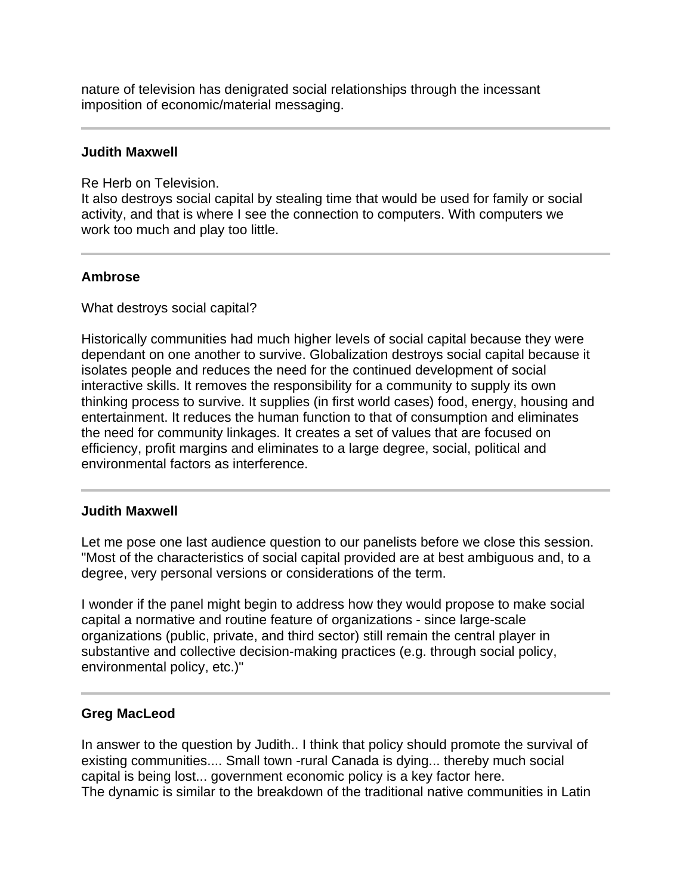nature of television has denigrated social relationships through the incessant imposition of economic/material messaging.

---

**Judith Maxwell**

Re Herb on Television.
It also destroys social capital by stealing time that would be used for family or social activity, and that is where I see the connection to computers. With computers we work too much and play too little.

---

**Ambrose**

What destroys social capital?

Historically communities had much higher levels of social capital because they were dependant on one another to survive. Globalization destroys social capital because it isolates people and reduces the need for the continued development of social interactive skills. It removes the responsibility for a community to supply its own thinking process to survive. It supplies (in first world cases) food, energy, housing and entertainment. It reduces the human function to that of consumption and eliminates the need for community linkages. It creates a set of values that are focused on efficiency, profit margins and eliminates to a large degree, social, political and environmental factors as interference.

---

**Judith Maxwell**

Let me pose one last audience question to our panelists before we close this session. "Most of the characteristics of social capital provided are at best ambiguous and, to a degree, very personal versions or considerations of the term.

I wonder if the panel might begin to address how they would propose to make social capital a normative and routine feature of organizations - since large-scale organizations (public, private, and third sector) still remain the central player in substantive and collective decision-making practices (e.g. through social policy, environmental policy, etc.)"

---

**Greg MacLeod**

In answer to the question by Judith.. I think that policy should promote the survival of existing communities.... Small town -rural Canada is dying... thereby much social capital is being lost... government economic policy is a key factor here.
The dynamic is similar to the breakdown of the traditional native communities in Latin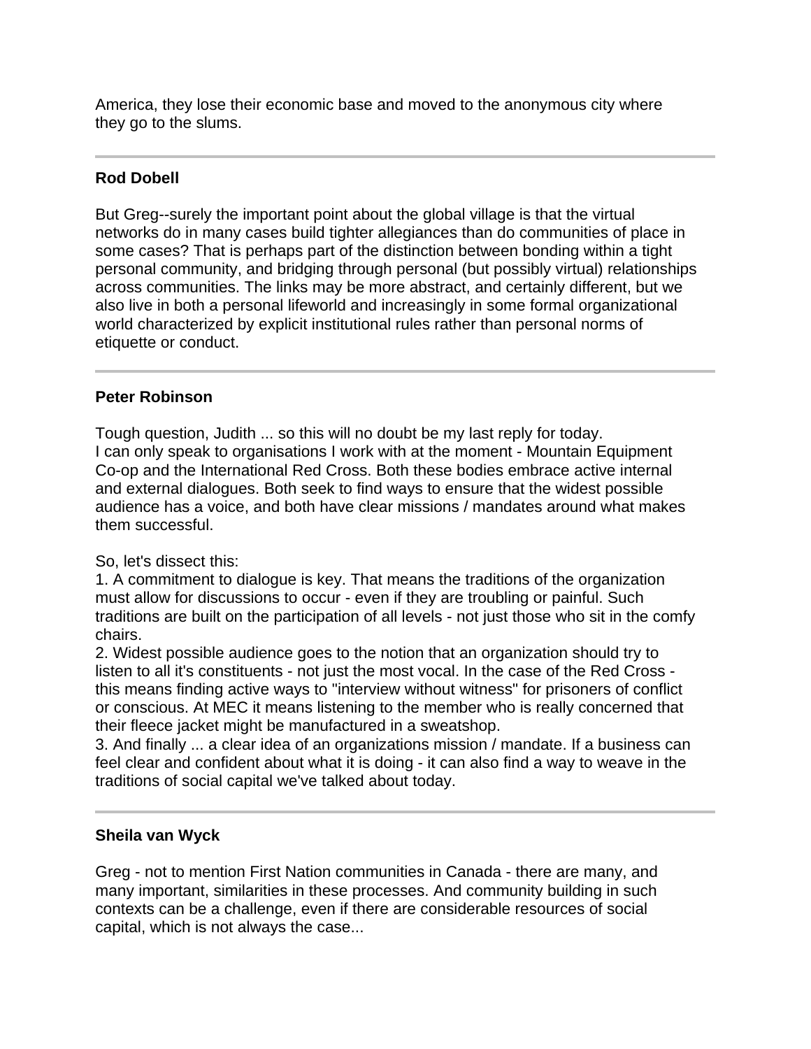America, they lose their economic base and moved to the anonymous city where they go to the slums.

---

**Rod Dobell**

But Greg--surely the important point about the global village is that the virtual networks do in many cases build tighter allegiances than do communities of place in some cases? That is perhaps part of the distinction between bonding within a tight personal community, and bridging through personal (but possibly virtual) relationships across communities. The links may be more abstract, and certainly different, but we also live in both a personal lifeworld and increasingly in some formal organizational world characterized by explicit institutional rules rather than personal norms of etiquette or conduct.

---

**Peter Robinson**

Tough question, Judith ... so this will no doubt be my last reply for today.
I can only speak to organisations I work with at the moment - Mountain Equipment Co-op and the International Red Cross. Both these bodies embrace active internal and external dialogues. Both seek to find ways to ensure that the widest possible audience has a voice, and both have clear missions / mandates around what makes them successful.

So, let's dissect this:
1. A commitment to dialogue is key. That means the traditions of the organization must allow for discussions to occur - even if they are troubling or painful. Such traditions are built on the participation of all levels - not just those who sit in the comfy chairs.
2. Widest possible audience goes to the notion that an organization should try to listen to all it's constituents - not just the most vocal. In the case of the Red Cross - this means finding active ways to "interview without witness" for prisoners of conflict or conscious. At MEC it means listening to the member who is really concerned that their fleece jacket might be manufactured in a sweatshop.
3. And finally ... a clear idea of an organizations mission / mandate. If a business can feel clear and confident about what it is doing - it can also find a way to weave in the traditions of social capital we've talked about today.

---

**Sheila van Wyck**

Greg - not to mention First Nation communities in Canada - there are many, and many important, similarities in these processes. And community building in such contexts can be a challenge, even if there are considerable resources of social capital, which is not always the case...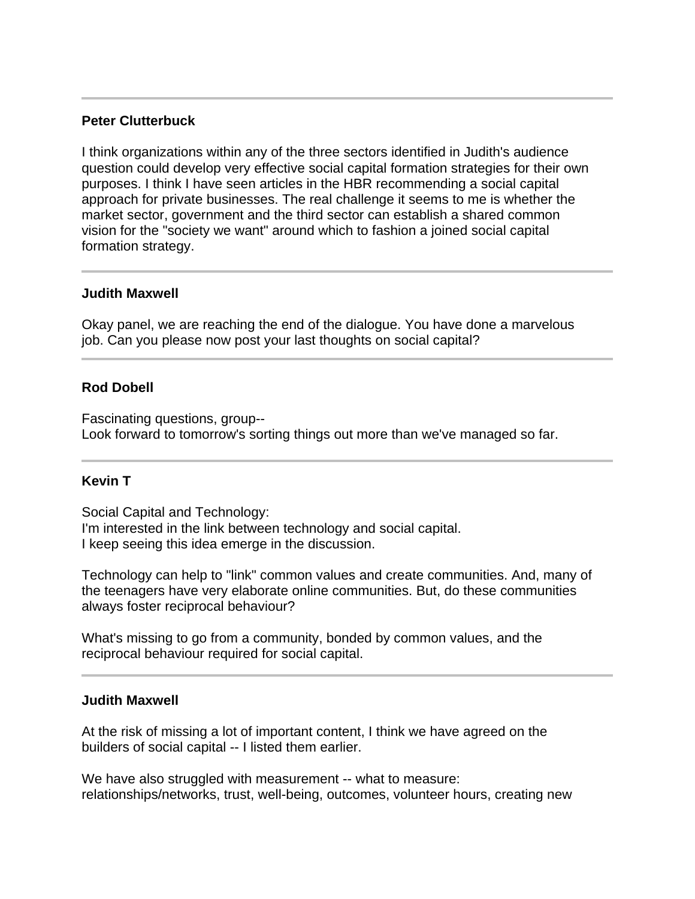---

**Peter Clutterbuck**

I think organizations within any of the three sectors identified in Judith's audience question could develop very effective social capital formation strategies for their own purposes. I think I have seen articles in the HBR recommending a social capital approach for private businesses. The real challenge it seems to me is whether the market sector, government and the third sector can establish a shared common vision for the "society we want" around which to fashion a joined social capital formation strategy.

---

**Judith Maxwell**

Okay panel, we are reaching the end of the dialogue. You have done a marvelous job. Can you please now post your last thoughts on social capital?

---

**Rod Dobell**

Fascinating questions, group--
Look forward to tomorrow's sorting things out more than we've managed so far.

---

**Kevin T**

Social Capital and Technology:
I'm interested in the link between technology and social capital.
I keep seeing this idea emerge in the discussion.

Technology can help to "link" common values and create communities. And, many of the teenagers have very elaborate online communities. But, do these communities always foster reciprocal behaviour?

What's missing to go from a community, bonded by common values, and the reciprocal behaviour required for social capital.

---

**Judith Maxwell**

At the risk of missing a lot of important content, I think we have agreed on the builders of social capital -- I listed them earlier.

We have also struggled with measurement -- what to measure: relationships/networks, trust, well-being, outcomes, volunteer hours, creating new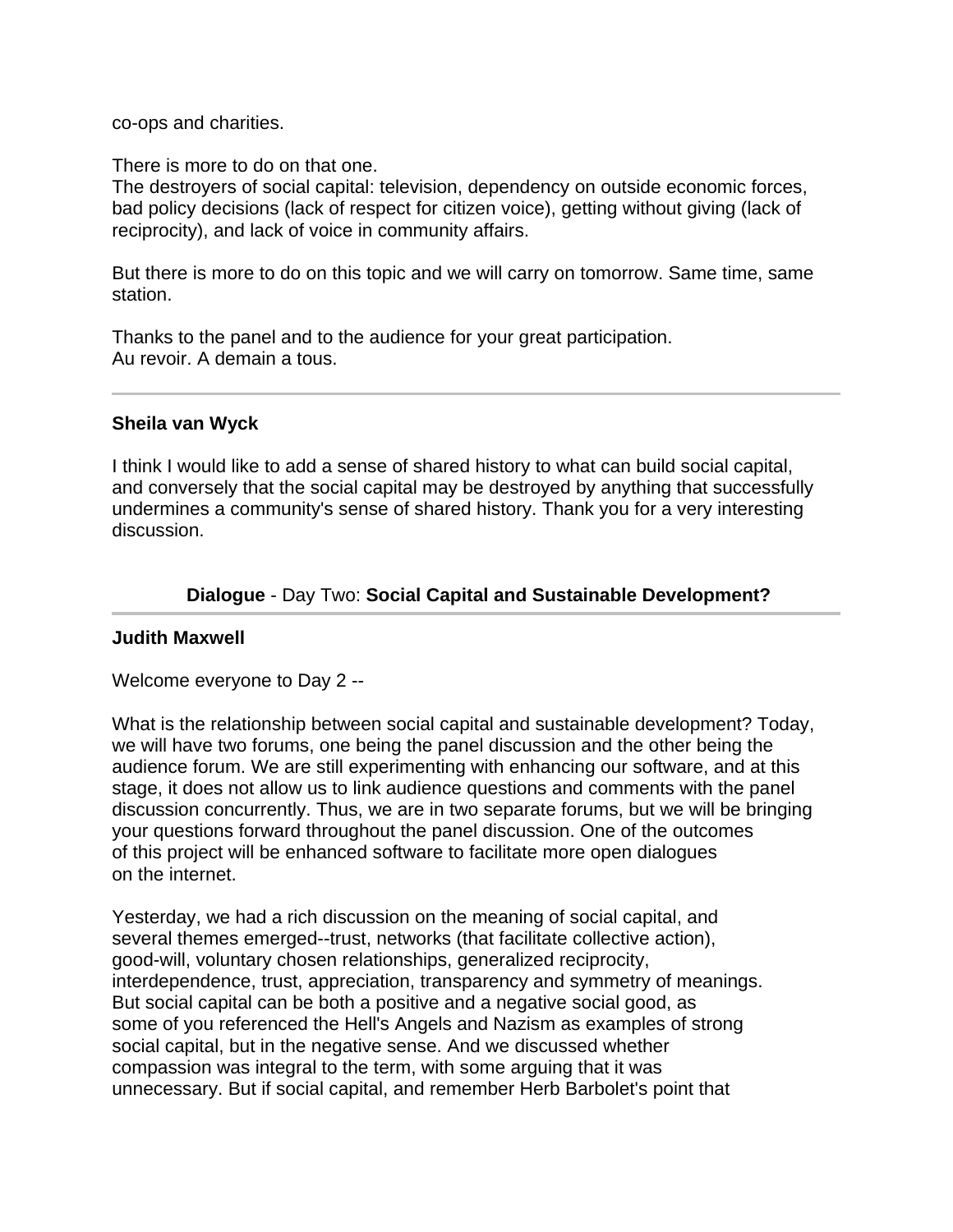co-ops and charities.

There is more to do on that one.
The destroyers of social capital: television, dependency on outside economic forces, bad policy decisions (lack of respect for citizen voice), getting without giving (lack of reciprocity), and lack of voice in community affairs.

But there is more to do on this topic and we will carry on tomorrow. Same time, same station.

Thanks to the panel and to the audience for your great participation.
Au revoir. A demain a tous.

---

**Sheila van Wyck**

I think I would like to add a sense of shared history to what can build social capital, and conversely that the social capital may be destroyed by anything that successfully undermines a community's sense of shared history. Thank you for a very interesting discussion.

## **Dialogue** - Day Two: **Social Capital and Sustainable Development?**

---

**Judith Maxwell**

Welcome everyone to Day 2 --

What is the relationship between social capital and sustainable development? Today, we will have two forums, one being the panel discussion and the other being the audience forum. We are still experimenting with enhancing our software, and at this stage, it does not allow us to link audience questions and comments with the panel discussion concurrently. Thus, we are in two separate forums, but we will be bringing your questions forward throughout the panel discussion. One of the outcomes of this project will be enhanced software to facilitate more open dialogues on the internet.

Yesterday, we had a rich discussion on the meaning of social capital, and several themes emerged--trust, networks (that facilitate collective action), good-will, voluntary chosen relationships, generalized reciprocity, interdependence, trust, appreciation, transparency and symmetry of meanings. But social capital can be both a positive and a negative social good, as some of you referenced the Hell's Angels and Nazism as examples of strong social capital, but in the negative sense. And we discussed whether compassion was integral to the term, with some arguing that it was unnecessary. But if social capital, and remember Herb Barbolet's point that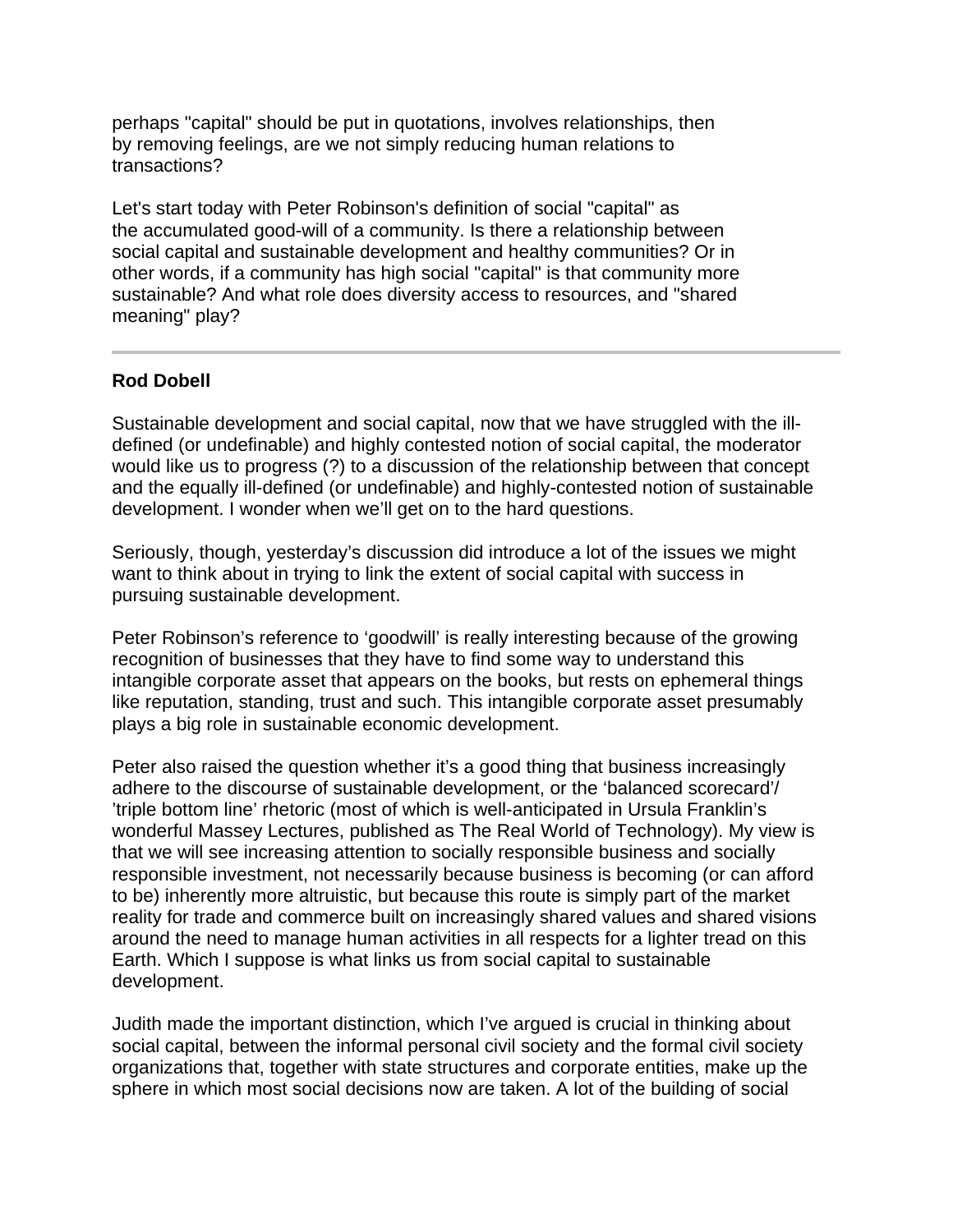perhaps "capital" should be put in quotations, involves relationships, then by removing feelings, are we not simply reducing human relations to transactions?

Let's start today with Peter Robinson's definition of social "capital" as the accumulated good-will of a community. Is there a relationship between social capital and sustainable development and healthy communities? Or in other words, if a community has high social "capital" is that community more sustainable? And what role does diversity access to resources, and "shared meaning" play?

---

**Rod Dobell**

Sustainable development and social capital, now that we have struggled with the ill-defined (or undefinable) and highly contested notion of social capital, the moderator would like us to progress (?) to a discussion of the relationship between that concept and the equally ill-defined (or undefinable) and highly-contested notion of sustainable development. I wonder when we'll get on to the hard questions.

Seriously, though, yesterday's discussion did introduce a lot of the issues we might want to think about in trying to link the extent of social capital with success in pursuing sustainable development.

Peter Robinson's reference to 'goodwill' is really interesting because of the growing recognition of businesses that they have to find some way to understand this intangible corporate asset that appears on the books, but rests on ephemeral things like reputation, standing, trust and such. This intangible corporate asset presumably plays a big role in sustainable economic development.

Peter also raised the question whether it's a good thing that business increasingly adhere to the discourse of sustainable development, or the 'balanced scorecard'/ 'triple bottom line' rhetoric (most of which is well-anticipated in Ursula Franklin's wonderful Massey Lectures, published as The Real World of Technology). My view is that we will see increasing attention to socially responsible business and socially responsible investment, not necessarily because business is becoming (or can afford to be) inherently more altruistic, but because this route is simply part of the market reality for trade and commerce built on increasingly shared values and shared visions around the need to manage human activities in all respects for a lighter tread on this Earth. Which I suppose is what links us from social capital to sustainable development.

Judith made the important distinction, which I've argued is crucial in thinking about social capital, between the informal personal civil society and the formal civil society organizations that, together with state structures and corporate entities, make up the sphere in which most social decisions now are taken. A lot of the building of social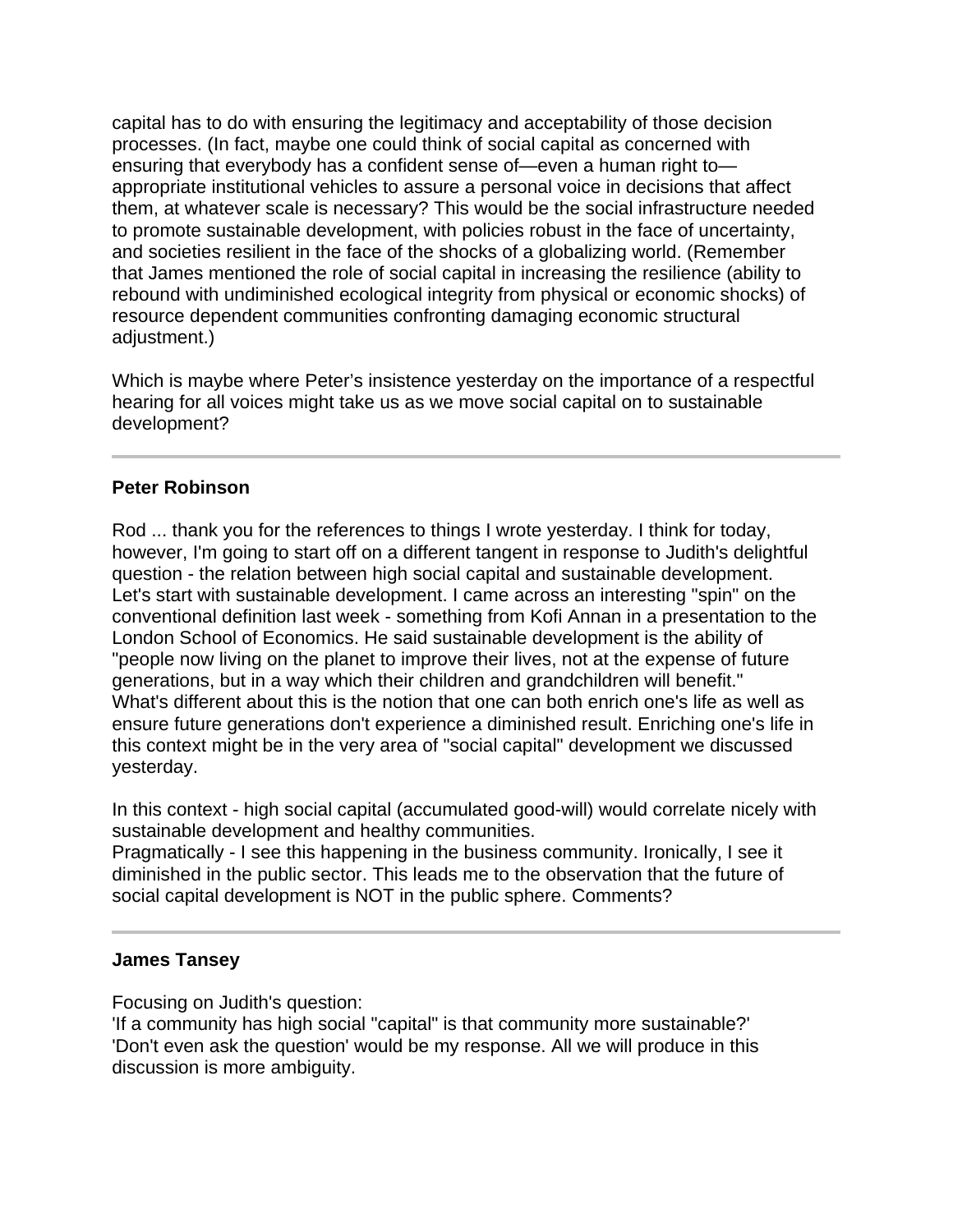capital has to do with ensuring the legitimacy and acceptability of those decision processes. (In fact, maybe one could think of social capital as concerned with ensuring that everybody has a confident sense of—even a human right to—appropriate institutional vehicles to assure a personal voice in decisions that affect them, at whatever scale is necessary? This would be the social infrastructure needed to promote sustainable development, with policies robust in the face of uncertainty, and societies resilient in the face of the shocks of a globalizing world. (Remember that James mentioned the role of social capital in increasing the resilience (ability to rebound with undiminished ecological integrity from physical or economic shocks) of resource dependent communities confronting damaging economic structural adjustment.)

Which is maybe where Peter's insistence yesterday on the importance of a respectful hearing for all voices might take us as we move social capital on to sustainable development?

---

**Peter Robinson**

Rod ... thank you for the references to things I wrote yesterday. I think for today, however, I'm going to start off on a different tangent in response to Judith's delightful question - the relation between high social capital and sustainable development. Let's start with sustainable development. I came across an interesting "spin" on the conventional definition last week - something from Kofi Annan in a presentation to the London School of Economics. He said sustainable development is the ability of "people now living on the planet to improve their lives, not at the expense of future generations, but in a way which their children and grandchildren will benefit." What's different about this is the notion that one can both enrich one's life as well as ensure future generations don't experience a diminished result. Enriching one's life in this context might be in the very area of "social capital" development we discussed yesterday.

In this context - high social capital (accumulated good-will) would correlate nicely with sustainable development and healthy communities.
Pragmatically - I see this happening in the business community. Ironically, I see it diminished in the public sector. This leads me to the observation that the future of social capital development is NOT in the public sphere. Comments?

---

**James Tansey**

Focusing on Judith's question:
'If a community has high social "capital" is that community more sustainable?'
'Don't even ask the question' would be my response. All we will produce in this discussion is more ambiguity.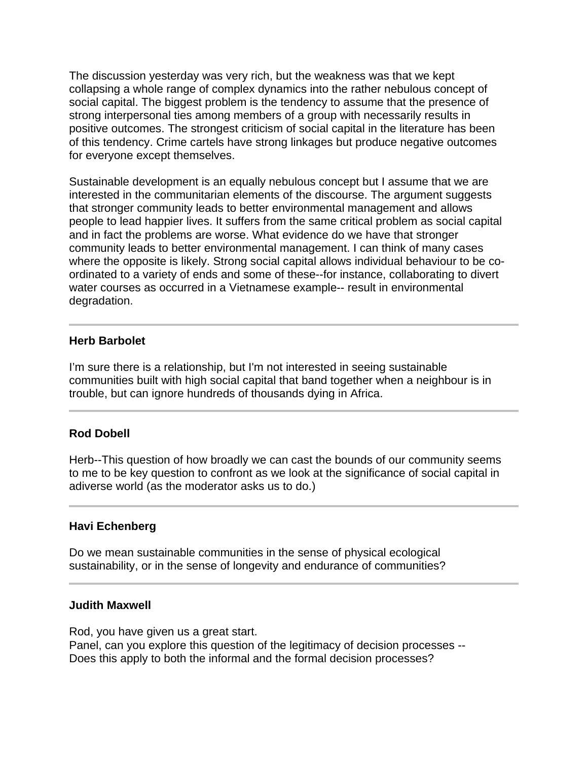The discussion yesterday was very rich, but the weakness was that we kept collapsing a whole range of complex dynamics into the rather nebulous concept of social capital. The biggest problem is the tendency to assume that the presence of strong interpersonal ties among members of a group with necessarily results in positive outcomes. The strongest criticism of social capital in the literature has been of this tendency. Crime cartels have strong linkages but produce negative outcomes for everyone except themselves.

Sustainable development is an equally nebulous concept but I assume that we are interested in the communitarian elements of the discourse. The argument suggests that stronger community leads to better environmental management and allows people to lead happier lives. It suffers from the same critical problem as social capital and in fact the problems are worse. What evidence do we have that stronger community leads to better environmental management. I can think of many cases where the opposite is likely. Strong social capital allows individual behaviour to be co-ordinated to a variety of ends and some of these--for instance, collaborating to divert water courses as occurred in a Vietnamese example-- result in environmental degradation.

---

**Herb Barbolet**

I'm sure there is a relationship, but I'm not interested in seeing sustainable communities built with high social capital that band together when a neighbour is in trouble, but can ignore hundreds of thousands dying in Africa.

---

**Rod Dobell**

Herb--This question of how broadly we can cast the bounds of our community seems to me to be key question to confront as we look at the significance of social capital in adiverse world (as the moderator asks us to do.)

---

**Havi Echenberg**

Do we mean sustainable communities in the sense of physical ecological sustainability, or in the sense of longevity and endurance of communities?

---

**Judith Maxwell**

Rod, you have given us a great start.
Panel, can you explore this question of the legitimacy of decision processes --
Does this apply to both the informal and the formal decision processes?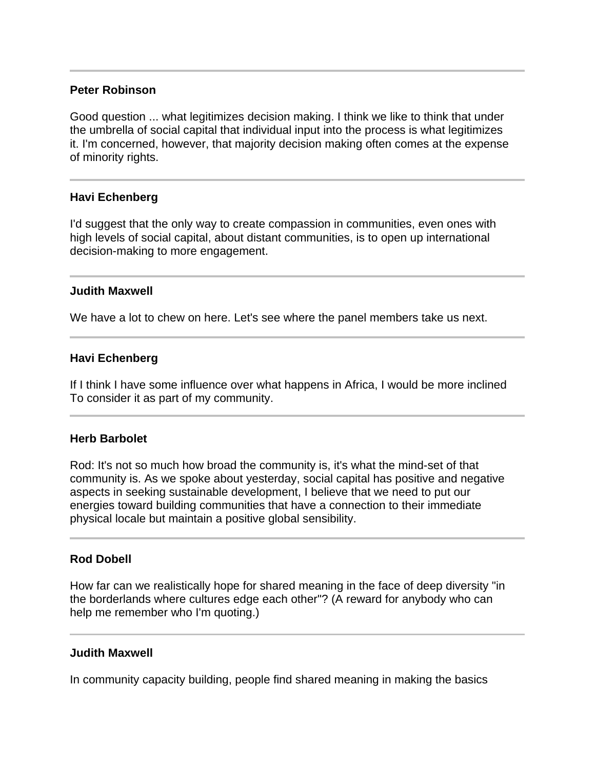---

**Peter Robinson**

Good question ... what legitimizes decision making. I think we like to think that under the umbrella of social capital that individual input into the process is what legitimizes it. I'm concerned, however, that majority decision making often comes at the expense of minority rights.

---

**Havi Echenberg**

I'd suggest that the only way to create compassion in communities, even ones with high levels of social capital, about distant communities, is to open up international decision-making to more engagement.

---

**Judith Maxwell**

We have a lot to chew on here. Let's see where the panel members take us next.

---

**Havi Echenberg**

If I think I have some influence over what happens in Africa, I would be more inclined To consider it as part of my community.

---

**Herb Barbolet**

Rod: It's not so much how broad the community is, it's what the mind-set of that community is. As we spoke about yesterday, social capital has positive and negative aspects in seeking sustainable development, I believe that we need to put our energies toward building communities that have a connection to their immediate physical locale but maintain a positive global sensibility.

---

**Rod Dobell**

How far can we realistically hope for shared meaning in the face of deep diversity "in the borderlands where cultures edge each other"? (A reward for anybody who can help me remember who I'm quoting.)

---

**Judith Maxwell**

In community capacity building, people find shared meaning in making the basics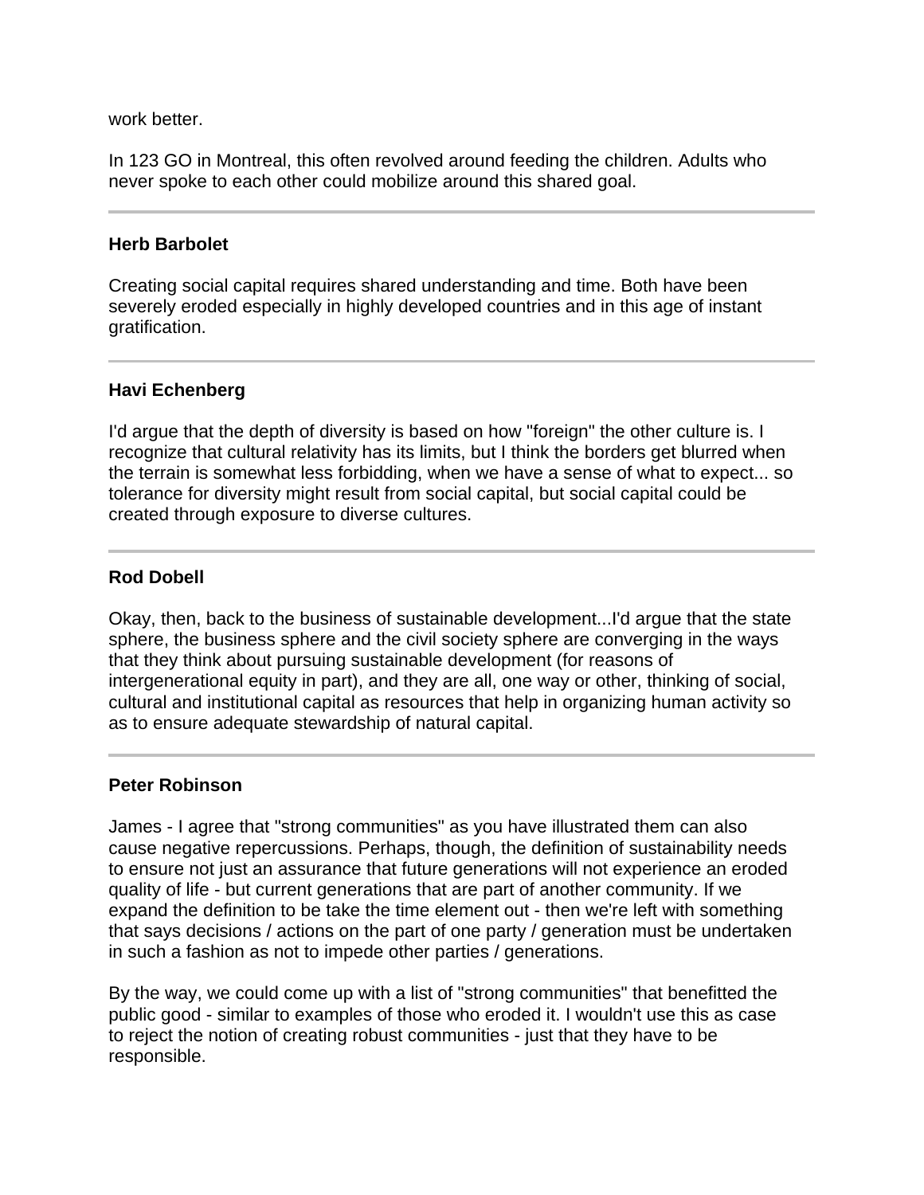work better.

In 123 GO in Montreal, this often revolved around feeding the children. Adults who never spoke to each other could mobilize around this shared goal.

---

**Herb Barbolet**

Creating social capital requires shared understanding and time. Both have been severely eroded especially in highly developed countries and in this age of instant gratification.

---

**Havi Echenberg**

I'd argue that the depth of diversity is based on how "foreign" the other culture is. I recognize that cultural relativity has its limits, but I think the borders get blurred when the terrain is somewhat less forbidding, when we have a sense of what to expect... so tolerance for diversity might result from social capital, but social capital could be created through exposure to diverse cultures.

---

**Rod Dobell**

Okay, then, back to the business of sustainable development...I'd argue that the state sphere, the business sphere and the civil society sphere are converging in the ways that they think about pursuing sustainable development (for reasons of intergenerational equity in part), and they are all, one way or other, thinking of social, cultural and institutional capital as resources that help in organizing human activity so as to ensure adequate stewardship of natural capital.

---

**Peter Robinson**

James - I agree that "strong communities" as you have illustrated them can also cause negative repercussions. Perhaps, though, the definition of sustainability needs to ensure not just an assurance that future generations will not experience an eroded quality of life - but current generations that are part of another community. If we expand the definition to be take the time element out - then we're left with something that says decisions / actions on the part of one party / generation must be undertaken in such a fashion as not to impede other parties / generations.

By the way, we could come up with a list of "strong communities" that benefitted the public good - similar to examples of those who eroded it. I wouldn't use this as case to reject the notion of creating robust communities - just that they have to be responsible.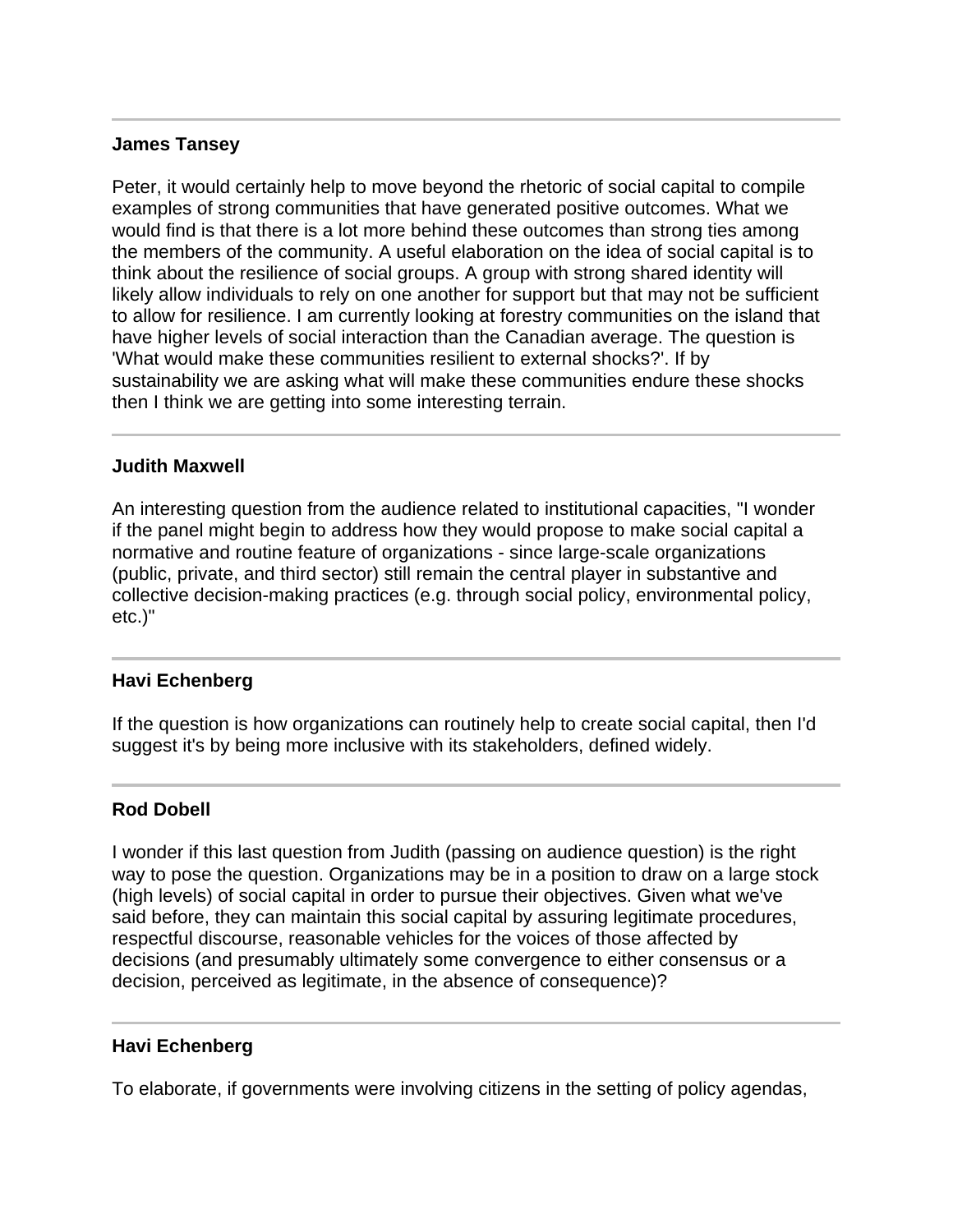---

**James Tansey**

Peter, it would certainly help to move beyond the rhetoric of social capital to compile examples of strong communities that have generated positive outcomes. What we would find is that there is a lot more behind these outcomes than strong ties among the members of the community. A useful elaboration on the idea of social capital is to think about the resilience of social groups. A group with strong shared identity will likely allow individuals to rely on one another for support but that may not be sufficient to allow for resilience. I am currently looking at forestry communities on the island that have higher levels of social interaction than the Canadian average. The question is 'What would make these communities resilient to external shocks?'. If by sustainability we are asking what will make these communities endure these shocks then I think we are getting into some interesting terrain.

---

**Judith Maxwell**

An interesting question from the audience related to institutional capacities, "I wonder if the panel might begin to address how they would propose to make social capital a normative and routine feature of organizations - since large-scale organizations (public, private, and third sector) still remain the central player in substantive and collective decision-making practices (e.g. through social policy, environmental policy, etc.)"

---

**Havi Echenberg**

If the question is how organizations can routinely help to create social capital, then I'd suggest it's by being more inclusive with its stakeholders, defined widely.

---

**Rod Dobell**

I wonder if this last question from Judith (passing on audience question) is the right way to pose the question. Organizations may be in a position to draw on a large stock (high levels) of social capital in order to pursue their objectives. Given what we've said before, they can maintain this social capital by assuring legitimate procedures, respectful discourse, reasonable vehicles for the voices of those affected by decisions (and presumably ultimately some convergence to either consensus or a decision, perceived as legitimate, in the absence of consequence)?

---

**Havi Echenberg**

To elaborate, if governments were involving citizens in the setting of policy agendas,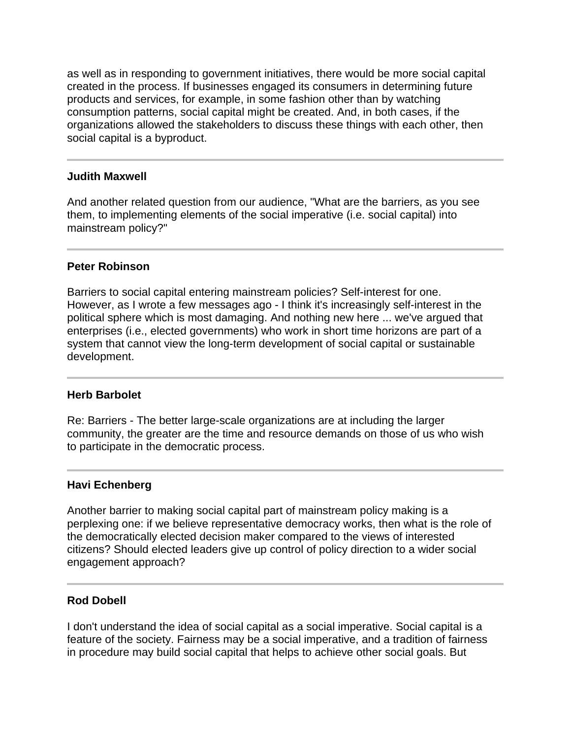as well as in responding to government initiatives, there would be more social capital created in the process. If businesses engaged its consumers in determining future products and services, for example, in some fashion other than by watching consumption patterns, social capital might be created. And, in both cases, if the organizations allowed the stakeholders to discuss these things with each other, then social capital is a byproduct.

---

**Judith Maxwell**

And another related question from our audience, "What are the barriers, as you see them, to implementing elements of the social imperative (i.e. social capital) into mainstream policy?"

---

**Peter Robinson**

Barriers to social capital entering mainstream policies? Self-interest for one. However, as I wrote a few messages ago - I think it's increasingly self-interest in the political sphere which is most damaging. And nothing new here ... we've argued that enterprises (i.e., elected governments) who work in short time horizons are part of a system that cannot view the long-term development of social capital or sustainable development.

---

**Herb Barbolet**

Re: Barriers - The better large-scale organizations are at including the larger community, the greater are the time and resource demands on those of us who wish to participate in the democratic process.

---

**Havi Echenberg**

Another barrier to making social capital part of mainstream policy making is a perplexing one: if we believe representative democracy works, then what is the role of the democratically elected decision maker compared to the views of interested citizens? Should elected leaders give up control of policy direction to a wider social engagement approach?

---

**Rod Dobell**

I don't understand the idea of social capital as a social imperative. Social capital is a feature of the society. Fairness may be a social imperative, and a tradition of fairness in procedure may build social capital that helps to achieve other social goals. But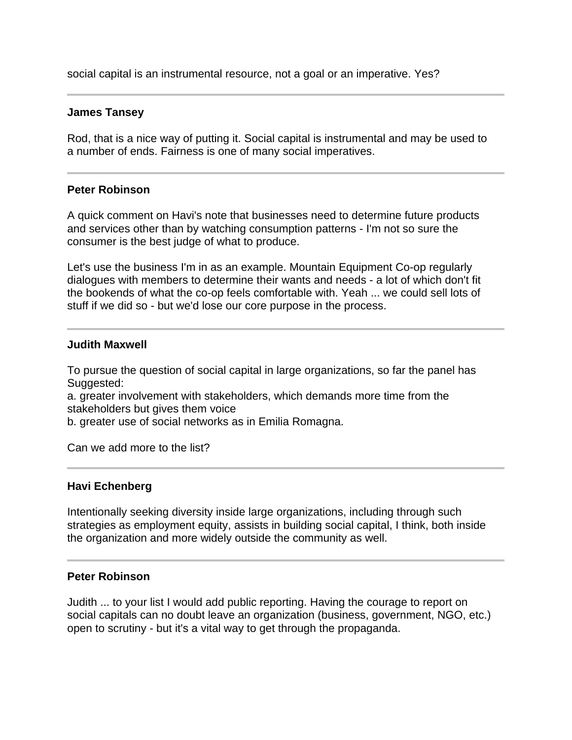social capital is an instrumental resource, not a goal or an imperative. Yes?

---

**James Tansey**

Rod, that is a nice way of putting it. Social capital is instrumental and may be used to a number of ends. Fairness is one of many social imperatives.

---

**Peter Robinson**

A quick comment on Havi's note that businesses need to determine future products and services other than by watching consumption patterns - I'm not so sure the consumer is the best judge of what to produce.

Let's use the business I'm in as an example. Mountain Equipment Co-op regularly dialogues with members to determine their wants and needs - a lot of which don't fit the bookends of what the co-op feels comfortable with. Yeah ... we could sell lots of stuff if we did so - but we'd lose our core purpose in the process.

---

**Judith Maxwell**

To pursue the question of social capital in large organizations, so far the panel has Suggested:
a. greater involvement with stakeholders, which demands more time from the stakeholders but gives them voice
b. greater use of social networks as in Emilia Romagna.

Can we add more to the list?

---

**Havi Echenberg**

Intentionally seeking diversity inside large organizations, including through such strategies as employment equity, assists in building social capital, I think, both inside the organization and more widely outside the community as well.

---

**Peter Robinson**

Judith ... to your list I would add public reporting. Having the courage to report on social capitals can no doubt leave an organization (business, government, NGO, etc.) open to scrutiny - but it's a vital way to get through the propaganda.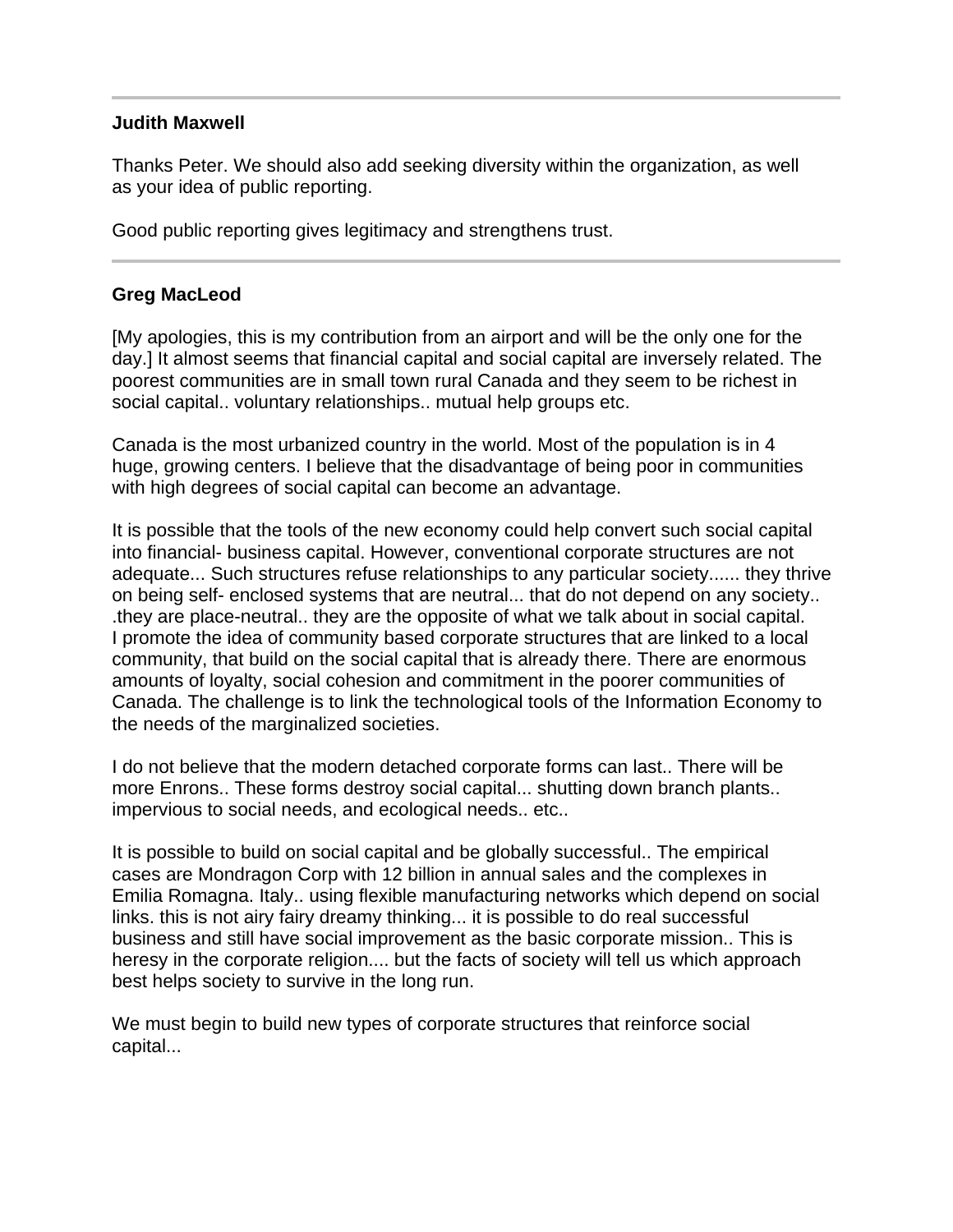---

**Judith Maxwell**

Thanks Peter. We should also add seeking diversity within the organization, as well as your idea of public reporting.

Good public reporting gives legitimacy and strengthens trust.

---

**Greg MacLeod**

[My apologies, this is my contribution from an airport and will be the only one for the day.] It almost seems that financial capital and social capital are inversely related. The poorest communities are in small town rural Canada and they seem to be richest in social capital.. voluntary relationships.. mutual help groups etc.

Canada is the most urbanized country in the world. Most of the population is in 4 huge, growing centers. I believe that the disadvantage of being poor in communities with high degrees of social capital can become an advantage.

It is possible that the tools of the new economy could help convert such social capital into financial- business capital. However, conventional corporate structures are not adequate... Such structures refuse relationships to any particular society...... they thrive on being self- enclosed systems that are neutral... that do not depend on any society.. .they are place-neutral.. they are the opposite of what we talk about in social capital. I promote the idea of community based corporate structures that are linked to a local community, that build on the social capital that is already there. There are enormous amounts of loyalty, social cohesion and commitment in the poorer communities of Canada. The challenge is to link the technological tools of the Information Economy to the needs of the marginalized societies.

I do not believe that the modern detached corporate forms can last.. There will be more Enrons.. These forms destroy social capital... shutting down branch plants.. impervious to social needs, and ecological needs.. etc..

It is possible to build on social capital and be globally successful.. The empirical cases are Mondragon Corp with 12 billion in annual sales and the complexes in Emilia Romagna. Italy.. using flexible manufacturing networks which depend on social links. this is not airy fairy dreamy thinking... it is possible to do real successful business and still have social improvement as the basic corporate mission.. This is heresy in the corporate religion.... but the facts of society will tell us which approach best helps society to survive in the long run.

We must begin to build new types of corporate structures that reinforce social capital...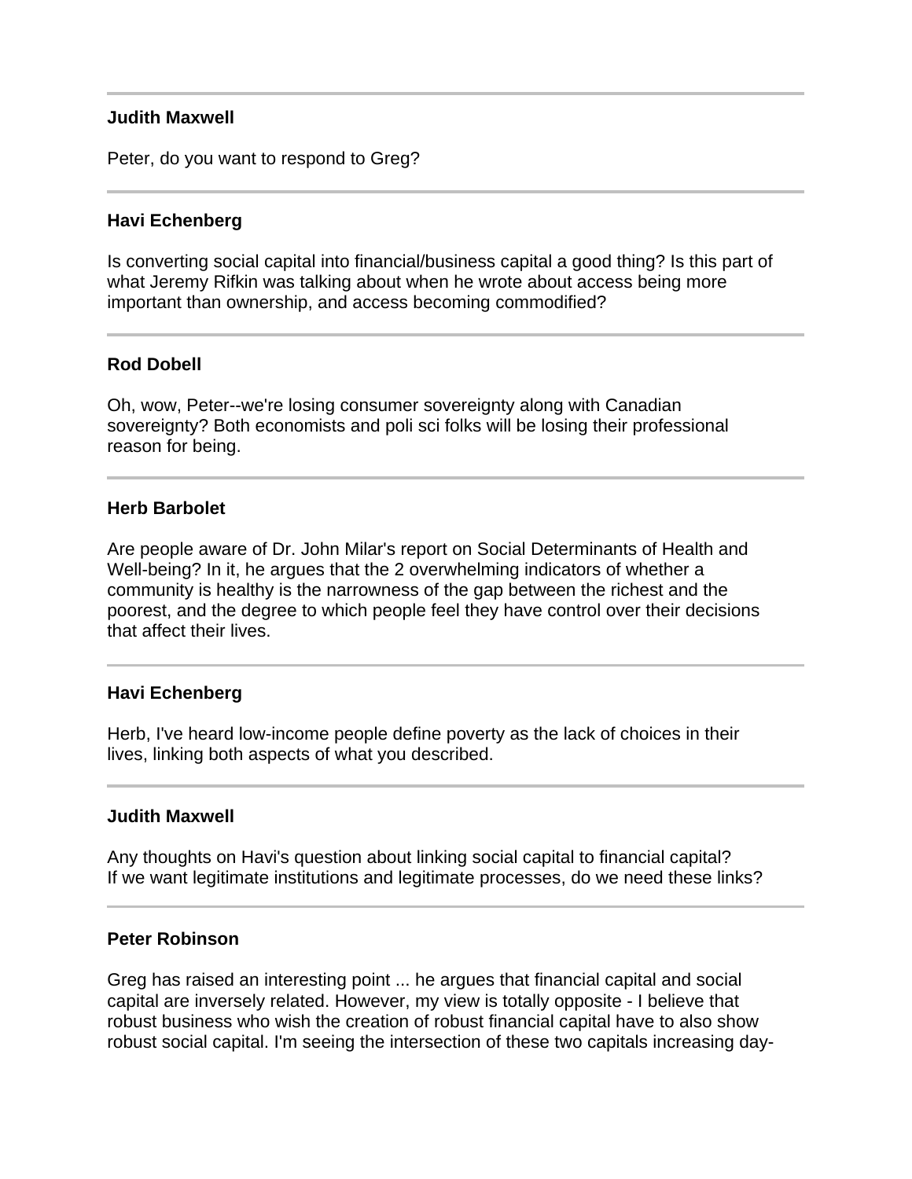---

**Judith Maxwell**

Peter, do you want to respond to Greg?

---

**Havi Echenberg**

Is converting social capital into financial/business capital a good thing? Is this part of what Jeremy Rifkin was talking about when he wrote about access being more important than ownership, and access becoming commodified?

---

**Rod Dobell**

Oh, wow, Peter--we're losing consumer sovereignty along with Canadian sovereignty? Both economists and poli sci folks will be losing their professional reason for being.

---

**Herb Barbolet**

Are people aware of Dr. John Milar's report on Social Determinants of Health and Well-being? In it, he argues that the 2 overwhelming indicators of whether a community is healthy is the narrowness of the gap between the richest and the poorest, and the degree to which people feel they have control over their decisions that affect their lives.

---

**Havi Echenberg**

Herb, I've heard low-income people define poverty as the lack of choices in their lives, linking both aspects of what you described.

---

**Judith Maxwell**

Any thoughts on Havi's question about linking social capital to financial capital? If we want legitimate institutions and legitimate processes, do we need these links?

---

**Peter Robinson**

Greg has raised an interesting point ... he argues that financial capital and social capital are inversely related. However, my view is totally opposite - I believe that robust business who wish the creation of robust financial capital have to also show robust social capital. I'm seeing the intersection of these two capitals increasing day-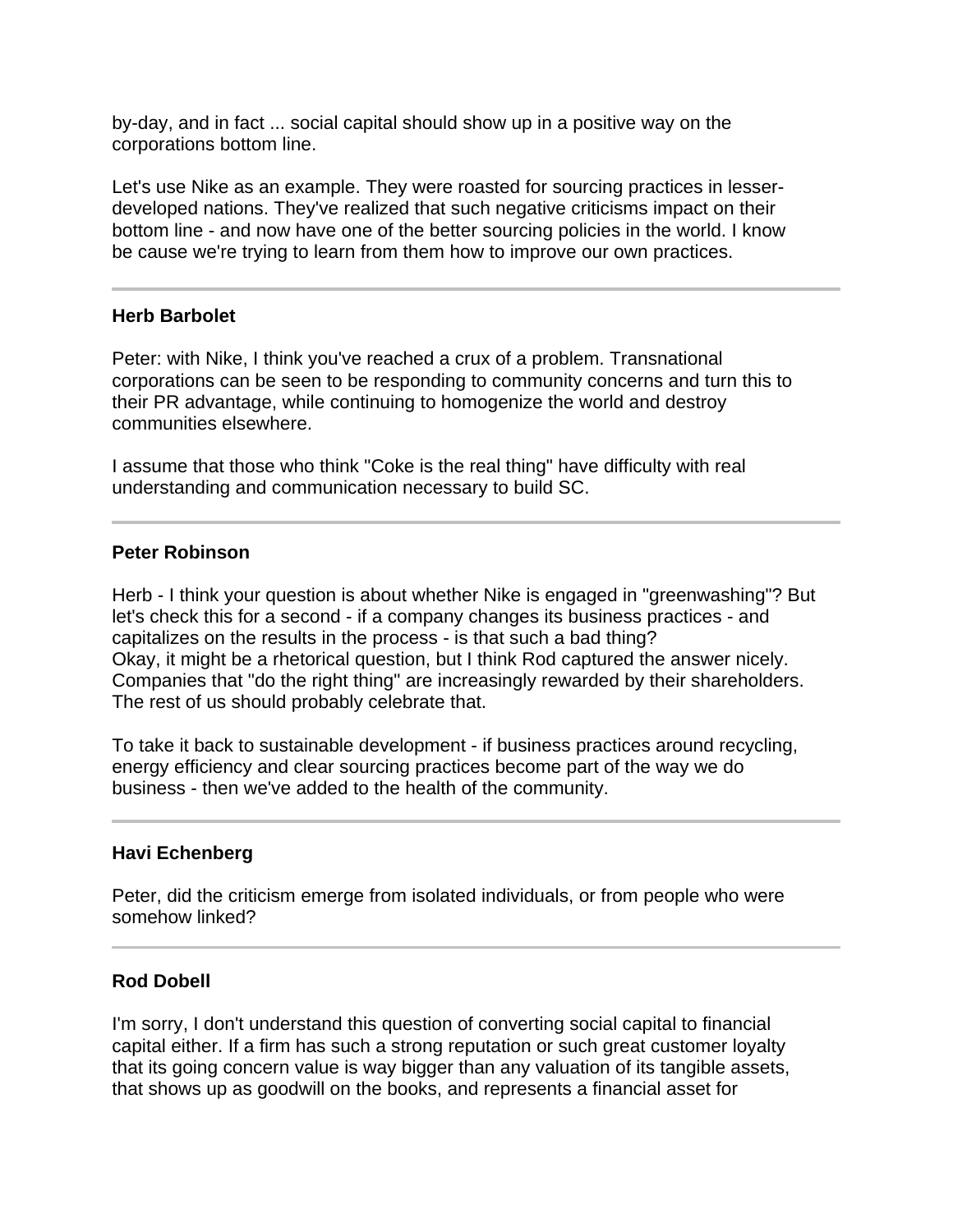by-day, and in fact ... social capital should show up in a positive way on the corporations bottom line.

Let's use Nike as an example. They were roasted for sourcing practices in lesser-developed nations. They've realized that such negative criticisms impact on their bottom line - and now have one of the better sourcing policies in the world. I know be cause we're trying to learn from them how to improve our own practices.

---

**Herb Barbolet**

Peter: with Nike, I think you've reached a crux of a problem. Transnational corporations can be seen to be responding to community concerns and turn this to their PR advantage, while continuing to homogenize the world and destroy communities elsewhere.

I assume that those who think "Coke is the real thing" have difficulty with real understanding and communication necessary to build SC.

---

**Peter Robinson**

Herb - I think your question is about whether Nike is engaged in "greenwashing"? But let's check this for a second - if a company changes its business practices - and capitalizes on the results in the process - is that such a bad thing?
Okay, it might be a rhetorical question, but I think Rod captured the answer nicely. Companies that "do the right thing" are increasingly rewarded by their shareholders. The rest of us should probably celebrate that.

To take it back to sustainable development - if business practices around recycling, energy efficiency and clear sourcing practices become part of the way we do business - then we've added to the health of the community.

---

**Havi Echenberg**

Peter, did the criticism emerge from isolated individuals, or from people who were somehow linked?

---

**Rod Dobell**

I'm sorry, I don't understand this question of converting social capital to financial capital either. If a firm has such a strong reputation or such great customer loyalty that its going concern value is way bigger than any valuation of its tangible assets, that shows up as goodwill on the books, and represents a financial asset for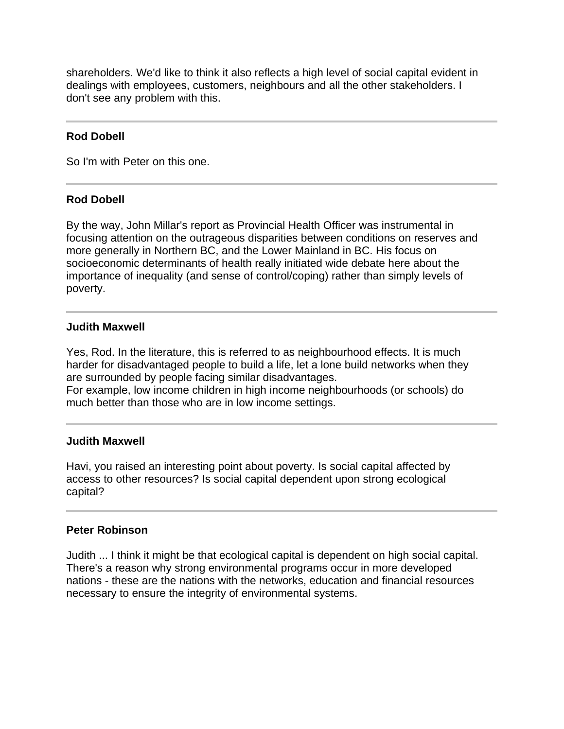shareholders. We'd like to think it also reflects a high level of social capital evident in dealings with employees, customers, neighbours and all the other stakeholders. I don't see any problem with this.

---

**Rod Dobell**

So I'm with Peter on this one.

---

**Rod Dobell**

By the way, John Millar's report as Provincial Health Officer was instrumental in focusing attention on the outrageous disparities between conditions on reserves and more generally in Northern BC, and the Lower Mainland in BC. His focus on socioeconomic determinants of health really initiated wide debate here about the importance of inequality (and sense of control/coping) rather than simply levels of poverty.

---

**Judith Maxwell**

Yes, Rod. In the literature, this is referred to as neighbourhood effects. It is much harder for disadvantaged people to build a life, let a lone build networks when they are surrounded by people facing similar disadvantages.
For example, low income children in high income neighbourhoods (or schools) do much better than those who are in low income settings.

---

**Judith Maxwell**

Havi, you raised an interesting point about poverty. Is social capital affected by access to other resources? Is social capital dependent upon strong ecological capital?

---

**Peter Robinson**

Judith ... I think it might be that ecological capital is dependent on high social capital. There's a reason why strong environmental programs occur in more developed nations - these are the nations with the networks, education and financial resources necessary to ensure the integrity of environmental systems.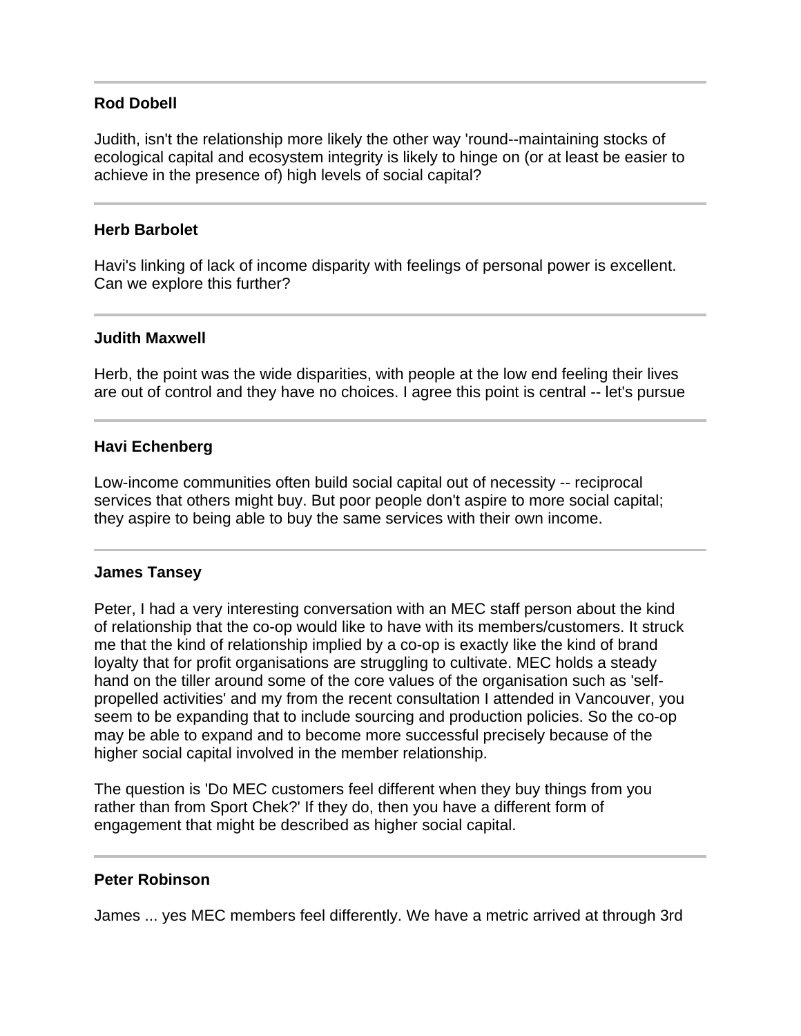---

**Rod Dobell**

Judith, isn't the relationship more likely the other way 'round--maintaining stocks of ecological capital and ecosystem integrity is likely to hinge on (or at least be easier to achieve in the presence of) high levels of social capital?

---

**Herb Barbolet**

Havi's linking of lack of income disparity with feelings of personal power is excellent. Can we explore this further?

---

**Judith Maxwell**

Herb, the point was the wide disparities, with people at the low end feeling their lives are out of control and they have no choices. I agree this point is central -- let's pursue

---

**Havi Echenberg**

Low-income communities often build social capital out of necessity -- reciprocal services that others might buy. But poor people don't aspire to more social capital; they aspire to being able to buy the same services with their own income.

---

**James Tansey**

Peter, I had a very interesting conversation with an MEC staff person about the kind of relationship that the co-op would like to have with its members/customers. It struck me that the kind of relationship implied by a co-op is exactly like the kind of brand loyalty that for profit organisations are struggling to cultivate. MEC holds a steady hand on the tiller around some of the core values of the organisation such as 'self-propelled activities' and my from the recent consultation I attended in Vancouver, you seem to be expanding that to include sourcing and production policies. So the co-op may be able to expand and to become more successful precisely because of the higher social capital involved in the member relationship.

The question is 'Do MEC customers feel different when they buy things from you rather than from Sport Chek?' If they do, then you have a different form of engagement that might be described as higher social capital.

---

**Peter Robinson**

James ... yes MEC members feel differently. We have a metric arrived at through 3rd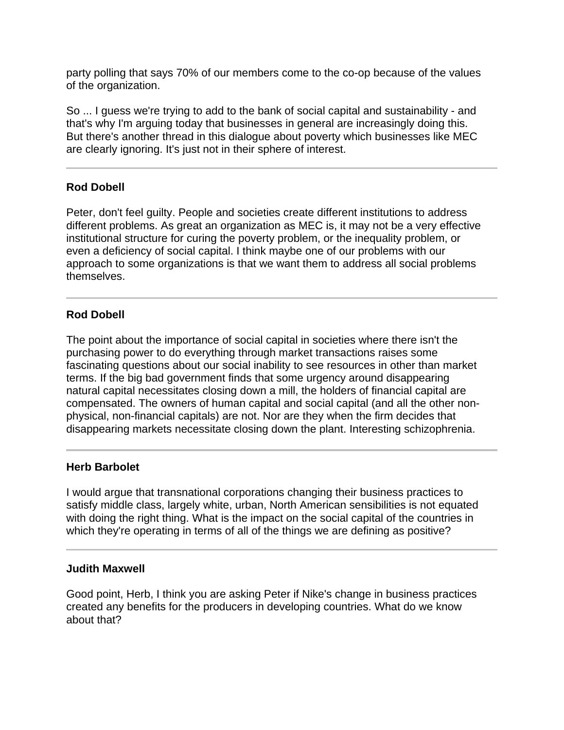party polling that says 70% of our members come to the co-op because of the values of the organization.

So ... I guess we're trying to add to the bank of social capital and sustainability - and that's why I'm arguing today that businesses in general are increasingly doing this. But there's another thread in this dialogue about poverty which businesses like MEC are clearly ignoring. It's just not in their sphere of interest.

---

**Rod Dobell**

Peter, don't feel guilty. People and societies create different institutions to address different problems. As great an organization as MEC is, it may not be a very effective institutional structure for curing the poverty problem, or the inequality problem, or even a deficiency of social capital. I think maybe one of our problems with our approach to some organizations is that we want them to address all social problems themselves.

---

**Rod Dobell**

The point about the importance of social capital in societies where there isn't the purchasing power to do everything through market transactions raises some fascinating questions about our social inability to see resources in other than market terms. If the big bad government finds that some urgency around disappearing natural capital necessitates closing down a mill, the holders of financial capital are compensated. The owners of human capital and social capital (and all the other non-physical, non-financial capitals) are not. Nor are they when the firm decides that disappearing markets necessitate closing down the plant. Interesting schizophrenia.

---

**Herb Barbolet**

I would argue that transnational corporations changing their business practices to satisfy middle class, largely white, urban, North American sensibilities is not equated with doing the right thing. What is the impact on the social capital of the countries in which they're operating in terms of all of the things we are defining as positive?

---

**Judith Maxwell**

Good point, Herb, I think you are asking Peter if Nike's change in business practices created any benefits for the producers in developing countries. What do we know about that?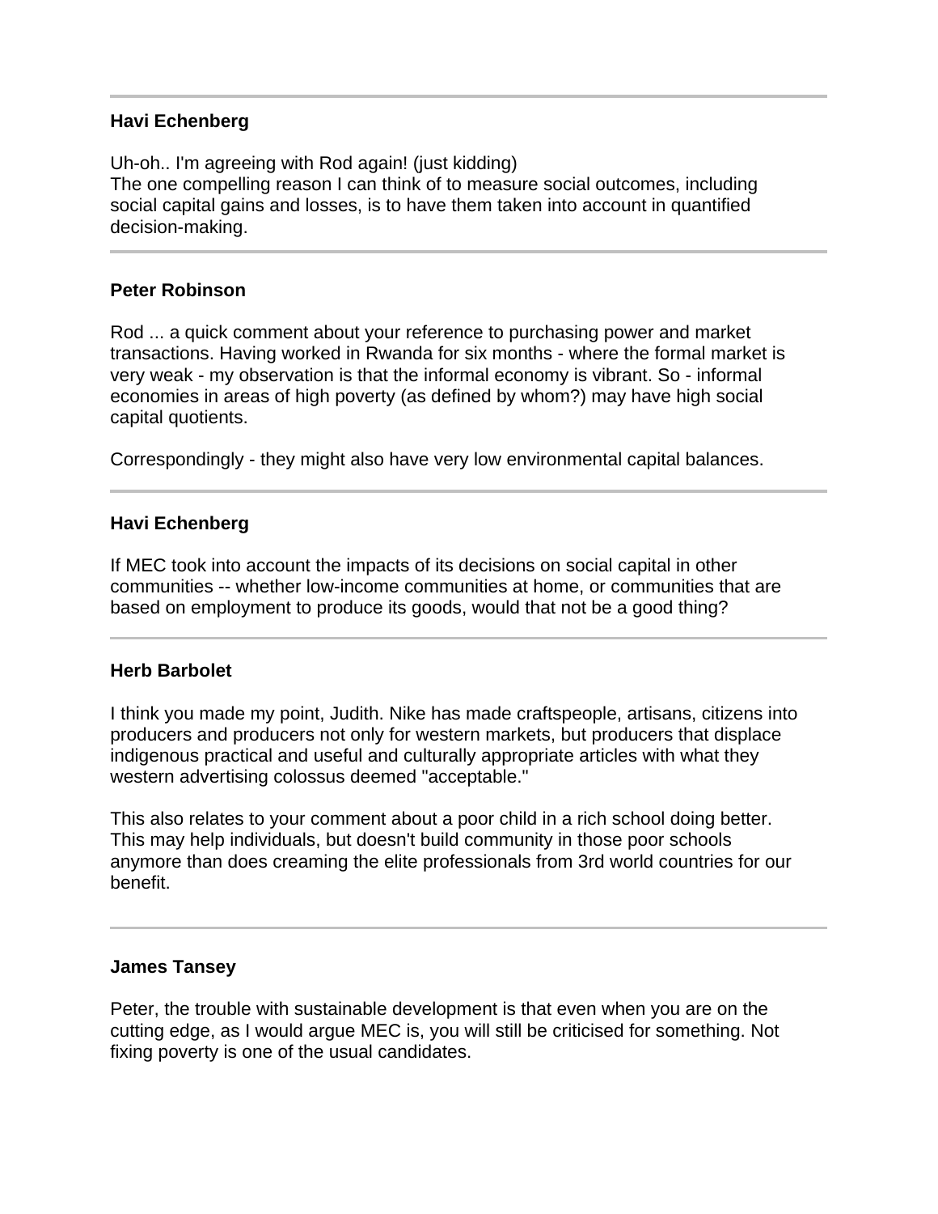---

**Havi Echenberg**

Uh-oh.. I'm agreeing with Rod again! (just kidding)
The one compelling reason I can think of to measure social outcomes, including social capital gains and losses, is to have them taken into account in quantified decision-making.

---

**Peter Robinson**

Rod ... a quick comment about your reference to purchasing power and market transactions. Having worked in Rwanda for six months - where the formal market is very weak - my observation is that the informal economy is vibrant. So - informal economies in areas of high poverty (as defined by whom?) may have high social capital quotients.

Correspondingly - they might also have very low environmental capital balances.

---

**Havi Echenberg**

If MEC took into account the impacts of its decisions on social capital in other communities -- whether low-income communities at home, or communities that are based on employment to produce its goods, would that not be a good thing?

---

**Herb Barbolet**

I think you made my point, Judith. Nike has made craftspeople, artisans, citizens into producers and producers not only for western markets, but producers that displace indigenous practical and useful and culturally appropriate articles with what they western advertising colossus deemed "acceptable."

This also relates to your comment about a poor child in a rich school doing better. This may help individuals, but doesn't build community in those poor schools anymore than does creaming the elite professionals from 3rd world countries for our benefit.

---

**James Tansey**

Peter, the trouble with sustainable development is that even when you are on the cutting edge, as I would argue MEC is, you will still be criticised for something. Not fixing poverty is one of the usual candidates.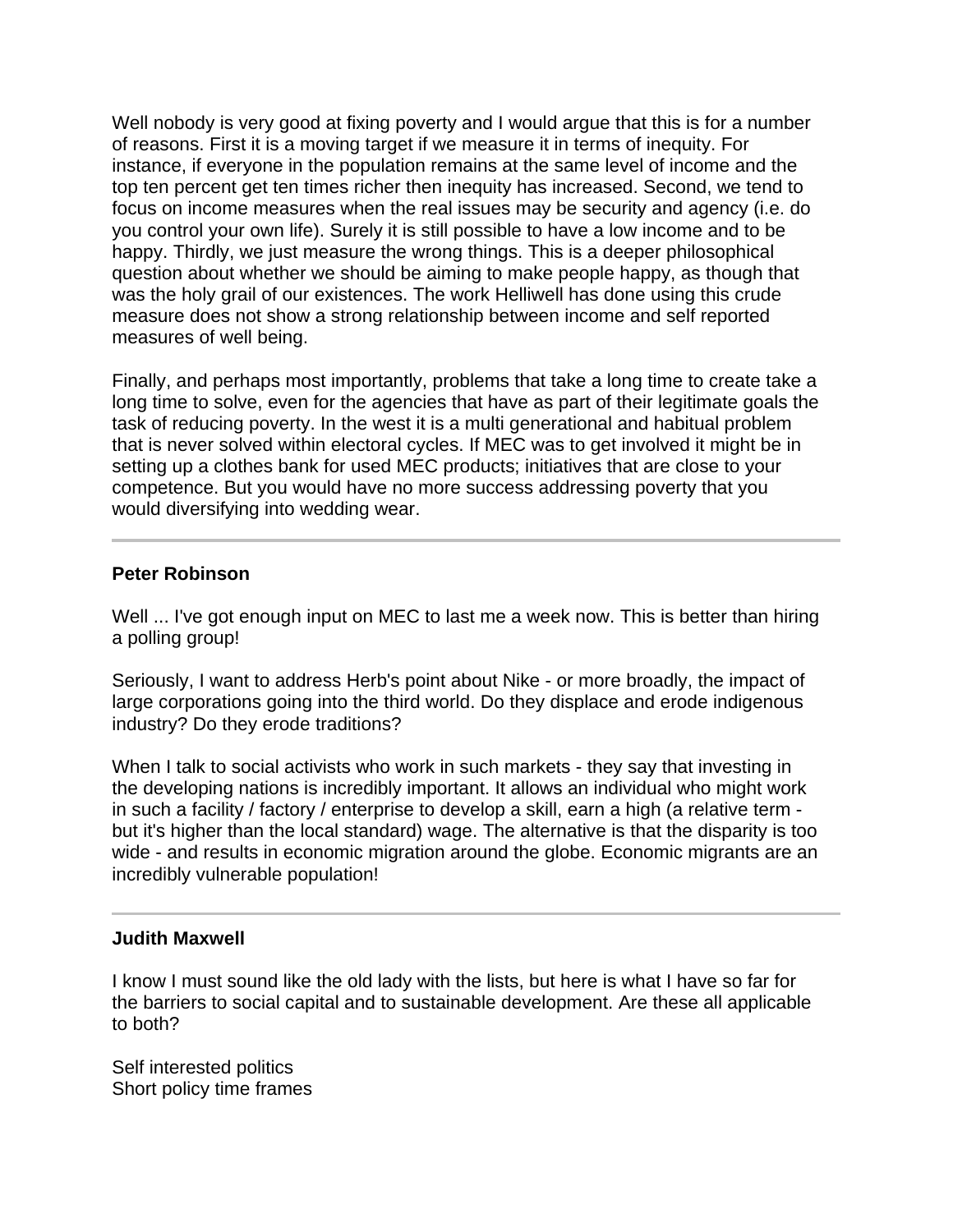Well nobody is very good at fixing poverty and I would argue that this is for a number of reasons. First it is a moving target if we measure it in terms of inequity. For instance, if everyone in the population remains at the same level of income and the top ten percent get ten times richer then inequity has increased. Second, we tend to focus on income measures when the real issues may be security and agency (i.e. do you control your own life). Surely it is still possible to have a low income and to be happy. Thirdly, we just measure the wrong things. This is a deeper philosophical question about whether we should be aiming to make people happy, as though that was the holy grail of our existences. The work Helliwell has done using this crude measure does not show a strong relationship between income and self reported measures of well being.

Finally, and perhaps most importantly, problems that take a long time to create take a long time to solve, even for the agencies that have as part of their legitimate goals the task of reducing poverty. In the west it is a multi generational and habitual problem that is never solved within electoral cycles. If MEC was to get involved it might be in setting up a clothes bank for used MEC products; initiatives that are close to your competence. But you would have no more success addressing poverty that you would diversifying into wedding wear.

---

**Peter Robinson**

Well ... I've got enough input on MEC to last me a week now. This is better than hiring a polling group!

Seriously, I want to address Herb's point about Nike - or more broadly, the impact of large corporations going into the third world. Do they displace and erode indigenous industry? Do they erode traditions?

When I talk to social activists who work in such markets - they say that investing in the developing nations is incredibly important. It allows an individual who might work in such a facility / factory / enterprise to develop a skill, earn a high (a relative term - but it's higher than the local standard) wage. The alternative is that the disparity is too wide - and results in economic migration around the globe. Economic migrants are an incredibly vulnerable population!

---

**Judith Maxwell**

I know I must sound like the old lady with the lists, but here is what I have so far for the barriers to social capital and to sustainable development. Are these all applicable to both?

Self interested politics
Short policy time frames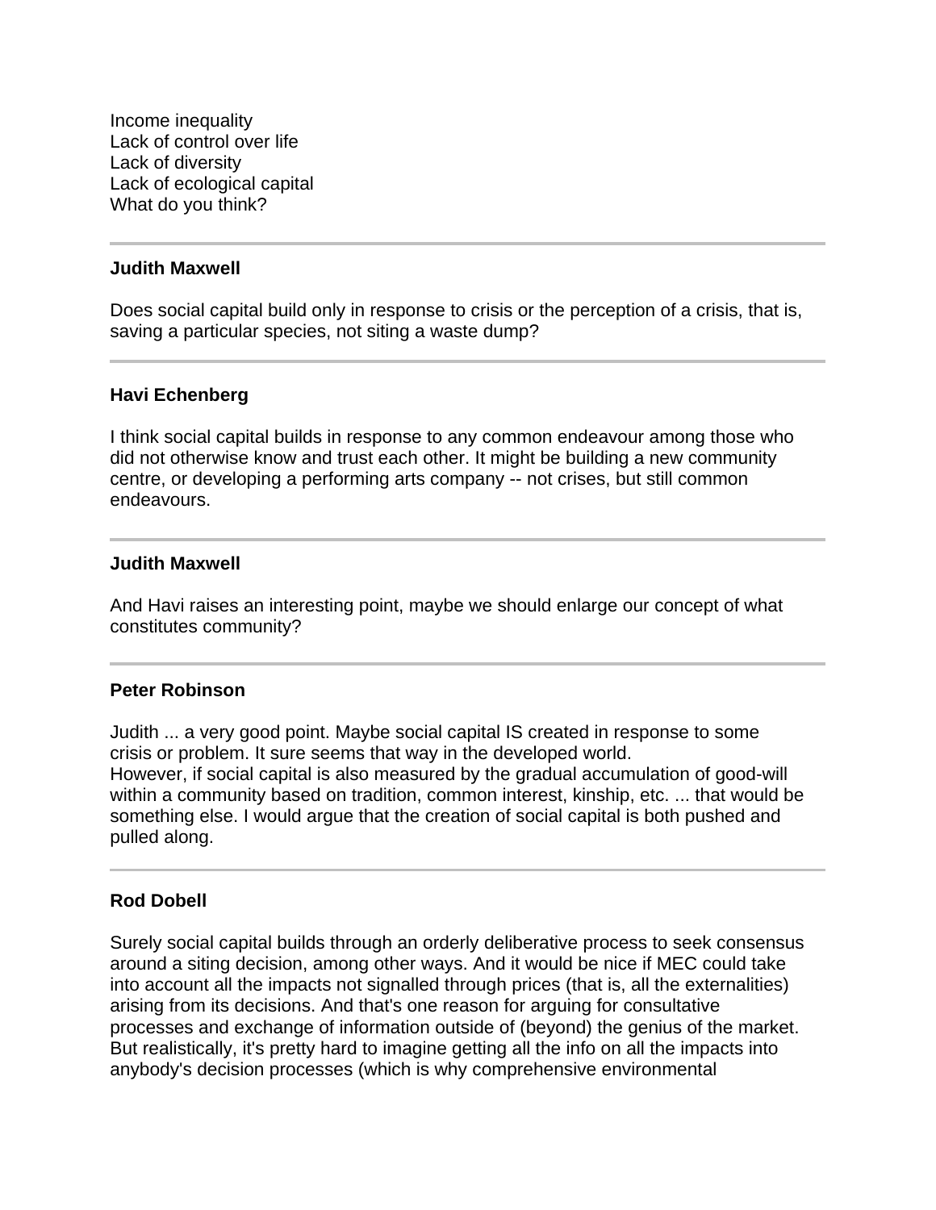Income inequality
Lack of control over life
Lack of diversity
Lack of ecological capital
What do you think?

---

**Judith Maxwell**

Does social capital build only in response to crisis or the perception of a crisis, that is, saving a particular species, not siting a waste dump?

---

**Havi Echenberg**

I think social capital builds in response to any common endeavour among those who did not otherwise know and trust each other. It might be building a new community centre, or developing a performing arts company -- not crises, but still common endeavours.

---

**Judith Maxwell**

And Havi raises an interesting point, maybe we should enlarge our concept of what constitutes community?

---

**Peter Robinson**

Judith ... a very good point. Maybe social capital IS created in response to some crisis or problem. It sure seems that way in the developed world.
However, if social capital is also measured by the gradual accumulation of good-will within a community based on tradition, common interest, kinship, etc. ... that would be something else. I would argue that the creation of social capital is both pushed and pulled along.

---

**Rod Dobell**

Surely social capital builds through an orderly deliberative process to seek consensus around a siting decision, among other ways. And it would be nice if MEC could take into account all the impacts not signalled through prices (that is, all the externalities) arising from its decisions. And that's one reason for arguing for consultative processes and exchange of information outside of (beyond) the genius of the market. But realistically, it's pretty hard to imagine getting all the info on all the impacts into anybody's decision processes (which is why comprehensive environmental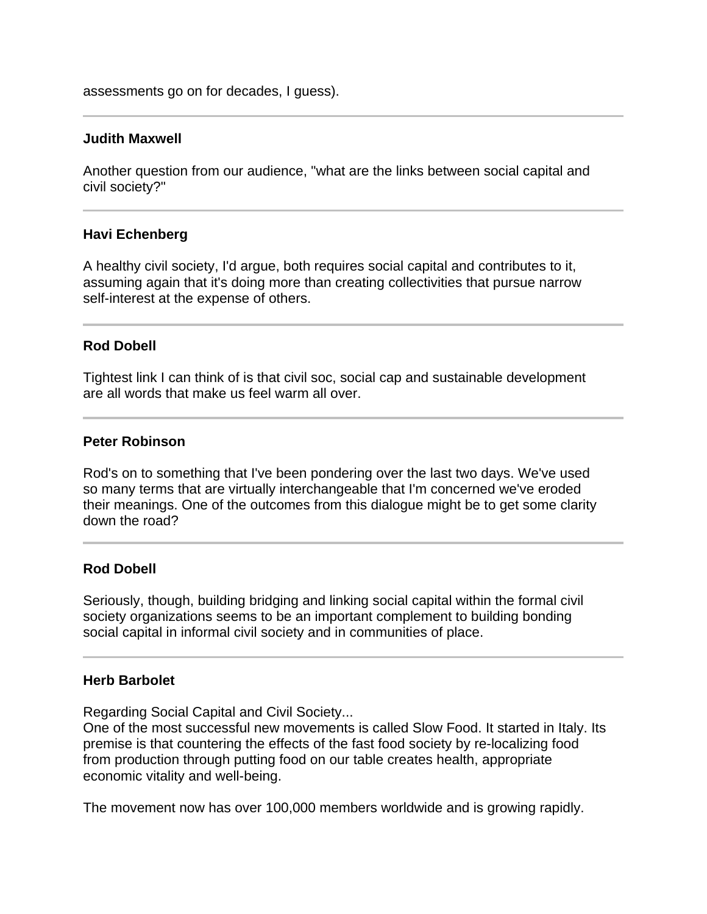assessments go on for decades, I guess).

---

**Judith Maxwell**

Another question from our audience, "what are the links between social capital and civil society?"

---

**Havi Echenberg**

A healthy civil society, I'd argue, both requires social capital and contributes to it, assuming again that it's doing more than creating collectivities that pursue narrow self-interest at the expense of others.

---

**Rod Dobell**

Tightest link I can think of is that civil soc, social cap and sustainable development are all words that make us feel warm all over.

---

**Peter Robinson**

Rod's on to something that I've been pondering over the last two days. We've used so many terms that are virtually interchangeable that I'm concerned we've eroded their meanings. One of the outcomes from this dialogue might be to get some clarity down the road?

---

**Rod Dobell**

Seriously, though, building bridging and linking social capital within the formal civil society organizations seems to be an important complement to building bonding social capital in informal civil society and in communities of place.

---

**Herb Barbolet**

Regarding Social Capital and Civil Society...
One of the most successful new movements is called Slow Food. It started in Italy. Its premise is that countering the effects of the fast food society by re-localizing food from production through putting food on our table creates health, appropriate economic vitality and well-being.

The movement now has over 100,000 members worldwide and is growing rapidly.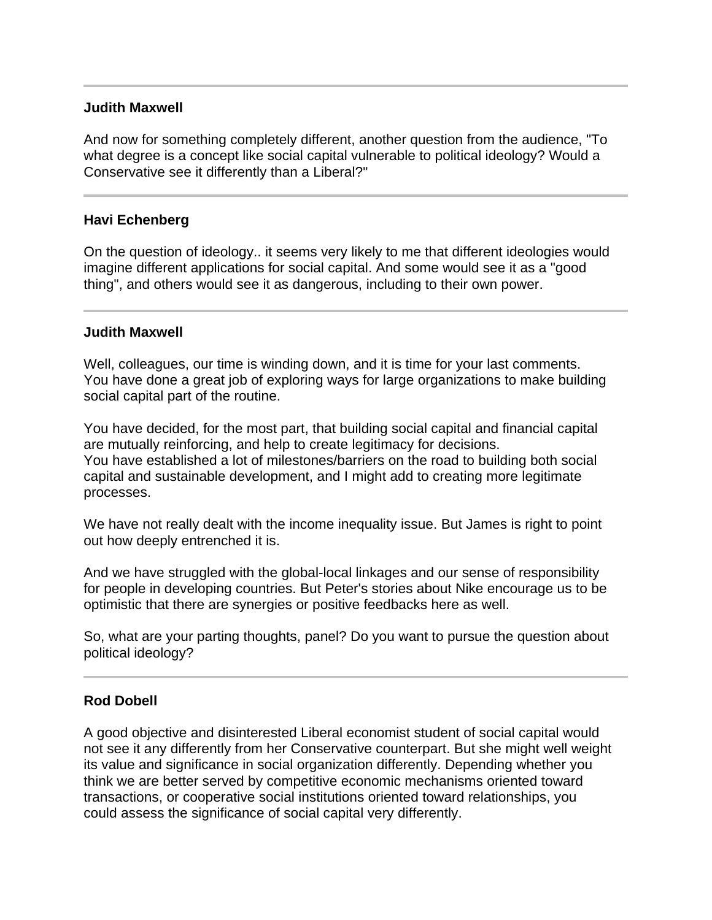---

**Judith Maxwell**

And now for something completely different, another question from the audience, "To what degree is a concept like social capital vulnerable to political ideology? Would a Conservative see it differently than a Liberal?"

---

**Havi Echenberg**

On the question of ideology.. it seems very likely to me that different ideologies would imagine different applications for social capital. And some would see it as a "good thing", and others would see it as dangerous, including to their own power.

---

**Judith Maxwell**

Well, colleagues, our time is winding down, and it is time for your last comments. You have done a great job of exploring ways for large organizations to make building social capital part of the routine.

You have decided, for the most part, that building social capital and financial capital are mutually reinforcing, and help to create legitimacy for decisions.
You have established a lot of milestones/barriers on the road to building both social capital and sustainable development, and I might add to creating more legitimate processes.

We have not really dealt with the income inequality issue. But James is right to point out how deeply entrenched it is.

And we have struggled with the global-local linkages and our sense of responsibility for people in developing countries. But Peter's stories about Nike encourage us to be optimistic that there are synergies or positive feedbacks here as well.

So, what are your parting thoughts, panel? Do you want to pursue the question about political ideology?

---

**Rod Dobell**

A good objective and disinterested Liberal economist student of social capital would not see it any differently from her Conservative counterpart. But she might well weight its value and significance in social organization differently. Depending whether you think we are better served by competitive economic mechanisms oriented toward transactions, or cooperative social institutions oriented toward relationships, you could assess the significance of social capital very differently.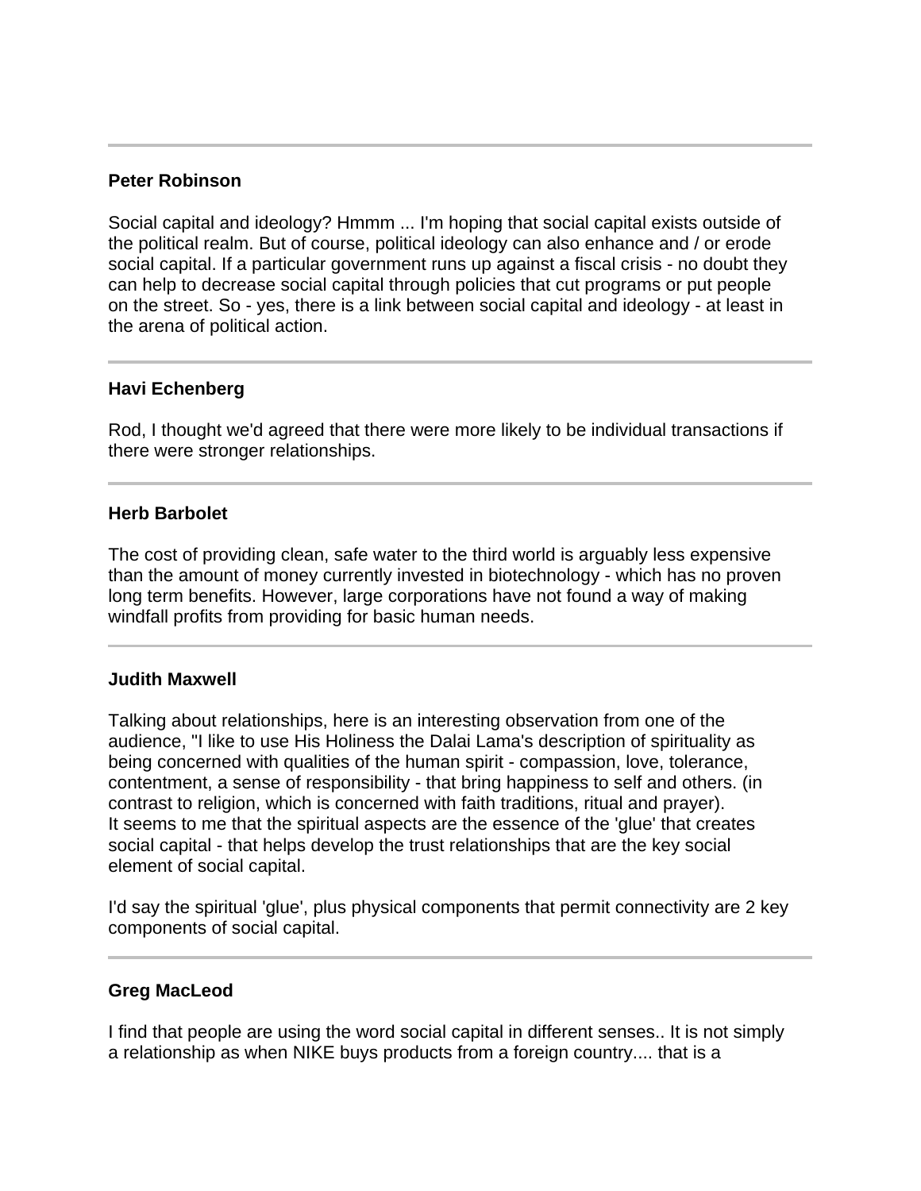---

**Peter Robinson**

Social capital and ideology? Hmmm ... I'm hoping that social capital exists outside of the political realm. But of course, political ideology can also enhance and / or erode social capital. If a particular government runs up against a fiscal crisis - no doubt they can help to decrease social capital through policies that cut programs or put people on the street. So - yes, there is a link between social capital and ideology - at least in the arena of political action.

---

**Havi Echenberg**

Rod, I thought we'd agreed that there were more likely to be individual transactions if there were stronger relationships.

---

**Herb Barbolet**

The cost of providing clean, safe water to the third world is arguably less expensive than the amount of money currently invested in biotechnology - which has no proven long term benefits. However, large corporations have not found a way of making windfall profits from providing for basic human needs.

---

**Judith Maxwell**

Talking about relationships, here is an interesting observation from one of the audience, "I like to use His Holiness the Dalai Lama's description of spirituality as being concerned with qualities of the human spirit - compassion, love, tolerance, contentment, a sense of responsibility - that bring happiness to self and others. (in contrast to religion, which is concerned with faith traditions, ritual and prayer).
It seems to me that the spiritual aspects are the essence of the 'glue' that creates social capital - that helps develop the trust relationships that are the key social element of social capital.

I'd say the spiritual 'glue', plus physical components that permit connectivity are 2 key components of social capital.

---

**Greg MacLeod**

I find that people are using the word social capital in different senses.. It is not simply a relationship as when NIKE buys products from a foreign country.... that is a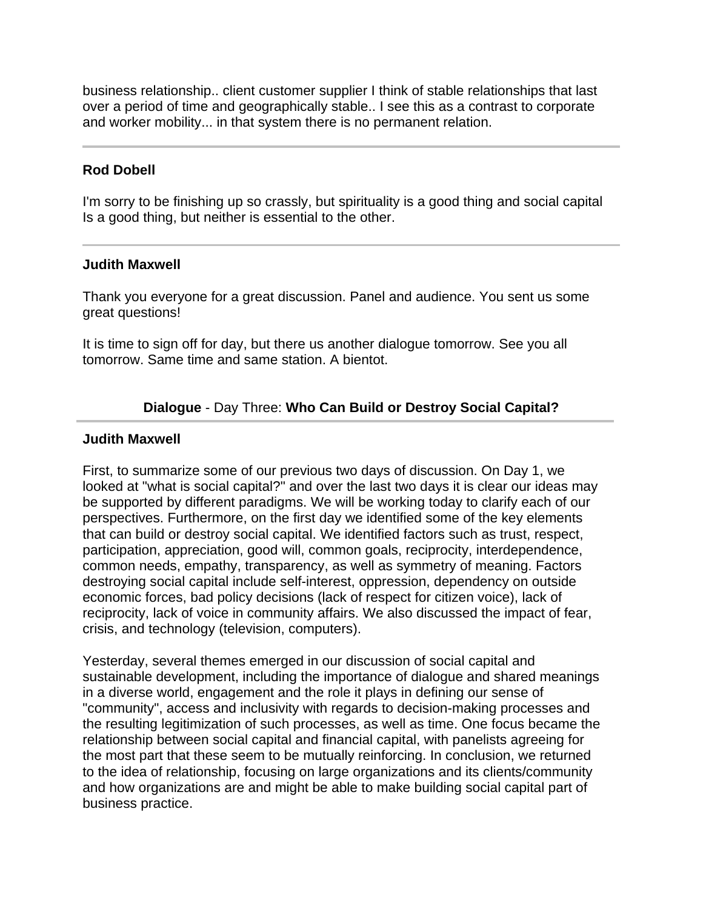business relationship.. client customer supplier I think of stable relationships that last over a period of time and geographically stable.. I see this as a contrast to corporate and worker mobility... in that system there is no permanent relation.

---

**Rod Dobell**

I'm sorry to be finishing up so crassly, but spirituality is a good thing and social capital Is a good thing, but neither is essential to the other.

---

**Judith Maxwell**

Thank you everyone for a great discussion. Panel and audience. You sent us some great questions!

It is time to sign off for day, but there us another dialogue tomorrow. See you all tomorrow. Same time and same station. A bientot.

## **Dialogue** - Day Three: **Who Can Build or Destroy Social Capital?**

---

**Judith Maxwell**

First, to summarize some of our previous two days of discussion. On Day 1, we looked at "what is social capital?" and over the last two days it is clear our ideas may be supported by different paradigms. We will be working today to clarify each of our perspectives. Furthermore, on the first day we identified some of the key elements that can build or destroy social capital. We identified factors such as trust, respect, participation, appreciation, good will, common goals, reciprocity, interdependence, common needs, empathy, transparency, as well as symmetry of meaning. Factors destroying social capital include self-interest, oppression, dependency on outside economic forces, bad policy decisions (lack of respect for citizen voice), lack of reciprocity, lack of voice in community affairs. We also discussed the impact of fear, crisis, and technology (television, computers).

Yesterday, several themes emerged in our discussion of social capital and sustainable development, including the importance of dialogue and shared meanings in a diverse world, engagement and the role it plays in defining our sense of "community", access and inclusivity with regards to decision-making processes and the resulting legitimization of such processes, as well as time. One focus became the relationship between social capital and financial capital, with panelists agreeing for the most part that these seem to be mutually reinforcing. In conclusion, we returned to the idea of relationship, focusing on large organizations and its clients/community and how organizations are and might be able to make building social capital part of business practice.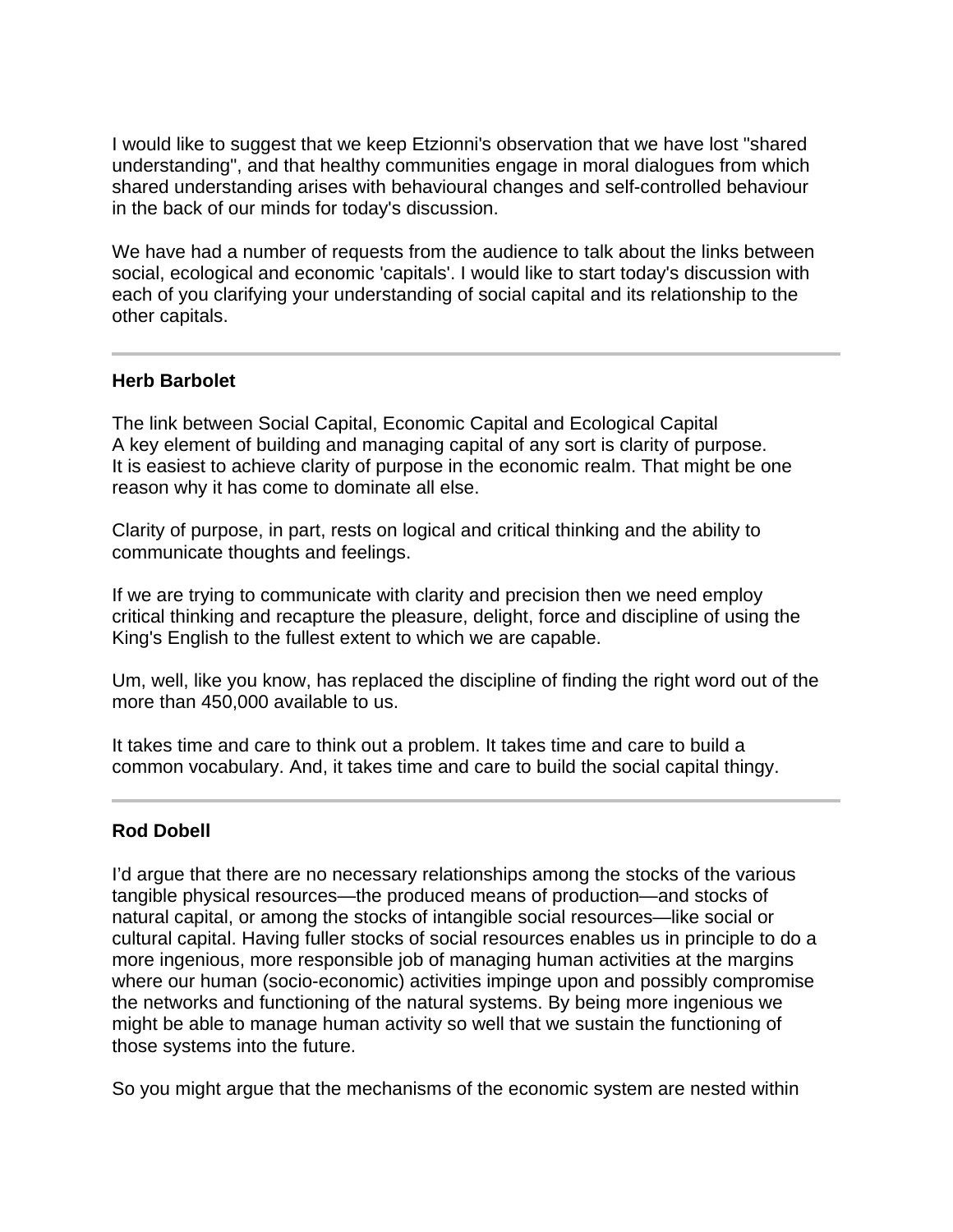I would like to suggest that we keep Etzionni's observation that we have lost "shared understanding", and that healthy communities engage in moral dialogues from which shared understanding arises with behavioural changes and self-controlled behaviour in the back of our minds for today's discussion.

We have had a number of requests from the audience to talk about the links between social, ecological and economic 'capitals'. I would like to start today's discussion with each of you clarifying your understanding of social capital and its relationship to the other capitals.

---

**Herb Barbolet**

The link between Social Capital, Economic Capital and Ecological Capital
A key element of building and managing capital of any sort is clarity of purpose.
It is easiest to achieve clarity of purpose in the economic realm. That might be one reason why it has come to dominate all else.

Clarity of purpose, in part, rests on logical and critical thinking and the ability to communicate thoughts and feelings.

If we are trying to communicate with clarity and precision then we need employ critical thinking and recapture the pleasure, delight, force and discipline of using the King's English to the fullest extent to which we are capable.

Um, well, like you know, has replaced the discipline of finding the right word out of the more than 450,000 available to us.

It takes time and care to think out a problem. It takes time and care to build a common vocabulary. And, it takes time and care to build the social capital thingy.

---

**Rod Dobell**

I'd argue that there are no necessary relationships among the stocks of the various tangible physical resources—the produced means of production—and stocks of natural capital, or among the stocks of intangible social resources—like social or cultural capital. Having fuller stocks of social resources enables us in principle to do a more ingenious, more responsible job of managing human activities at the margins where our human (socio-economic) activities impinge upon and possibly compromise the networks and functioning of the natural systems. By being more ingenious we might be able to manage human activity so well that we sustain the functioning of those systems into the future.

So you might argue that the mechanisms of the economic system are nested within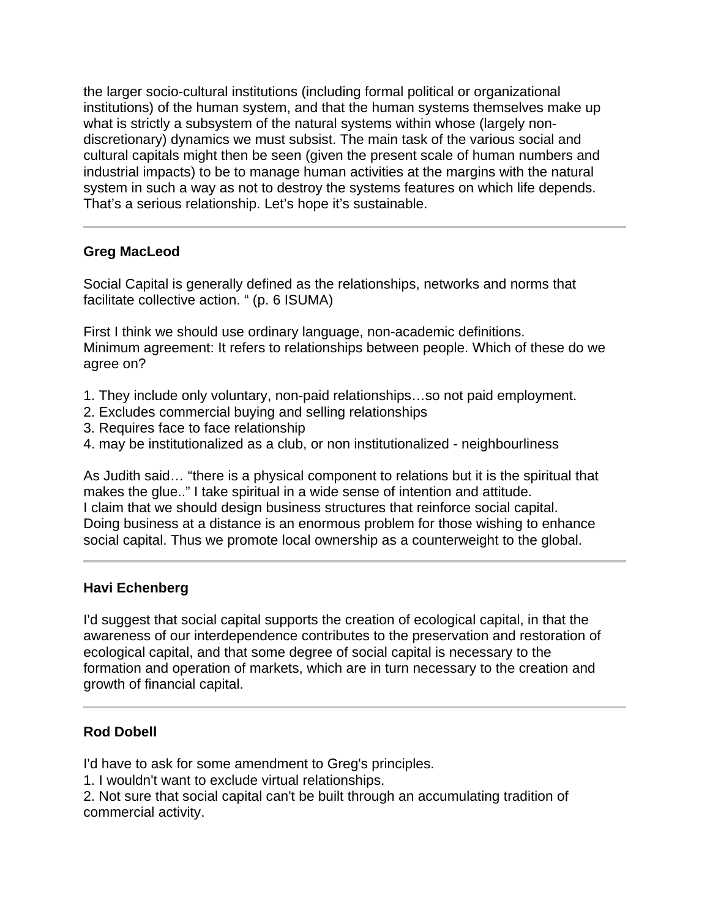the larger socio-cultural institutions (including formal political or organizational institutions) of the human system, and that the human systems themselves make up what is strictly a subsystem of the natural systems within whose (largely non-discretionary) dynamics we must subsist. The main task of the various social and cultural capitals might then be seen (given the present scale of human numbers and industrial impacts) to be to manage human activities at the margins with the natural system in such a way as not to destroy the systems features on which life depends. That's a serious relationship. Let's hope it's sustainable.

---

**Greg MacLeod**

Social Capital is generally defined as the relationships, networks and norms that facilitate collective action. " (p. 6 ISUMA)

First I think we should use ordinary language, non-academic definitions.
Minimum agreement: It refers to relationships between people. Which of these do we agree on?

1. They include only voluntary, non-paid relationships…so not paid employment.
2. Excludes commercial buying and selling relationships
3. Requires face to face relationship
4. may be institutionalized as a club, or non institutionalized - neighbourliness

As Judith said… "there is a physical component to relations but it is the spiritual that makes the glue.." I take spiritual in a wide sense of intention and attitude.
I claim that we should design business structures that reinforce social capital.
Doing business at a distance is an enormous problem for those wishing to enhance social capital. Thus we promote local ownership as a counterweight to the global.

---

**Havi Echenberg**

I'd suggest that social capital supports the creation of ecological capital, in that the awareness of our interdependence contributes to the preservation and restoration of ecological capital, and that some degree of social capital is necessary to the formation and operation of markets, which are in turn necessary to the creation and growth of financial capital.

---

**Rod Dobell**

I'd have to ask for some amendment to Greg's principles.
1. I wouldn't want to exclude virtual relationships.
2. Not sure that social capital can't be built through an accumulating tradition of commercial activity.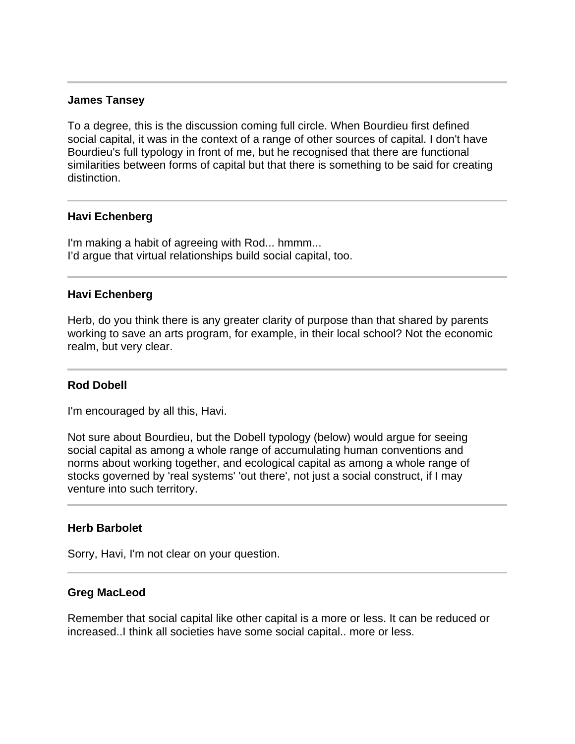---

**James Tansey**

To a degree, this is the discussion coming full circle. When Bourdieu first defined social capital, it was in the context of a range of other sources of capital. I don't have Bourdieu's full typology in front of me, but he recognised that there are functional similarities between forms of capital but that there is something to be said for creating distinction.

---

**Havi Echenberg**

I'm making a habit of agreeing with Rod... hmmm...
I'd argue that virtual relationships build social capital, too.

---

**Havi Echenberg**

Herb, do you think there is any greater clarity of purpose than that shared by parents working to save an arts program, for example, in their local school? Not the economic realm, but very clear.

---

**Rod Dobell**

I'm encouraged by all this, Havi.

Not sure about Bourdieu, but the Dobell typology (below) would argue for seeing social capital as among a whole range of accumulating human conventions and norms about working together, and ecological capital as among a whole range of stocks governed by 'real systems' 'out there', not just a social construct, if I may venture into such territory.

---

**Herb Barbolet**

Sorry, Havi, I'm not clear on your question.

---

**Greg MacLeod**

Remember that social capital like other capital is a more or less. It can be reduced or increased..I think all societies have some social capital.. more or less.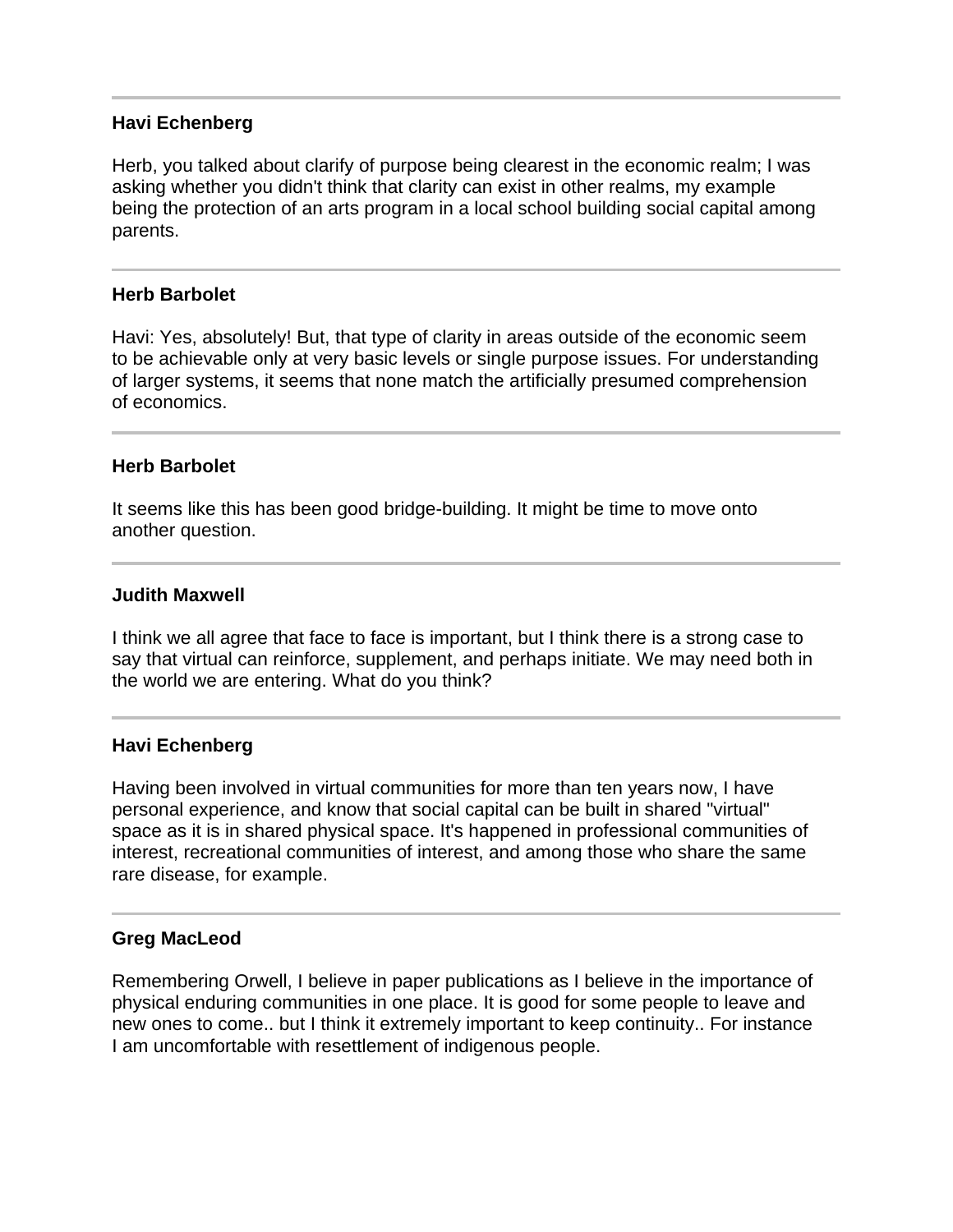---

**Havi Echenberg**

Herb, you talked about clarify of purpose being clearest in the economic realm; I was asking whether you didn't think that clarity can exist in other realms, my example being the protection of an arts program in a local school building social capital among parents.

---

**Herb Barbolet**

Havi: Yes, absolutely! But, that type of clarity in areas outside of the economic seem to be achievable only at very basic levels or single purpose issues. For understanding of larger systems, it seems that none match the artificially presumed comprehension of economics.

---

**Herb Barbolet**

It seems like this has been good bridge-building. It might be time to move onto another question.

---

**Judith Maxwell**

I think we all agree that face to face is important, but I think there is a strong case to say that virtual can reinforce, supplement, and perhaps initiate. We may need both in the world we are entering. What do you think?

---

**Havi Echenberg**

Having been involved in virtual communities for more than ten years now, I have personal experience, and know that social capital can be built in shared "virtual" space as it is in shared physical space. It's happened in professional communities of interest, recreational communities of interest, and among those who share the same rare disease, for example.

---

**Greg MacLeod**

Remembering Orwell, I believe in paper publications as I believe in the importance of physical enduring communities in one place. It is good for some people to leave and new ones to come.. but I think it extremely important to keep continuity.. For instance I am uncomfortable with resettlement of indigenous people.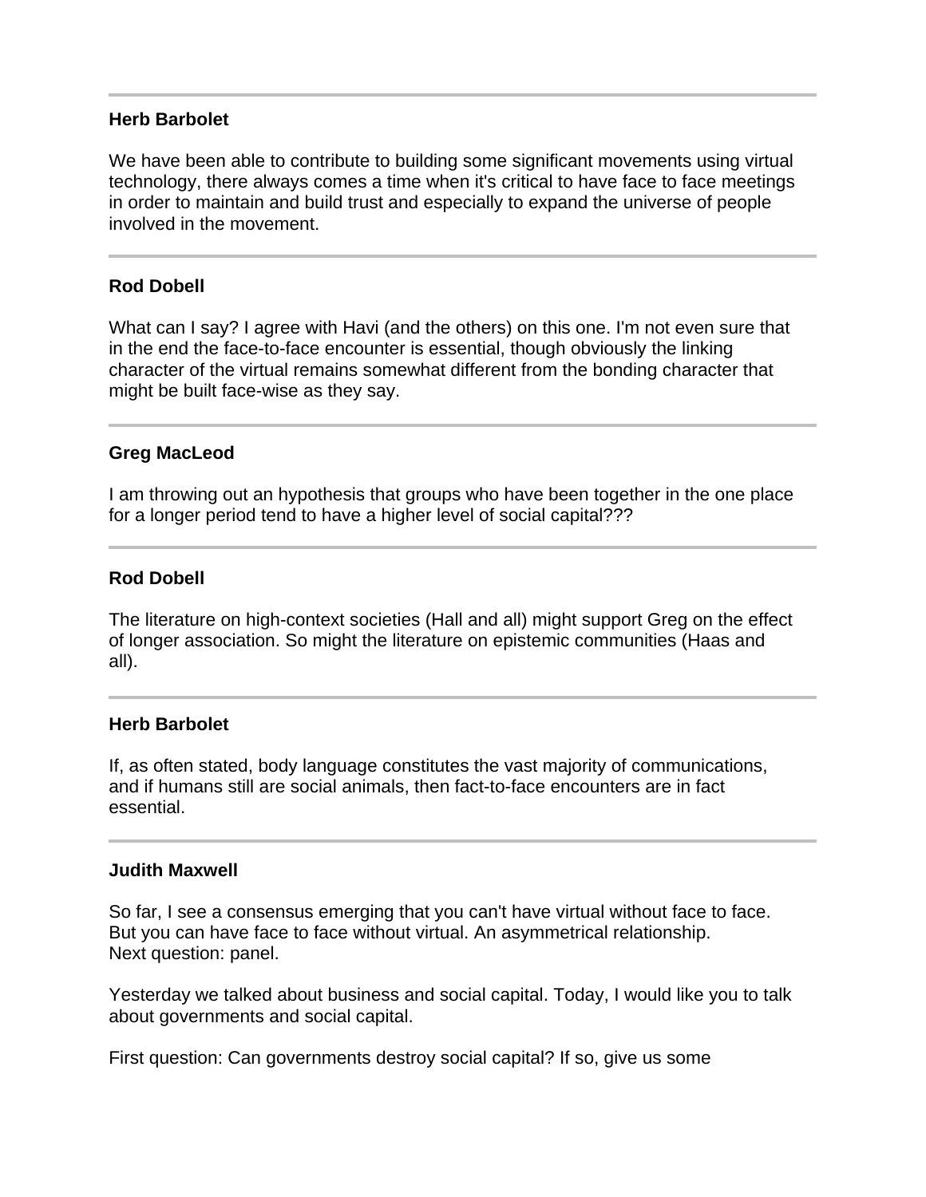---

**Herb Barbolet**

We have been able to contribute to building some significant movements using virtual technology, there always comes a time when it's critical to have face to face meetings in order to maintain and build trust and especially to expand the universe of people involved in the movement.

---

**Rod Dobell**

What can I say? I agree with Havi (and the others) on this one. I'm not even sure that in the end the face-to-face encounter is essential, though obviously the linking character of the virtual remains somewhat different from the bonding character that might be built face-wise as they say.

---

**Greg MacLeod**

I am throwing out an hypothesis that groups who have been together in the one place for a longer period tend to have a higher level of social capital???

---

**Rod Dobell**

The literature on high-context societies (Hall and all) might support Greg on the effect of longer association. So might the literature on epistemic communities (Haas and all).

---

**Herb Barbolet**

If, as often stated, body language constitutes the vast majority of communications, and if humans still are social animals, then fact-to-face encounters are in fact essential.

---

**Judith Maxwell**

So far, I see a consensus emerging that you can't have virtual without face to face. But you can have face to face without virtual. An asymmetrical relationship.
Next question: panel.

Yesterday we talked about business and social capital. Today, I would like you to talk about governments and social capital.

First question: Can governments destroy social capital? If so, give us some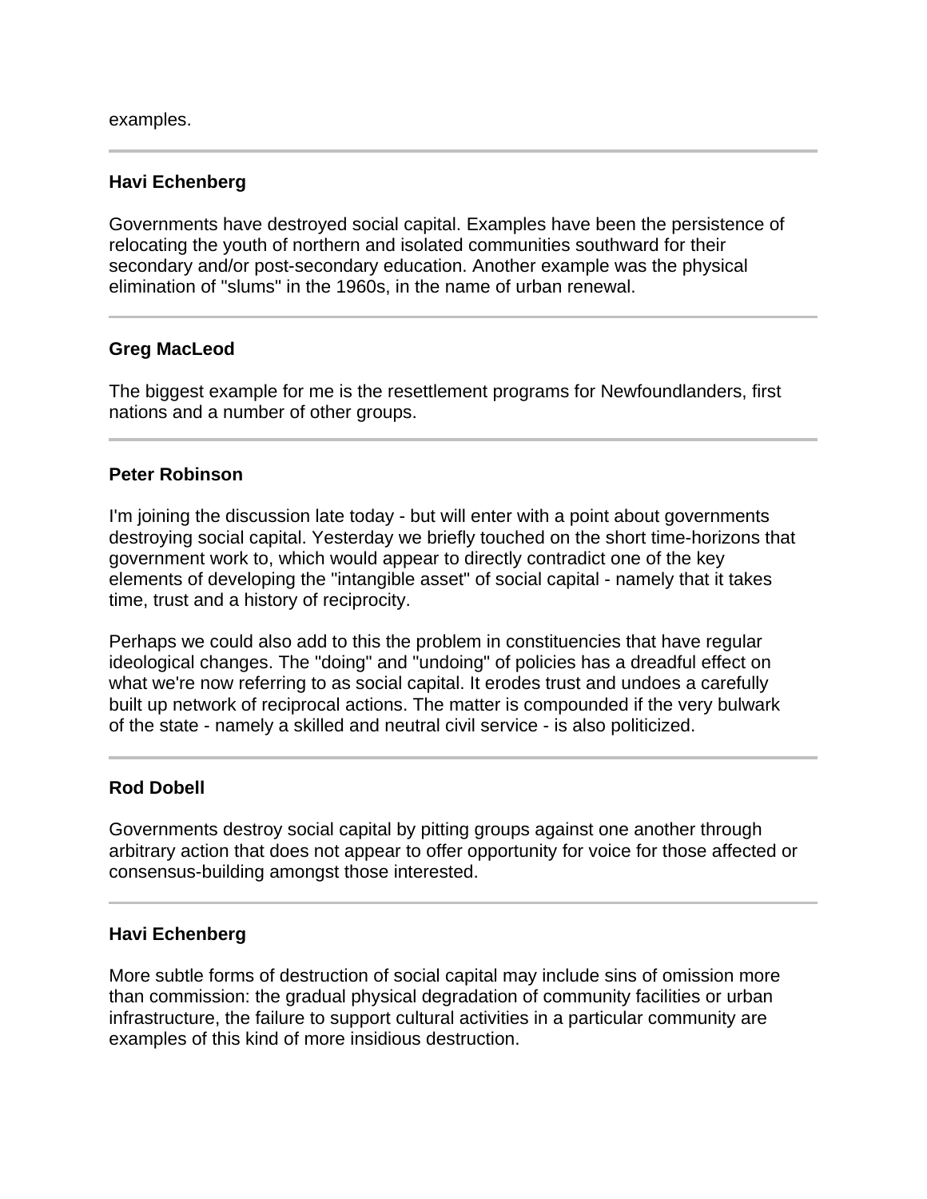examples.

---

**Havi Echenberg**

Governments have destroyed social capital. Examples have been the persistence of relocating the youth of northern and isolated communities southward for their secondary and/or post-secondary education. Another example was the physical elimination of "slums" in the 1960s, in the name of urban renewal.

---

**Greg MacLeod**

The biggest example for me is the resettlement programs for Newfoundlanders, first nations and a number of other groups.

---

**Peter Robinson**

I'm joining the discussion late today - but will enter with a point about governments destroying social capital. Yesterday we briefly touched on the short time-horizons that government work to, which would appear to directly contradict one of the key elements of developing the "intangible asset" of social capital - namely that it takes time, trust and a history of reciprocity.

Perhaps we could also add to this the problem in constituencies that have regular ideological changes. The "doing" and "undoing" of policies has a dreadful effect on what we're now referring to as social capital. It erodes trust and undoes a carefully built up network of reciprocal actions. The matter is compounded if the very bulwark of the state - namely a skilled and neutral civil service - is also politicized.

---

**Rod Dobell**

Governments destroy social capital by pitting groups against one another through arbitrary action that does not appear to offer opportunity for voice for those affected or consensus-building amongst those interested.

---

**Havi Echenberg**

More subtle forms of destruction of social capital may include sins of omission more than commission: the gradual physical degradation of community facilities or urban infrastructure, the failure to support cultural activities in a particular community are examples of this kind of more insidious destruction.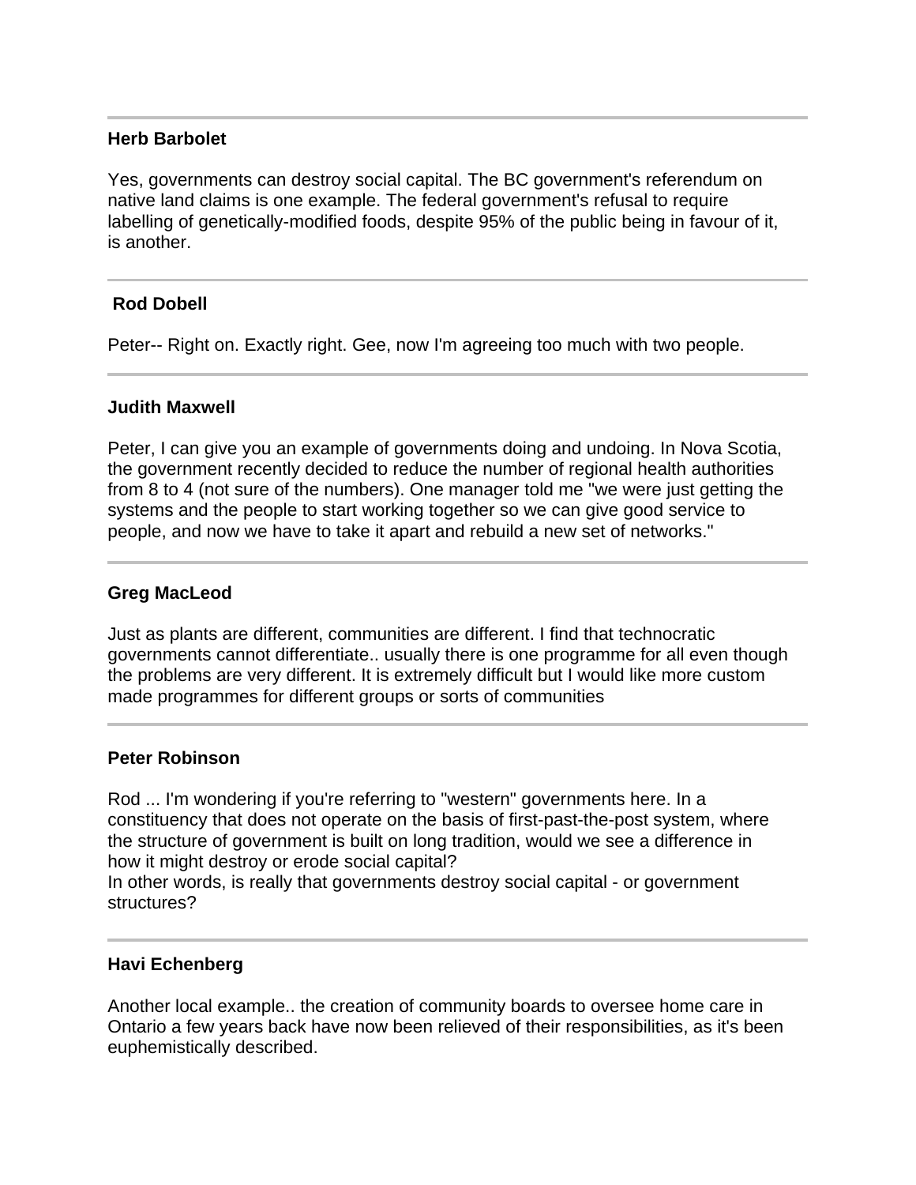---

**Herb Barbolet**

Yes, governments can destroy social capital. The BC government's referendum on native land claims is one example. The federal government's refusal to require labelling of genetically-modified foods, despite 95% of the public being in favour of it, is another.

---

**Rod Dobell**

Peter-- Right on. Exactly right. Gee, now I'm agreeing too much with two people.

---

**Judith Maxwell**

Peter, I can give you an example of governments doing and undoing. In Nova Scotia, the government recently decided to reduce the number of regional health authorities from 8 to 4 (not sure of the numbers). One manager told me "we were just getting the systems and the people to start working together so we can give good service to people, and now we have to take it apart and rebuild a new set of networks."

---

**Greg MacLeod**

Just as plants are different, communities are different. I find that technocratic governments cannot differentiate.. usually there is one programme for all even though the problems are very different. It is extremely difficult but I would like more custom made programmes for different groups or sorts of communities

---

**Peter Robinson**

Rod ... I'm wondering if you're referring to "western" governments here. In a constituency that does not operate on the basis of first-past-the-post system, where the structure of government is built on long tradition, would we see a difference in how it might destroy or erode social capital?
In other words, is really that governments destroy social capital - or government structures?

---

**Havi Echenberg**

Another local example.. the creation of community boards to oversee home care in Ontario a few years back have now been relieved of their responsibilities, as it's been euphemistically described.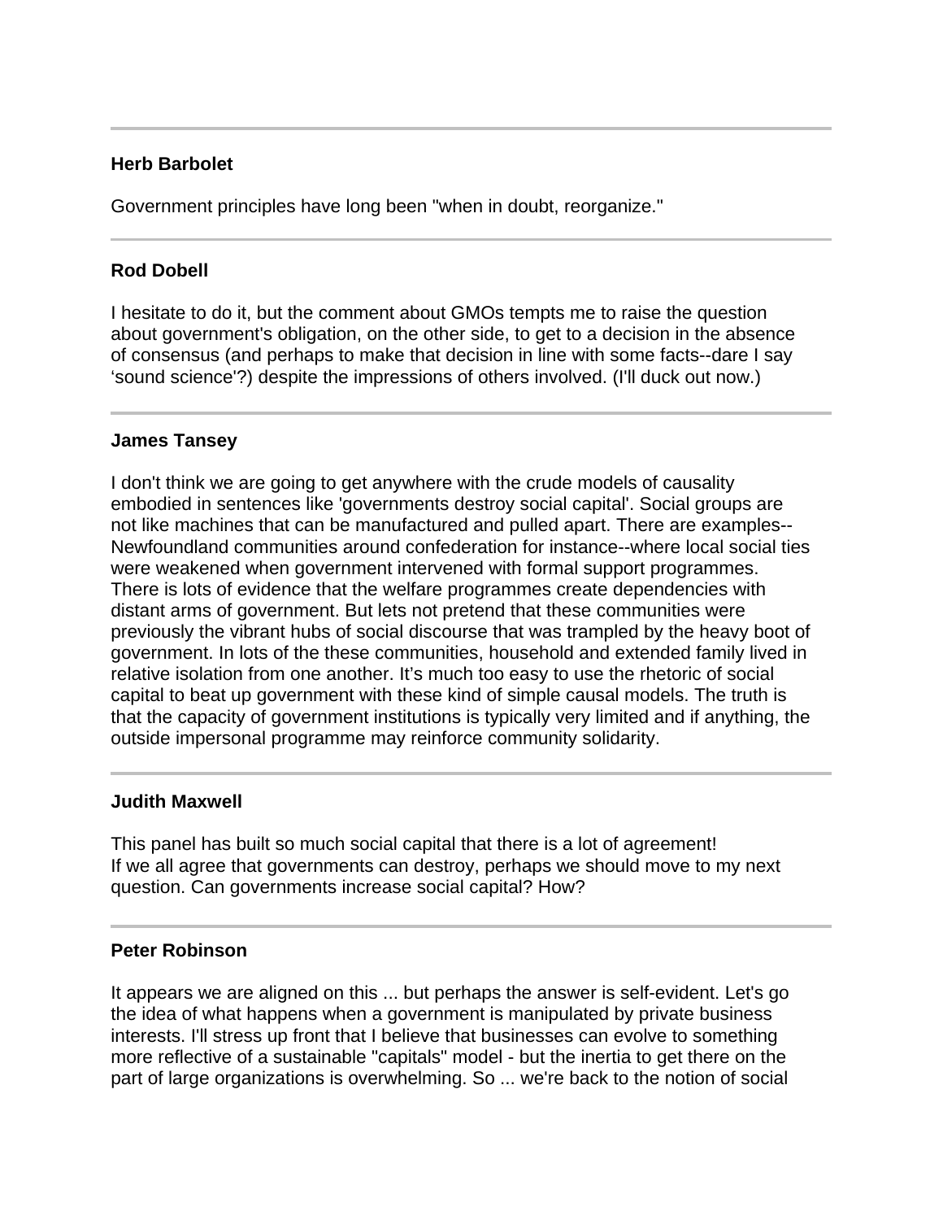---

**Herb Barbolet**

Government principles have long been "when in doubt, reorganize."

---

**Rod Dobell**

I hesitate to do it, but the comment about GMOs tempts me to raise the question about government's obligation, on the other side, to get to a decision in the absence of consensus (and perhaps to make that decision in line with some facts--dare I say 'sound science'?) despite the impressions of others involved. (I'll duck out now.)

---

**James Tansey**

I don't think we are going to get anywhere with the crude models of causality embodied in sentences like 'governments destroy social capital'. Social groups are not like machines that can be manufactured and pulled apart. There are examples--Newfoundland communities around confederation for instance--where local social ties were weakened when government intervened with formal support programmes. There is lots of evidence that the welfare programmes create dependencies with distant arms of government. But lets not pretend that these communities were previously the vibrant hubs of social discourse that was trampled by the heavy boot of government. In lots of the these communities, household and extended family lived in relative isolation from one another. It's much too easy to use the rhetoric of social capital to beat up government with these kind of simple causal models. The truth is that the capacity of government institutions is typically very limited and if anything, the outside impersonal programme may reinforce community solidarity.

---

**Judith Maxwell**

This panel has built so much social capital that there is a lot of agreement!
If we all agree that governments can destroy, perhaps we should move to my next question. Can governments increase social capital? How?

---

**Peter Robinson**

It appears we are aligned on this ... but perhaps the answer is self-evident. Let's go the idea of what happens when a government is manipulated by private business interests. I'll stress up front that I believe that businesses can evolve to something more reflective of a sustainable "capitals" model - but the inertia to get there on the part of large organizations is overwhelming. So ... we're back to the notion of social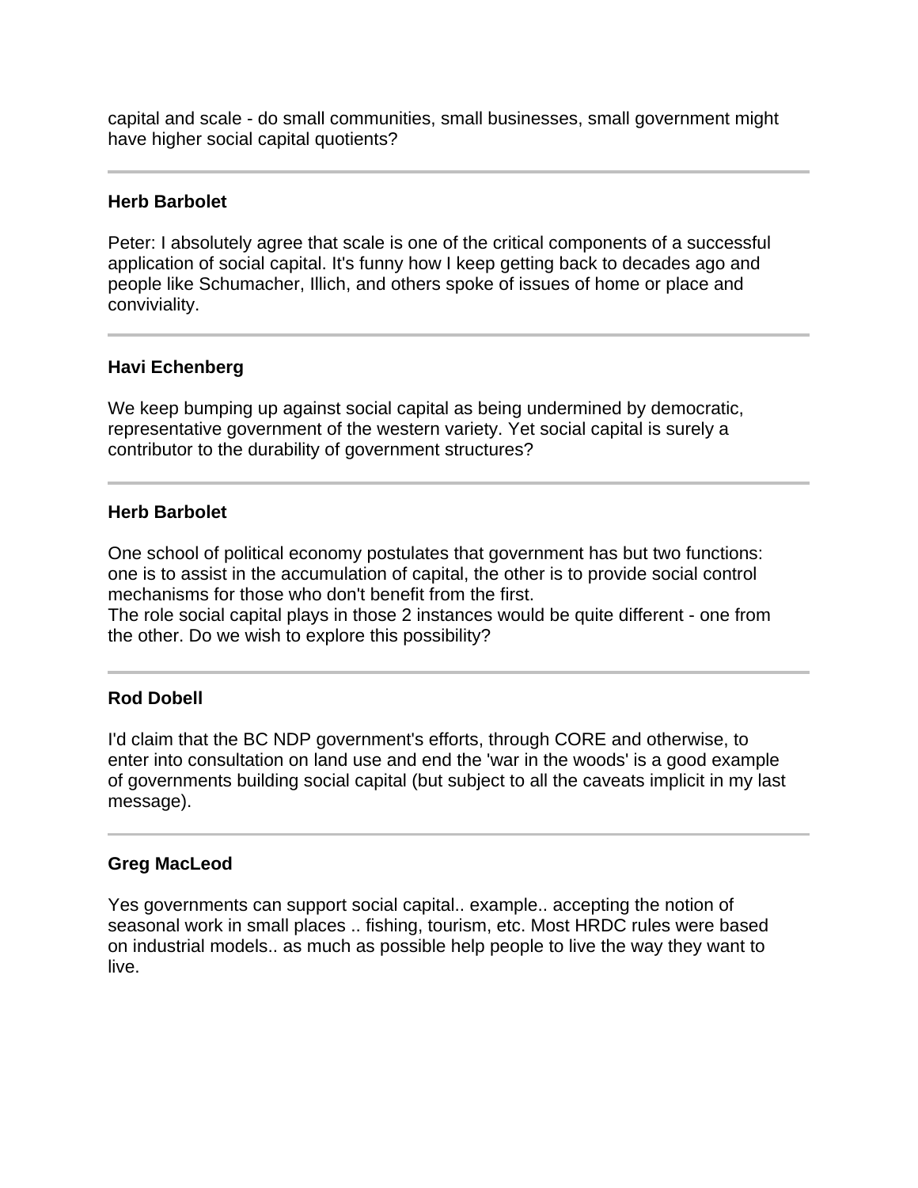capital and scale - do small communities, small businesses, small government might have higher social capital quotients?

---

**Herb Barbolet**

Peter: I absolutely agree that scale is one of the critical components of a successful application of social capital. It's funny how I keep getting back to decades ago and people like Schumacher, Illich, and others spoke of issues of home or place and conviviality.

---

**Havi Echenberg**

We keep bumping up against social capital as being undermined by democratic, representative government of the western variety. Yet social capital is surely a contributor to the durability of government structures?

---

**Herb Barbolet**

One school of political economy postulates that government has but two functions: one is to assist in the accumulation of capital, the other is to provide social control mechanisms for those who don't benefit from the first.
The role social capital plays in those 2 instances would be quite different - one from the other. Do we wish to explore this possibility?

---

**Rod Dobell**

I'd claim that the BC NDP government's efforts, through CORE and otherwise, to enter into consultation on land use and end the 'war in the woods' is a good example of governments building social capital (but subject to all the caveats implicit in my last message).

---

**Greg MacLeod**

Yes governments can support social capital.. example.. accepting the notion of seasonal work in small places .. fishing, tourism, etc. Most HRDC rules were based on industrial models.. as much as possible help people to live the way they want to live.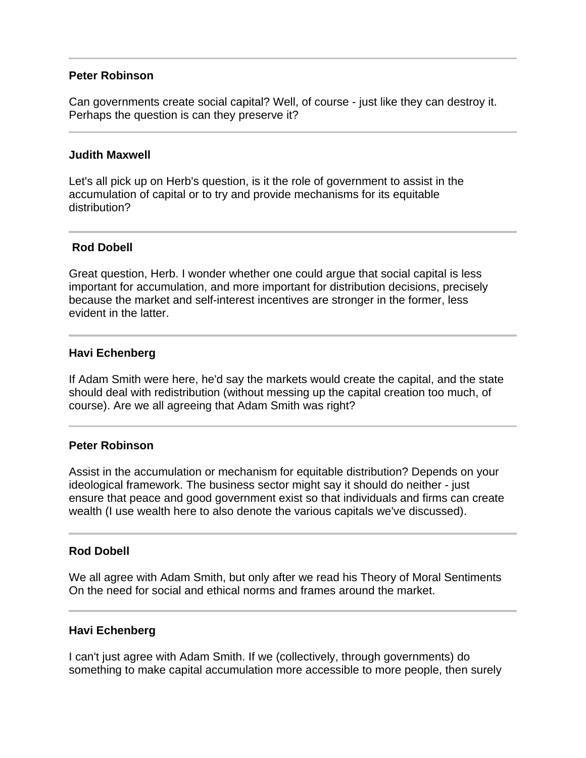---

**Peter Robinson**

Can governments create social capital? Well, of course - just like they can destroy it. Perhaps the question is can they preserve it?

---

**Judith Maxwell**

Let's all pick up on Herb's question, is it the role of government to assist in the accumulation of capital or to try and provide mechanisms for its equitable distribution?

---

**Rod Dobell**

Great question, Herb. I wonder whether one could argue that social capital is less important for accumulation, and more important for distribution decisions, precisely because the market and self-interest incentives are stronger in the former, less evident in the latter.

---

**Havi Echenberg**

If Adam Smith were here, he'd say the markets would create the capital, and the state should deal with redistribution (without messing up the capital creation too much, of course). Are we all agreeing that Adam Smith was right?

---

**Peter Robinson**

Assist in the accumulation or mechanism for equitable distribution? Depends on your ideological framework. The business sector might say it should do neither - just ensure that peace and good government exist so that individuals and firms can create wealth (I use wealth here to also denote the various capitals we've discussed).

---

**Rod Dobell**

We all agree with Adam Smith, but only after we read his Theory of Moral Sentiments On the need for social and ethical norms and frames around the market.

---

**Havi Echenberg**

I can't just agree with Adam Smith. If we (collectively, through governments) do something to make capital accumulation more accessible to more people, then surely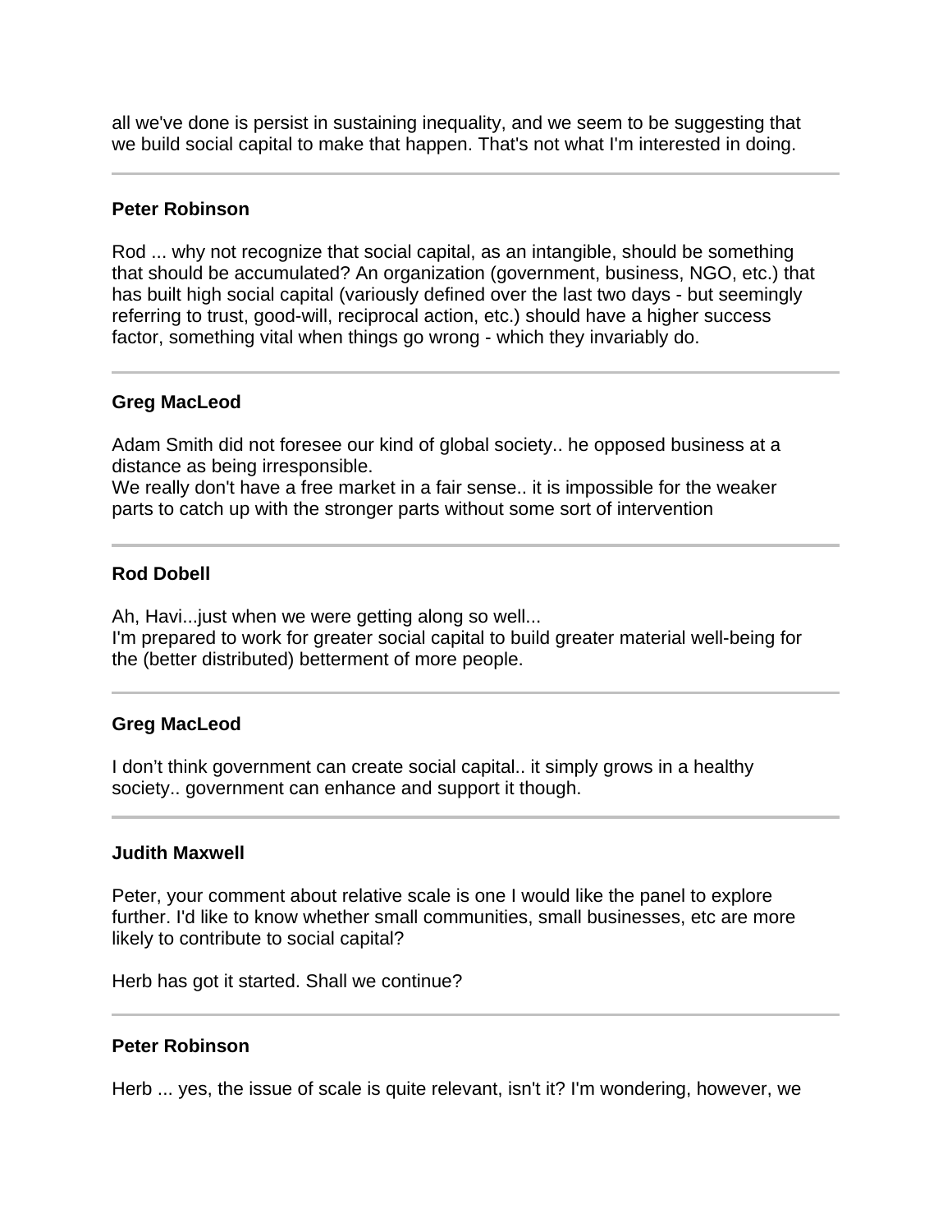all we've done is persist in sustaining inequality, and we seem to be suggesting that we build social capital to make that happen. That's not what I'm interested in doing.

---

**Peter Robinson**

Rod ... why not recognize that social capital, as an intangible, should be something that should be accumulated? An organization (government, business, NGO, etc.) that has built high social capital (variously defined over the last two days - but seemingly referring to trust, good-will, reciprocal action, etc.) should have a higher success factor, something vital when things go wrong - which they invariably do.

---

**Greg MacLeod**

Adam Smith did not foresee our kind of global society.. he opposed business at a distance as being irresponsible.
We really don't have a free market in a fair sense.. it is impossible for the weaker parts to catch up with the stronger parts without some sort of intervention

---

**Rod Dobell**

Ah, Havi...just when we were getting along so well...
I'm prepared to work for greater social capital to build greater material well-being for the (better distributed) betterment of more people.

---

**Greg MacLeod**

I don't think government can create social capital.. it simply grows in a healthy society.. government can enhance and support it though.

---

**Judith Maxwell**

Peter, your comment about relative scale is one I would like the panel to explore further. I'd like to know whether small communities, small businesses, etc are more likely to contribute to social capital?

Herb has got it started. Shall we continue?

---

**Peter Robinson**

Herb ... yes, the issue of scale is quite relevant, isn't it? I'm wondering, however, we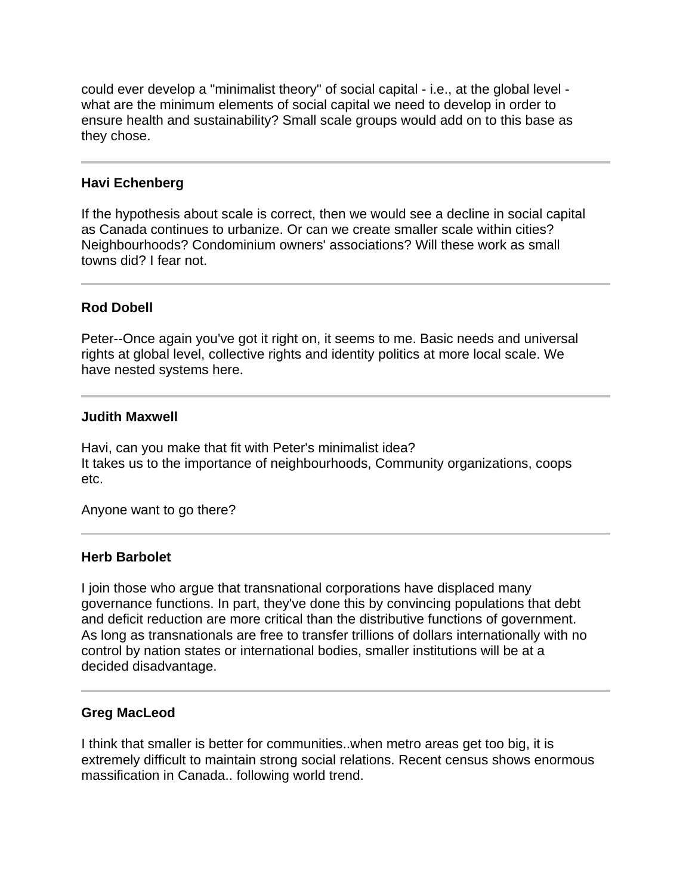could ever develop a "minimalist theory" of social capital - i.e., at the global level - what are the minimum elements of social capital we need to develop in order to ensure health and sustainability? Small scale groups would add on to this base as they chose.

---

**Havi Echenberg**

If the hypothesis about scale is correct, then we would see a decline in social capital as Canada continues to urbanize. Or can we create smaller scale within cities? Neighbourhoods? Condominium owners' associations? Will these work as small towns did? I fear not.

---

**Rod Dobell**

Peter--Once again you've got it right on, it seems to me. Basic needs and universal rights at global level, collective rights and identity politics at more local scale. We have nested systems here.

---

**Judith Maxwell**

Havi, can you make that fit with Peter's minimalist idea?
It takes us to the importance of neighbourhoods, Community organizations, coops etc.

Anyone want to go there?

---

**Herb Barbolet**

I join those who argue that transnational corporations have displaced many governance functions. In part, they've done this by convincing populations that debt and deficit reduction are more critical than the distributive functions of government. As long as transnationals are free to transfer trillions of dollars internationally with no control by nation states or international bodies, smaller institutions will be at a decided disadvantage.

---

**Greg MacLeod**

I think that smaller is better for communities..when metro areas get too big, it is extremely difficult to maintain strong social relations. Recent census shows enormous massification in Canada.. following world trend.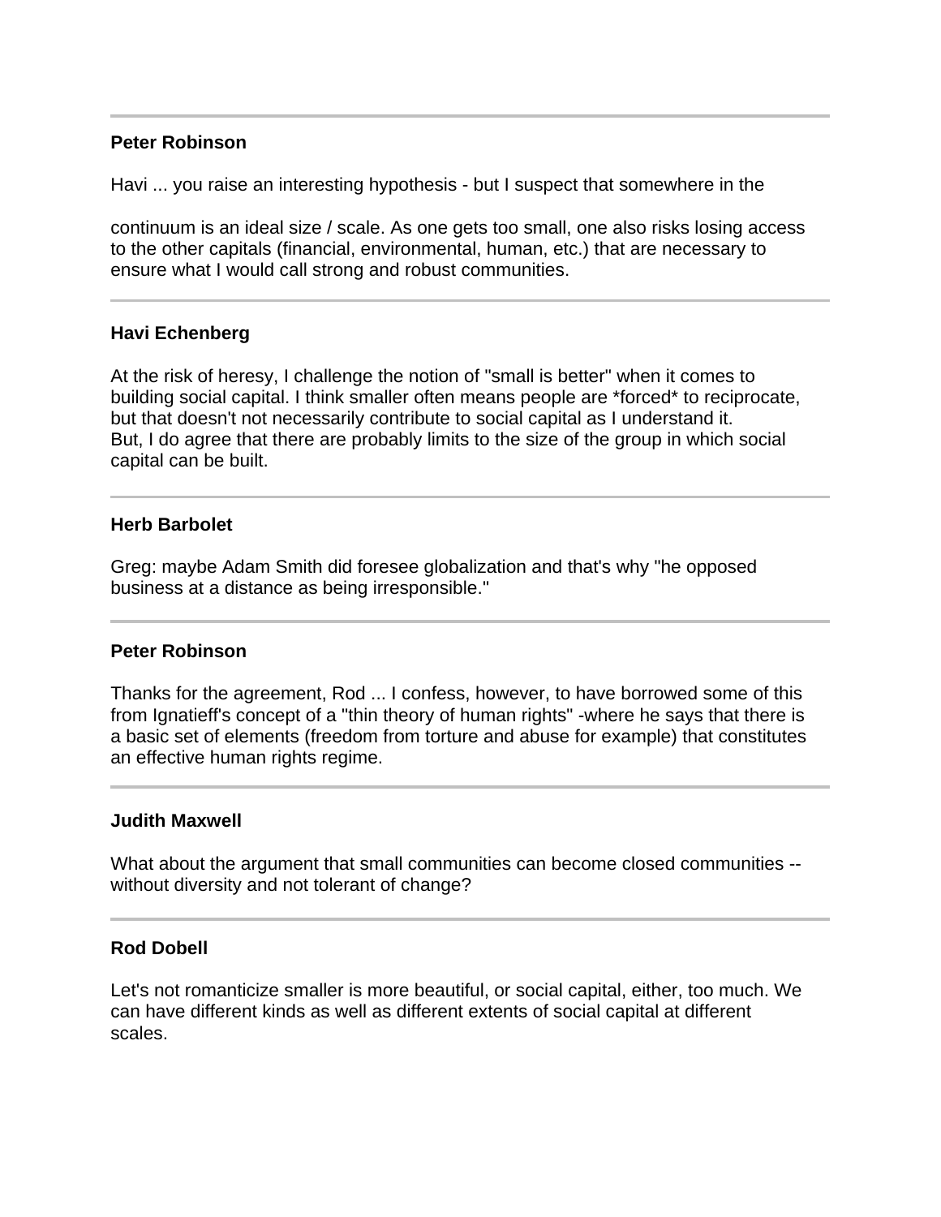---

**Peter Robinson**

Havi ... you raise an interesting hypothesis - but I suspect that somewhere in the

continuum is an ideal size / scale. As one gets too small, one also risks losing access to the other capitals (financial, environmental, human, etc.) that are necessary to ensure what I would call strong and robust communities.

---

**Havi Echenberg**

At the risk of heresy, I challenge the notion of "small is better" when it comes to building social capital. I think smaller often means people are *forced* to reciprocate, but that doesn't not necessarily contribute to social capital as I understand it.
But, I do agree that there are probably limits to the size of the group in which social capital can be built.

---

**Herb Barbolet**

Greg: maybe Adam Smith did foresee globalization and that's why "he opposed business at a distance as being irresponsible."

---

**Peter Robinson**

Thanks for the agreement, Rod ... I confess, however, to have borrowed some of this from Ignatieff's concept of a "thin theory of human rights" -where he says that there is a basic set of elements (freedom from torture and abuse for example) that constitutes an effective human rights regime.

---

**Judith Maxwell**

What about the argument that small communities can become closed communities -- without diversity and not tolerant of change?

---

**Rod Dobell**

Let's not romanticize smaller is more beautiful, or social capital, either, too much. We can have different kinds as well as different extents of social capital at different scales.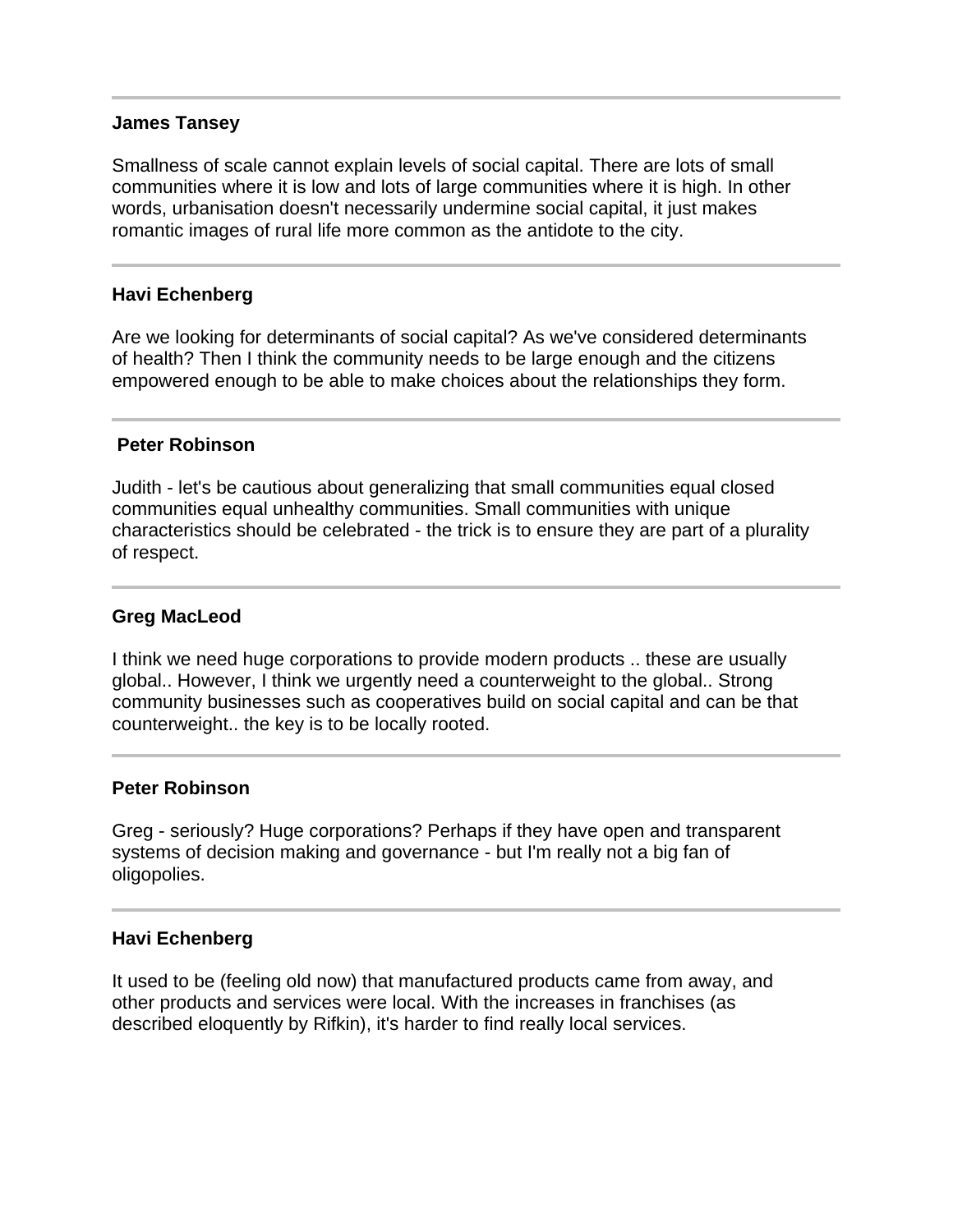---

**James Tansey**

Smallness of scale cannot explain levels of social capital. There are lots of small communities where it is low and lots of large communities where it is high. In other words, urbanisation doesn't necessarily undermine social capital, it just makes romantic images of rural life more common as the antidote to the city.

---

**Havi Echenberg**

Are we looking for determinants of social capital? As we've considered determinants of health? Then I think the community needs to be large enough and the citizens empowered enough to be able to make choices about the relationships they form.

---

**Peter Robinson**

Judith - let's be cautious about generalizing that small communities equal closed communities equal unhealthy communities. Small communities with unique characteristics should be celebrated - the trick is to ensure they are part of a plurality of respect.

---

**Greg MacLeod**

I think we need huge corporations to provide modern products .. these are usually global.. However, I think we urgently need a counterweight to the global.. Strong community businesses such as cooperatives build on social capital and can be that counterweight.. the key is to be locally rooted.

---

**Peter Robinson**

Greg - seriously? Huge corporations? Perhaps if they have open and transparent systems of decision making and governance - but I'm really not a big fan of oligopolies.

---

**Havi Echenberg**

It used to be (feeling old now) that manufactured products came from away, and other products and services were local. With the increases in franchises (as described eloquently by Rifkin), it's harder to find really local services.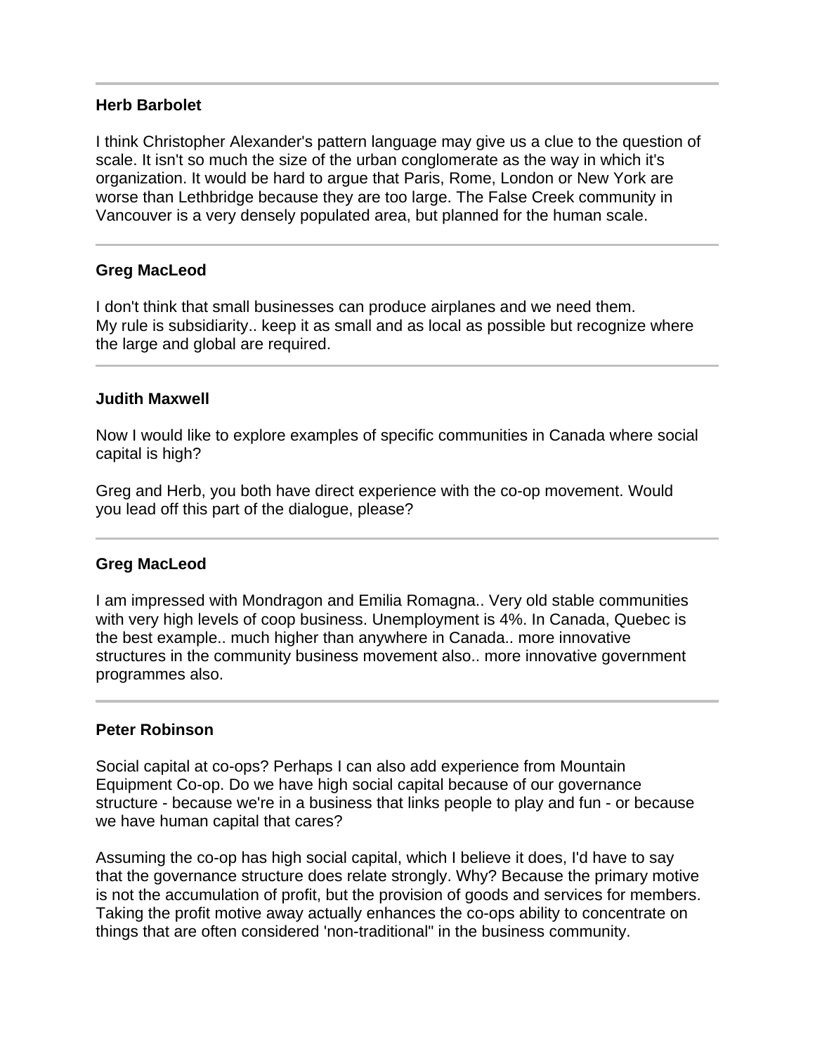---

**Herb Barbolet**

I think Christopher Alexander's pattern language may give us a clue to the question of scale. It isn't so much the size of the urban conglomerate as the way in which it's organization. It would be hard to argue that Paris, Rome, London or New York are worse than Lethbridge because they are too large. The False Creek community in Vancouver is a very densely populated area, but planned for the human scale.

---

**Greg MacLeod**

I don't think that small businesses can produce airplanes and we need them.
My rule is subsidiarity.. keep it as small and as local as possible but recognize where the large and global are required.

---

**Judith Maxwell**

Now I would like to explore examples of specific communities in Canada where social capital is high?

Greg and Herb, you both have direct experience with the co-op movement. Would you lead off this part of the dialogue, please?

---

**Greg MacLeod**

I am impressed with Mondragon and Emilia Romagna.. Very old stable communities with very high levels of coop business. Unemployment is 4%. In Canada, Quebec is the best example.. much higher than anywhere in Canada.. more innovative structures in the community business movement also.. more innovative government programmes also.

---

**Peter Robinson**

Social capital at co-ops? Perhaps I can also add experience from Mountain Equipment Co-op. Do we have high social capital because of our governance structure - because we're in a business that links people to play and fun - or because we have human capital that cares?

Assuming the co-op has high social capital, which I believe it does, I'd have to say that the governance structure does relate strongly. Why? Because the primary motive is not the accumulation of profit, but the provision of goods and services for members. Taking the profit motive away actually enhances the co-ops ability to concentrate on things that are often considered 'non-traditional" in the business community.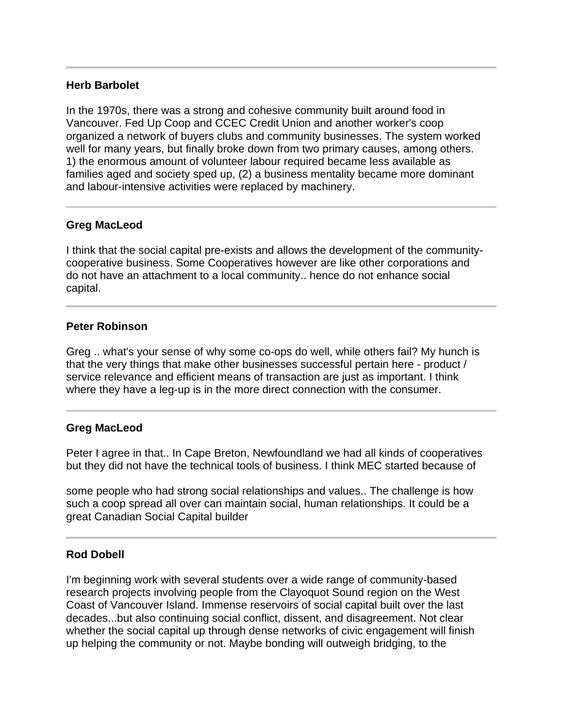---

**Herb Barbolet**

In the 1970s, there was a strong and cohesive community built around food in Vancouver. Fed Up Coop and CCEC Credit Union and another worker's coop organized a network of buyers clubs and community businesses. The system worked well for many years, but finally broke down from two primary causes, among others. 1) the enormous amount of volunteer labour required became less available as families aged and society sped up, (2) a business mentality became more dominant and labour-intensive activities were replaced by machinery.

---

**Greg MacLeod**

I think that the social capital pre-exists and allows the development of the community-cooperative business. Some Cooperatives however are like other corporations and do not have an attachment to a local community.. hence do not enhance social capital.

---

**Peter Robinson**

Greg .. what's your sense of why some co-ops do well, while others fail? My hunch is that the very things that make other businesses successful pertain here - product / service relevance and efficient means of transaction are just as important. I think where they have a leg-up is in the more direct connection with the consumer.

---

**Greg MacLeod**

Peter I agree in that.. In Cape Breton, Newfoundland we had all kinds of cooperatives but they did not have the technical tools of business. I think MEC started because of

some people who had strong social relationships and values.. The challenge is how such a coop spread all over can maintain social, human relationships. It could be a great Canadian Social Capital builder

---

**Rod Dobell**

I'm beginning work with several students over a wide range of community-based research projects involving people from the Clayoquot Sound region on the West Coast of Vancouver Island. Immense reservoirs of social capital built over the last decades...but also continuing social conflict, dissent, and disagreement. Not clear whether the social capital up through dense networks of civic engagement will finish up helping the community or not. Maybe bonding will outweigh bridging, to the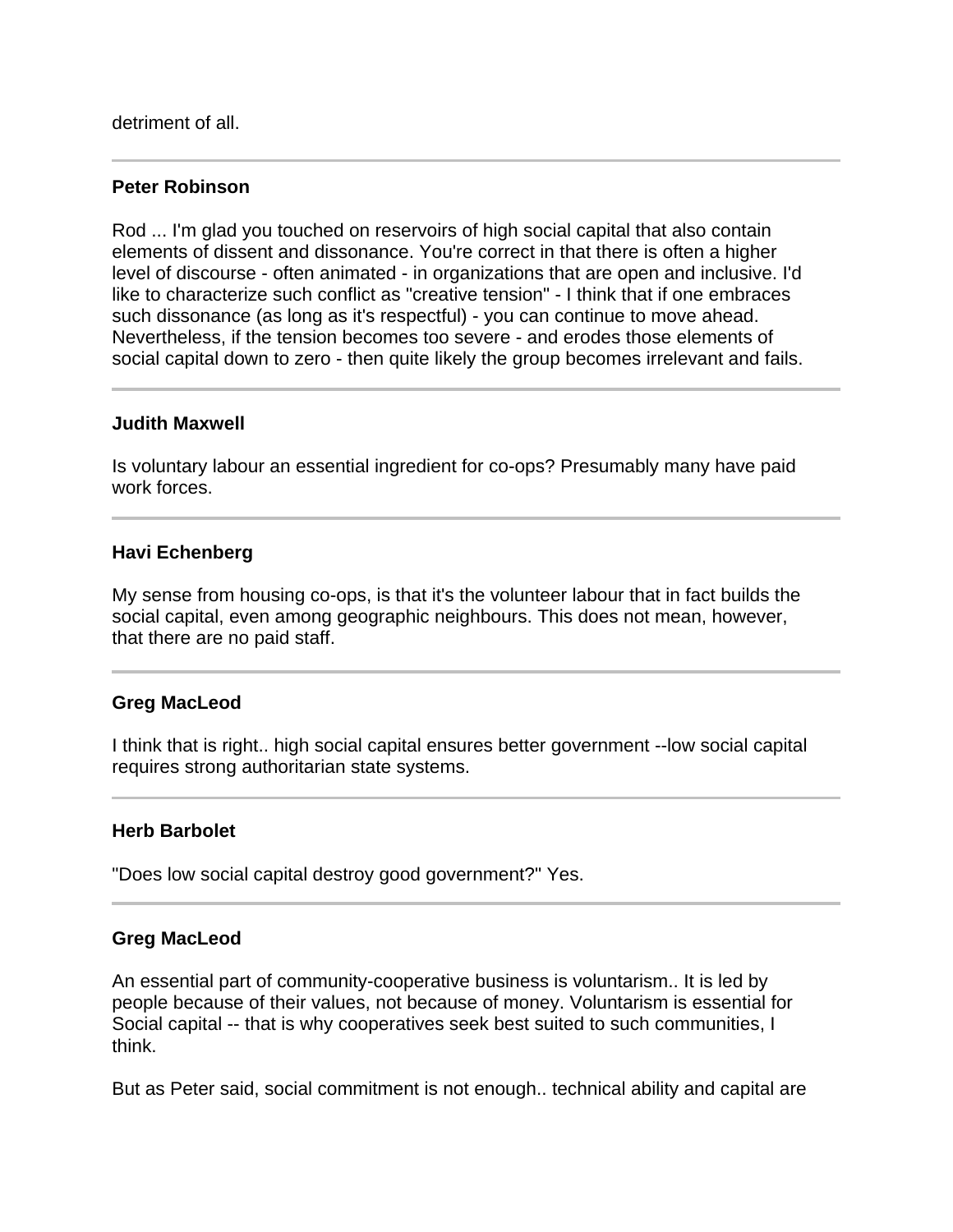detriment of all.

---

**Peter Robinson**

Rod ... I'm glad you touched on reservoirs of high social capital that also contain elements of dissent and dissonance. You're correct in that there is often a higher level of discourse - often animated - in organizations that are open and inclusive. I'd like to characterize such conflict as "creative tension" - I think that if one embraces such dissonance (as long as it's respectful) - you can continue to move ahead. Nevertheless, if the tension becomes too severe - and erodes those elements of social capital down to zero - then quite likely the group becomes irrelevant and fails.

---

**Judith Maxwell**

Is voluntary labour an essential ingredient for co-ops? Presumably many have paid work forces.

---

**Havi Echenberg**

My sense from housing co-ops, is that it's the volunteer labour that in fact builds the social capital, even among geographic neighbours. This does not mean, however, that there are no paid staff.

---

**Greg MacLeod**

I think that is right.. high social capital ensures better government --low social capital requires strong authoritarian state systems.

---

**Herb Barbolet**

"Does low social capital destroy good government?" Yes.

---

**Greg MacLeod**

An essential part of community-cooperative business is voluntarism.. It is led by people because of their values, not because of money. Voluntarism is essential for Social capital -- that is why cooperatives seek best suited to such communities, I think.

But as Peter said, social commitment is not enough.. technical ability and capital are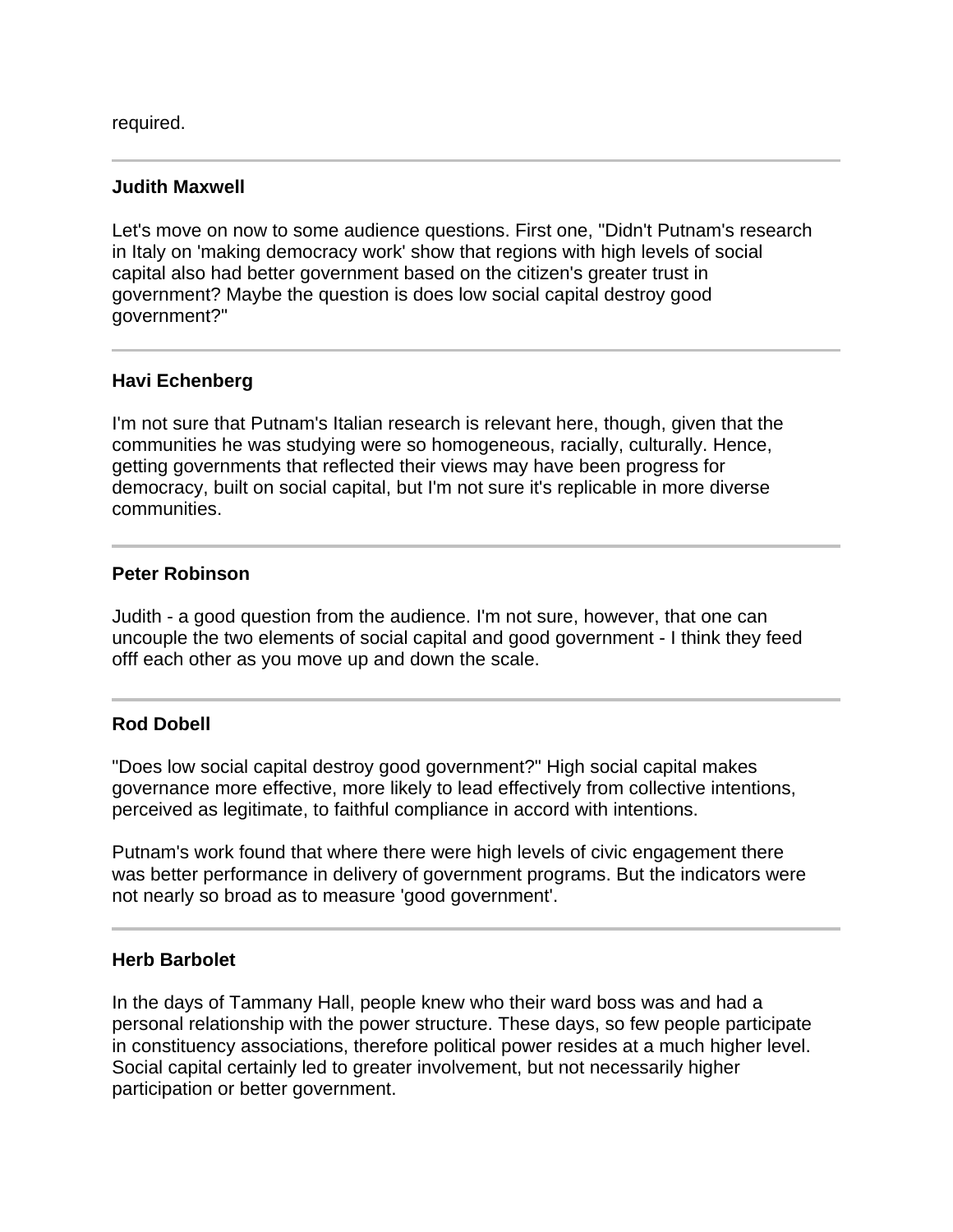required.

---

**Judith Maxwell**

Let's move on now to some audience questions. First one, "Didn't Putnam's research in Italy on 'making democracy work' show that regions with high levels of social capital also had better government based on the citizen's greater trust in government? Maybe the question is does low social capital destroy good government?"

---

**Havi Echenberg**

I'm not sure that Putnam's Italian research is relevant here, though, given that the communities he was studying were so homogeneous, racially, culturally. Hence, getting governments that reflected their views may have been progress for democracy, built on social capital, but I'm not sure it's replicable in more diverse communities.

---

**Peter Robinson**

Judith - a good question from the audience. I'm not sure, however, that one can uncouple the two elements of social capital and good government - I think they feed offf each other as you move up and down the scale.

---

**Rod Dobell**

"Does low social capital destroy good government?" High social capital makes governance more effective, more likely to lead effectively from collective intentions, perceived as legitimate, to faithful compliance in accord with intentions.

Putnam's work found that where there were high levels of civic engagement there was better performance in delivery of government programs. But the indicators were not nearly so broad as to measure 'good government'.

---

**Herb Barbolet**

In the days of Tammany Hall, people knew who their ward boss was and had a personal relationship with the power structure. These days, so few people participate in constituency associations, therefore political power resides at a much higher level. Social capital certainly led to greater involvement, but not necessarily higher participation or better government.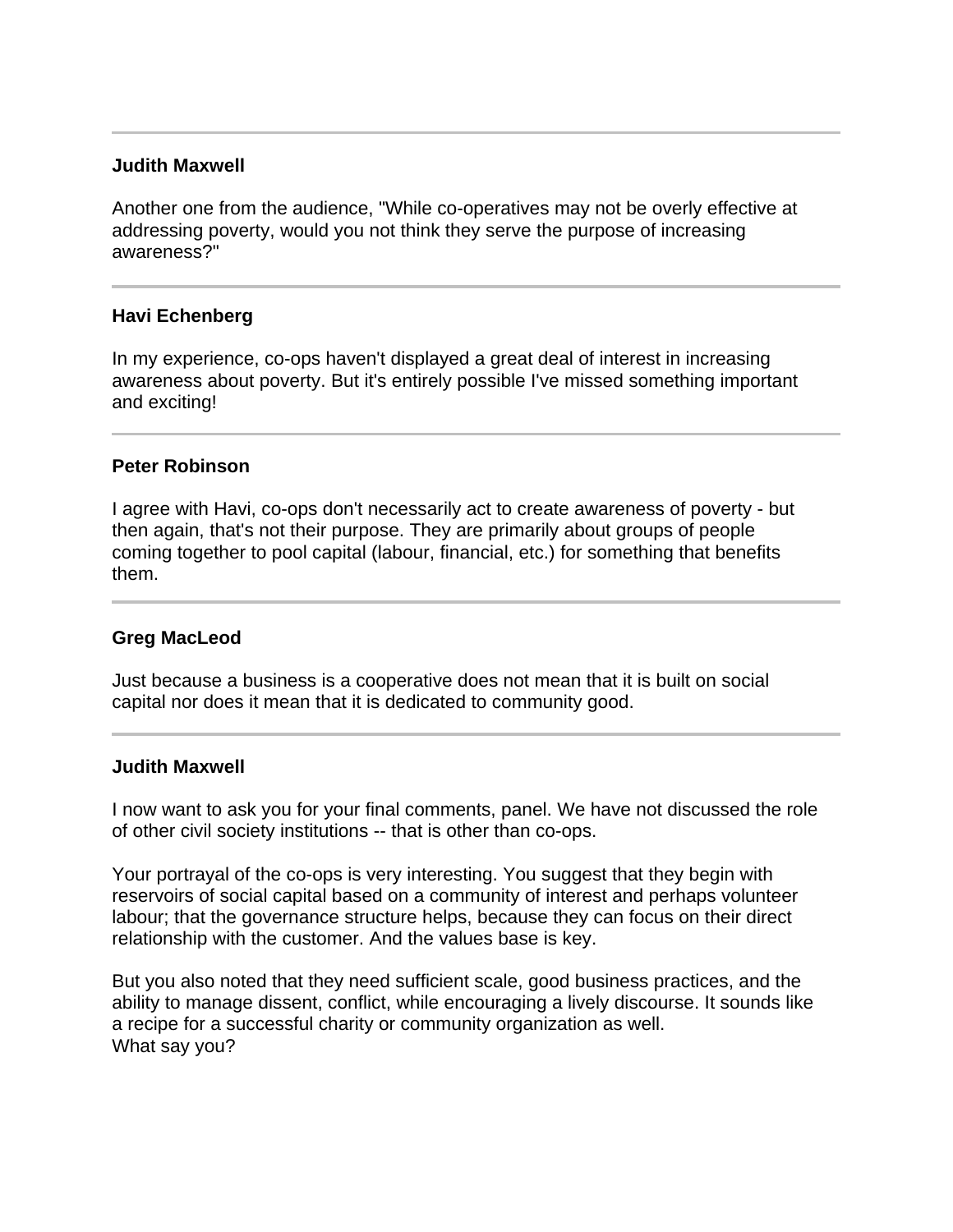---

**Judith Maxwell**

Another one from the audience, "While co-operatives may not be overly effective at addressing poverty, would you not think they serve the purpose of increasing awareness?"

---

**Havi Echenberg**

In my experience, co-ops haven't displayed a great deal of interest in increasing awareness about poverty. But it's entirely possible I've missed something important and exciting!

---

**Peter Robinson**

I agree with Havi, co-ops don't necessarily act to create awareness of poverty - but then again, that's not their purpose. They are primarily about groups of people coming together to pool capital (labour, financial, etc.) for something that benefits them.

---

**Greg MacLeod**

Just because a business is a cooperative does not mean that it is built on social capital nor does it mean that it is dedicated to community good.

---

**Judith Maxwell**

I now want to ask you for your final comments, panel. We have not discussed the role of other civil society institutions -- that is other than co-ops.

Your portrayal of the co-ops is very interesting. You suggest that they begin with reservoirs of social capital based on a community of interest and perhaps volunteer labour; that the governance structure helps, because they can focus on their direct relationship with the customer. And the values base is key.

But you also noted that they need sufficient scale, good business practices, and the ability to manage dissent, conflict, while encouraging a lively discourse. It sounds like a recipe for a successful charity or community organization as well.
What say you?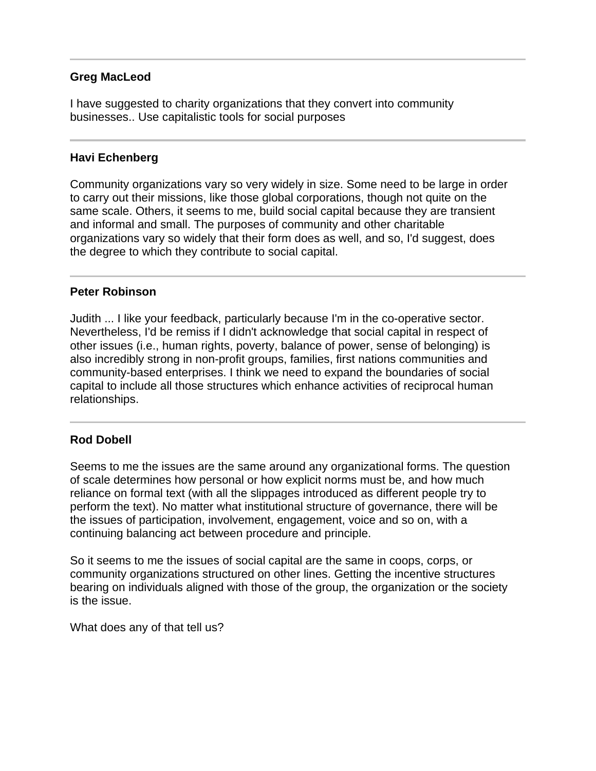---

**Greg MacLeod**

I have suggested to charity organizations that they convert into community businesses.. Use capitalistic tools for social purposes

---

**Havi Echenberg**

Community organizations vary so very widely in size. Some need to be large in order to carry out their missions, like those global corporations, though not quite on the same scale. Others, it seems to me, build social capital because they are transient and informal and small. The purposes of community and other charitable organizations vary so widely that their form does as well, and so, I'd suggest, does the degree to which they contribute to social capital.

---

**Peter Robinson**

Judith ... I like your feedback, particularly because I'm in the co-operative sector. Nevertheless, I'd be remiss if I didn't acknowledge that social capital in respect of other issues (i.e., human rights, poverty, balance of power, sense of belonging) is also incredibly strong in non-profit groups, families, first nations communities and community-based enterprises. I think we need to expand the boundaries of social capital to include all those structures which enhance activities of reciprocal human relationships.

---

**Rod Dobell**

Seems to me the issues are the same around any organizational forms. The question of scale determines how personal or how explicit norms must be, and how much reliance on formal text (with all the slippages introduced as different people try to perform the text). No matter what institutional structure of governance, there will be the issues of participation, involvement, engagement, voice and so on, with a continuing balancing act between procedure and principle.

So it seems to me the issues of social capital are the same in coops, corps, or community organizations structured on other lines. Getting the incentive structures bearing on individuals aligned with those of the group, the organization or the society is the issue.

What does any of that tell us?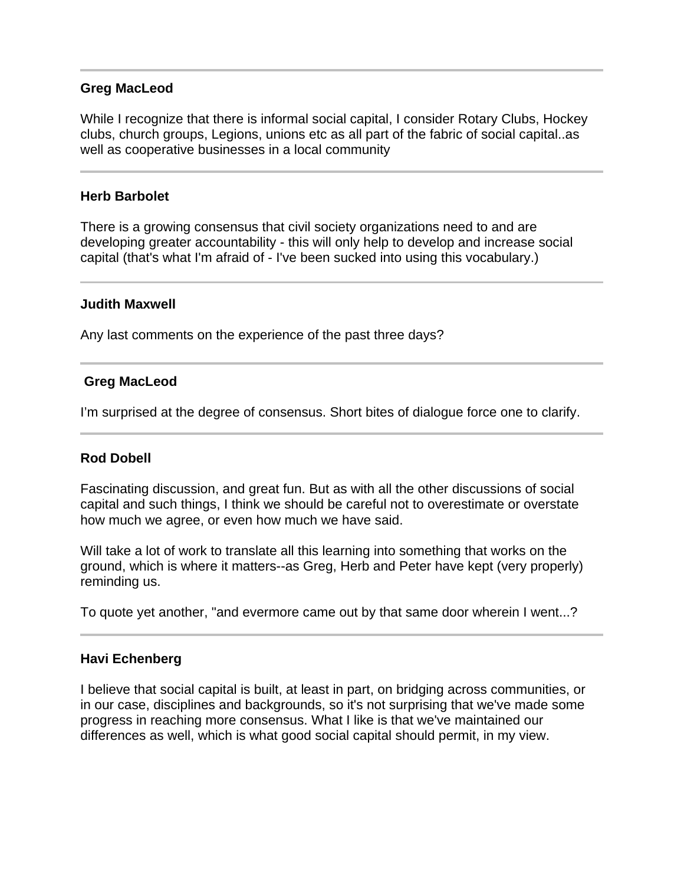---

**Greg MacLeod**

While I recognize that there is informal social capital, I consider Rotary Clubs, Hockey clubs, church groups, Legions, unions etc as all part of the fabric of social capital..as well as cooperative businesses in a local community

---

**Herb Barbolet**

There is a growing consensus that civil society organizations need to and are developing greater accountability - this will only help to develop and increase social capital (that's what I'm afraid of - I've been sucked into using this vocabulary.)

---

**Judith Maxwell**

Any last comments on the experience of the past three days?

---

**Greg MacLeod**

I'm surprised at the degree of consensus. Short bites of dialogue force one to clarify.

---

**Rod Dobell**

Fascinating discussion, and great fun. But as with all the other discussions of social capital and such things, I think we should be careful not to overestimate or overstate how much we agree, or even how much we have said.

Will take a lot of work to translate all this learning into something that works on the ground, which is where it matters--as Greg, Herb and Peter have kept (very properly) reminding us.

To quote yet another, "and evermore came out by that same door wherein I went...?

---

**Havi Echenberg**

I believe that social capital is built, at least in part, on bridging across communities, or in our case, disciplines and backgrounds, so it's not surprising that we've made some progress in reaching more consensus. What I like is that we've maintained our differences as well, which is what good social capital should permit, in my view.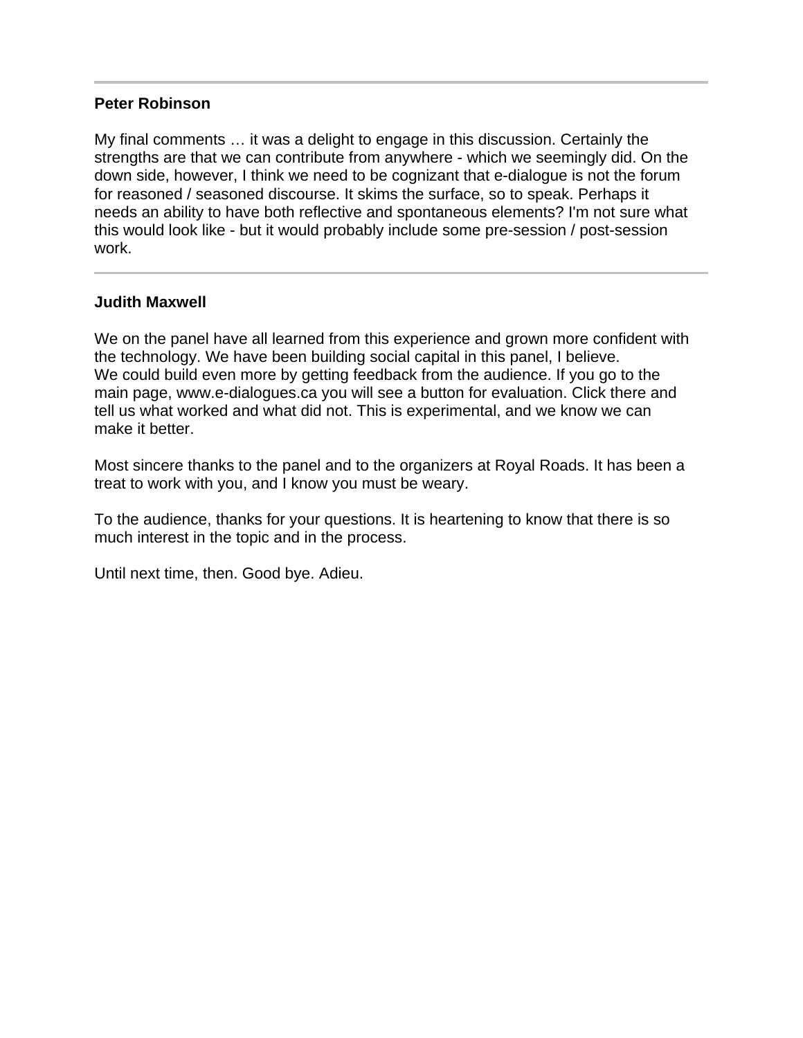---

**Peter Robinson**

My final comments … it was a delight to engage in this discussion. Certainly the strengths are that we can contribute from anywhere - which we seemingly did. On the down side, however, I think we need to be cognizant that e-dialogue is not the forum for reasoned / seasoned discourse. It skims the surface, so to speak. Perhaps it needs an ability to have both reflective and spontaneous elements? I'm not sure what this would look like - but it would probably include some pre-session / post-session work.

---

**Judith Maxwell**

We on the panel have all learned from this experience and grown more confident with the technology. We have been building social capital in this panel, I believe. We could build even more by getting feedback from the audience. If you go to the main page, www.e-dialogues.ca you will see a button for evaluation. Click there and tell us what worked and what did not. This is experimental, and we know we can make it better.

Most sincere thanks to the panel and to the organizers at Royal Roads. It has been a treat to work with you, and I know you must be weary.

To the audience, thanks for your questions. It is heartening to know that there is so much interest in the topic and in the process.

Until next time, then. Good bye. Adieu.